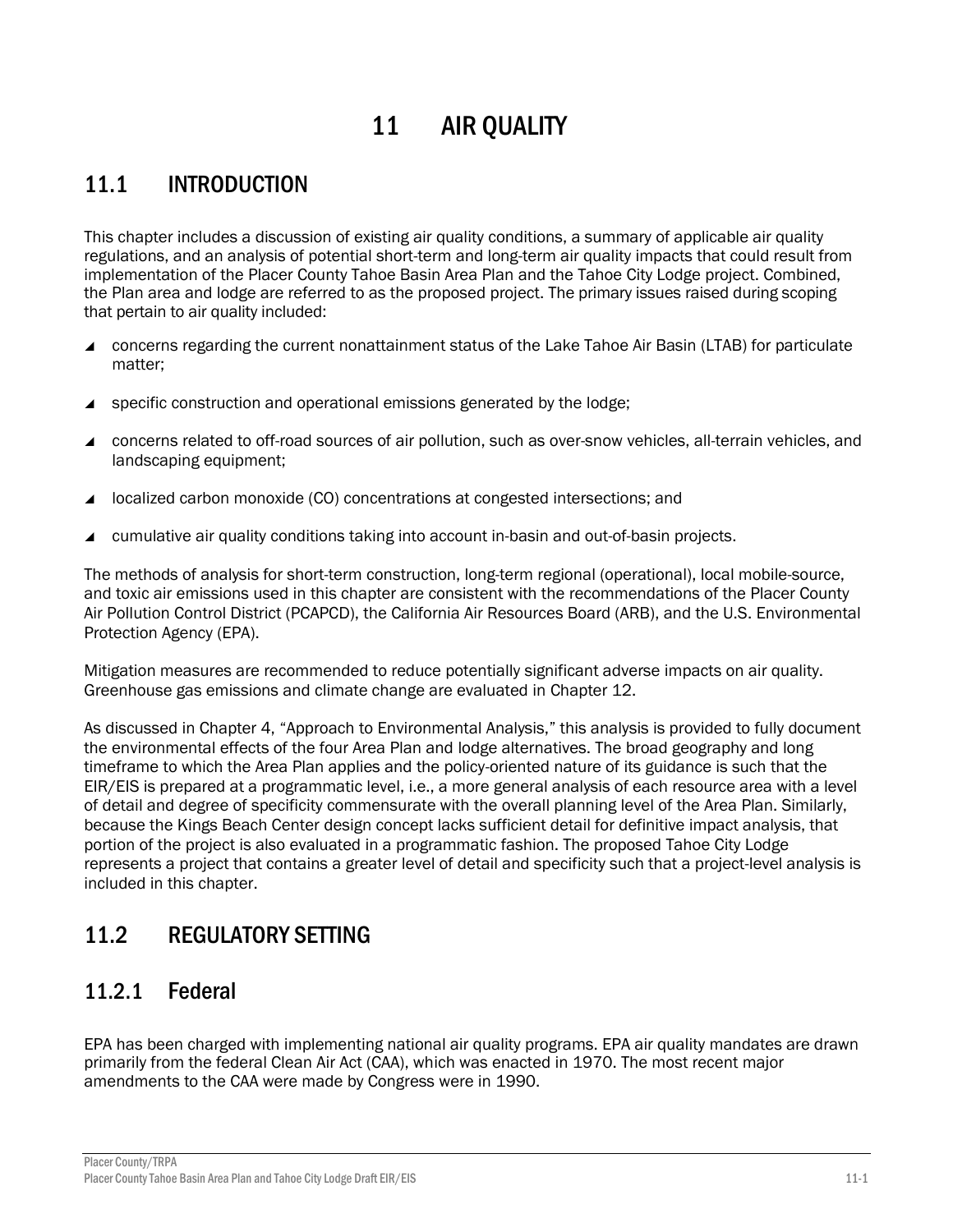# 11 AIR QUALITY

## 11.1 INTRODUCTION

This chapter includes a discussion of existing air quality conditions, a summary of applicable air quality regulations, and an analysis of potential short-term and long-term air quality impacts that could result from implementation of the Placer County Tahoe Basin Area Plan and the Tahoe City Lodge project. Combined, the Plan area and lodge are referred to as the proposed project. The primary issues raised during scoping that pertain to air quality included:

- concerns regarding the current nonattainment status of the Lake Tahoe Air Basin (LTAB) for particulate matter;
- specific construction and operational emissions generated by the lodge;
- concerns related to off-road sources of air pollution, such as over-snow vehicles, all-terrain vehicles, and landscaping equipment;
- localized carbon monoxide (CO) concentrations at congested intersections; and
- cumulative air quality conditions taking into account in-basin and out-of-basin projects.

The methods of analysis for short-term construction, long-term regional (operational), local mobile-source, and toxic air emissions used in this chapter are consistent with the recommendations of the Placer County Air Pollution Control District (PCAPCD), the California Air Resources Board (ARB), and the U.S. Environmental Protection Agency (EPA).

Mitigation measures are recommended to reduce potentially significant adverse impacts on air quality. Greenhouse gas emissions and climate change are evaluated in Chapter 12.

As discussed in Chapter 4, "Approach to Environmental Analysis," this analysis is provided to fully document the environmental effects of the four Area Plan and lodge alternatives. The broad geography and long timeframe to which the Area Plan applies and the policy-oriented nature of its guidance is such that the EIR/EIS is prepared at a programmatic level, i.e., a more general analysis of each resource area with a level of detail and degree of specificity commensurate with the overall planning level of the Area Plan. Similarly, because the Kings Beach Center design concept lacks sufficient detail for definitive impact analysis, that portion of the project is also evaluated in a programmatic fashion. The proposed Tahoe City Lodge represents a project that contains a greater level of detail and specificity such that a project-level analysis is included in this chapter.

## 11.2 REGULATORY SETTING

### 11.2.1 Federal

EPA has been charged with implementing national air quality programs. EPA air quality mandates are drawn primarily from the federal Clean Air Act (CAA), which was enacted in 1970. The most recent major amendments to the CAA were made by Congress were in 1990.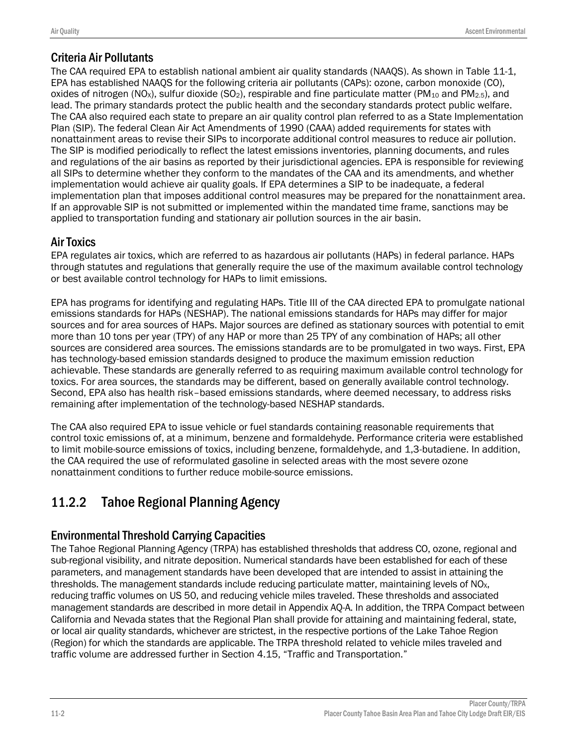### Criteria Air Pollutants

The CAA required EPA to establish national ambient air quality standards (NAAQS). As shown in Table 11-1, EPA has established NAAQS for the following criteria air pollutants (CAPs): ozone, carbon monoxide (CO), oxides of nitrogen ($NO_X$), sulfur dioxide ($SO_2$), respirable and fine particulate matter ($PM_{10}$ and $PM_{2.5}$), and lead. The primary standards protect the public health and the secondary standards protect public welfare. The CAA also required each state to prepare an air quality control plan referred to as a State Implementation Plan (SIP). The federal Clean Air Act Amendments of 1990 (CAAA) added requirements for states with nonattainment areas to revise their SIPs to incorporate additional control measures to reduce air pollution. The SIP is modified periodically to reflect the latest emissions inventories, planning documents, and rules and regulations of the air basins as reported by their jurisdictional agencies. EPA is responsible for reviewing all SIPs to determine whether they conform to the mandates of the CAA and its amendments, and whether implementation would achieve air quality goals. If EPA determines a SIP to be inadequate, a federal implementation plan that imposes additional control measures may be prepared for the nonattainment area. If an approvable SIP is not submitted or implemented within the mandated time frame, sanctions may be applied to transportation funding and stationary air pollution sources in the air basin.

### Air Toxics

EPA regulates air toxics, which are referred to as hazardous air pollutants (HAPs) in federal parlance. HAPs through statutes and regulations that generally require the use of the maximum available control technology or best available control technology for HAPs to limit emissions.

EPA has programs for identifying and regulating HAPs. Title III of the CAA directed EPA to promulgate national emissions standards for HAPs (NESHAP). The national emissions standards for HAPs may differ for major sources and for area sources of HAPs. Major sources are defined as stationary sources with potential to emit more than 10 tons per year (TPY) of any HAP or more than 25 TPY of any combination of HAPs; all other sources are considered area sources. The emissions standards are to be promulgated in two ways. First, EPA has technology-based emission standards designed to produce the maximum emission reduction achievable. These standards are generally referred to as requiring maximum available control technology for toxics. For area sources, the standards may be different, based on generally available control technology. Second, EPA also has health risk–based emissions standards, where deemed necessary, to address risks remaining after implementation of the technology-based NESHAP standards.

The CAA also required EPA to issue vehicle or fuel standards containing reasonable requirements that control toxic emissions of, at a minimum, benzene and formaldehyde. Performance criteria were established to limit mobile-source emissions of toxics, including benzene, formaldehyde, and 1,3-butadiene. In addition, the CAA required the use of reformulated gasoline in selected areas with the most severe ozone nonattainment conditions to further reduce mobile-source emissions.

## 11.2.2 Tahoe Regional Planning Agency

### Environmental Threshold Carrying Capacities

The Tahoe Regional Planning Agency (TRPA) has established thresholds that address CO, ozone, regional and sub-regional visibility, and nitrate deposition. Numerical standards have been established for each of these parameters, and management standards have been developed that are intended to assist in attaining the thresholds. The management standards include reducing particulate matter, maintaining levels of $NO_X$, reducing traffic volumes on US 50, and reducing vehicle miles traveled. These thresholds and associated management standards are described in more detail in Appendix AQ-A. In addition, the TRPA Compact between California and Nevada states that the Regional Plan shall provide for attaining and maintaining federal, state, or local air quality standards, whichever are strictest, in the respective portions of the Lake Tahoe Region (Region) for which the standards are applicable. The TRPA threshold related to vehicle miles traveled and traffic volume are addressed further in Section 4.15, "Traffic and Transportation."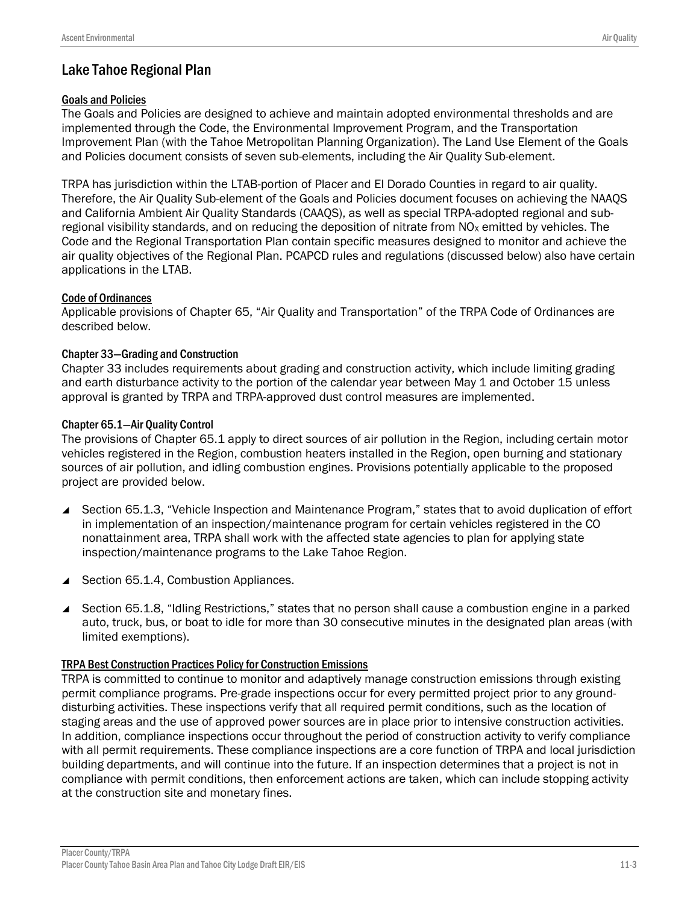## Lake Tahoe Regional Plan

### Goals and Policies

The Goals and Policies are designed to achieve and maintain adopted environmental thresholds and are implemented through the Code, the Environmental Improvement Program, and the Transportation Improvement Plan (with the Tahoe Metropolitan Planning Organization). The Land Use Element of the Goals and Policies document consists of seven sub-elements, including the Air Quality Sub-element.

TRPA has jurisdiction within the LTAB-portion of Placer and El Dorado Counties in regard to air quality. Therefore, the Air Quality Sub-element of the Goals and Policies document focuses on achieving the NAAQS and California Ambient Air Quality Standards (CAAQS), as well as special TRPA-adopted regional and sub-regional visibility standards, and on reducing the deposition of nitrate from $NO_X$ emitted by vehicles. The Code and the Regional Transportation Plan contain specific measures designed to monitor and achieve the air quality objectives of the Regional Plan. PCAPCD rules and regulations (discussed below) also have certain applications in the LTAB.

### Code of Ordinances

Applicable provisions of Chapter 65, "Air Quality and Transportation" of the TRPA Code of Ordinances are described below.

#### Chapter 33—Grading and Construction

Chapter 33 includes requirements about grading and construction activity, which include limiting grading and earth disturbance activity to the portion of the calendar year between May 1 and October 15 unless approval is granted by TRPA and TRPA-approved dust control measures are implemented.

#### Chapter 65.1—Air Quality Control

The provisions of Chapter 65.1 apply to direct sources of air pollution in the Region, including certain motor vehicles registered in the Region, combustion heaters installed in the Region, open burning and stationary sources of air pollution, and idling combustion engines. Provisions potentially applicable to the proposed project are provided below.

- Section 65.1.3, "Vehicle Inspection and Maintenance Program," states that to avoid duplication of effort in implementation of an inspection/maintenance program for certain vehicles registered in the CO nonattainment area, TRPA shall work with the affected state agencies to plan for applying state inspection/maintenance programs to the Lake Tahoe Region.
- Section 65.1.4, Combustion Appliances.
- Section 65.1.8, "Idling Restrictions," states that no person shall cause a combustion engine in a parked auto, truck, bus, or boat to idle for more than 30 consecutive minutes in the designated plan areas (with limited exemptions).

### TRPA Best Construction Practices Policy for Construction Emissions

TRPA is committed to continue to monitor and adaptively manage construction emissions through existing permit compliance programs. Pre-grade inspections occur for every permitted project prior to any ground-disturbing activities. These inspections verify that all required permit conditions, such as the location of staging areas and the use of approved power sources are in place prior to intensive construction activities. In addition, compliance inspections occur throughout the period of construction activity to verify compliance with all permit requirements. These compliance inspections are a core function of TRPA and local jurisdiction building departments, and will continue into the future. If an inspection determines that a project is not in compliance with permit conditions, then enforcement actions are taken, which can include stopping activity at the construction site and monetary fines.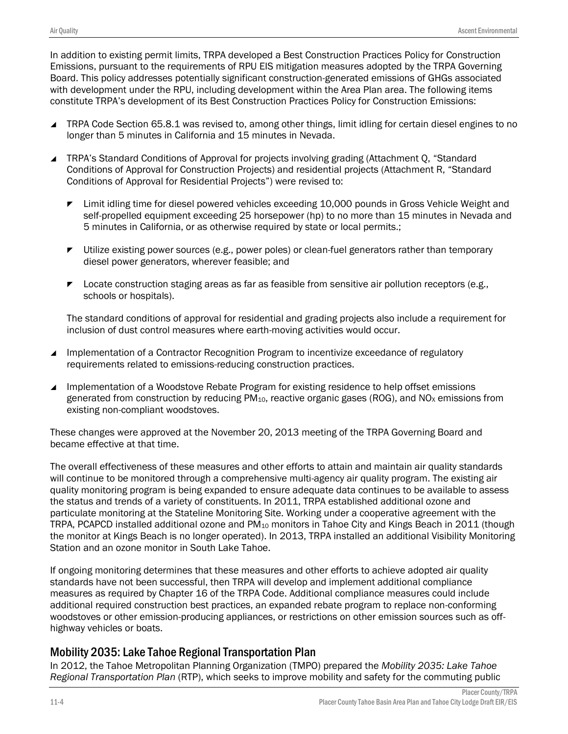In addition to existing permit limits, TRPA developed a Best Construction Practices Policy for Construction Emissions, pursuant to the requirements of RPU EIS mitigation measures adopted by the TRPA Governing Board. This policy addresses potentially significant construction-generated emissions of GHGs associated with development under the RPU, including development within the Area Plan area. The following items constitute TRPA's development of its Best Construction Practices Policy for Construction Emissions:

- TRPA Code Section 65.8.1 was revised to, among other things, limit idling for certain diesel engines to no longer than 5 minutes in California and 15 minutes in Nevada.
- TRPA's Standard Conditions of Approval for projects involving grading (Attachment Q, "Standard Conditions of Approval for Construction Projects) and residential projects (Attachment R, "Standard Conditions of Approval for Residential Projects") were revised to:
  - Limit idling time for diesel powered vehicles exceeding 10,000 pounds in Gross Vehicle Weight and self-propelled equipment exceeding 25 horsepower (hp) to no more than 15 minutes in Nevada and 5 minutes in California, or as otherwise required by state or local permits.;
  - Utilize existing power sources (e.g., power poles) or clean-fuel generators rather than temporary diesel power generators, wherever feasible; and
  - Locate construction staging areas as far as feasible from sensitive air pollution receptors (e.g., schools or hospitals).

  The standard conditions of approval for residential and grading projects also include a requirement for inclusion of dust control measures where earth-moving activities would occur.
- Implementation of a Contractor Recognition Program to incentivize exceedance of regulatory requirements related to emissions-reducing construction practices.
- Implementation of a Woodstove Rebate Program for existing residence to help offset emissions generated from construction by reducing $PM_{10}$, reactive organic gases (ROG), and $NO_X$ emissions from existing non-compliant woodstoves.

These changes were approved at the November 20, 2013 meeting of the TRPA Governing Board and became effective at that time.

The overall effectiveness of these measures and other efforts to attain and maintain air quality standards will continue to be monitored through a comprehensive multi-agency air quality program. The existing air quality monitoring program is being expanded to ensure adequate data continues to be available to assess the status and trends of a variety of constituents. In 2011, TRPA established additional ozone and particulate monitoring at the Stateline Monitoring Site. Working under a cooperative agreement with the TRPA, PCAPCD installed additional ozone and $PM_{10}$ monitors in Tahoe City and Kings Beach in 2011 (though the monitor at Kings Beach is no longer operated). In 2013, TRPA installed an additional Visibility Monitoring Station and an ozone monitor in South Lake Tahoe.

If ongoing monitoring determines that these measures and other efforts to achieve adopted air quality standards have not been successful, then TRPA will develop and implement additional compliance measures as required by Chapter 16 of the TRPA Code. Additional compliance measures could include additional required construction best practices, an expanded rebate program to replace non-conforming woodstoves or other emission-producing appliances, or restrictions on other emission sources such as off-highway vehicles or boats.

## Mobility 2035: Lake Tahoe Regional Transportation Plan

In 2012, the Tahoe Metropolitan Planning Organization (TMPO) prepared the *Mobility 2035: Lake Tahoe Regional Transportation Plan* (RTP), which seeks to improve mobility and safety for the commuting public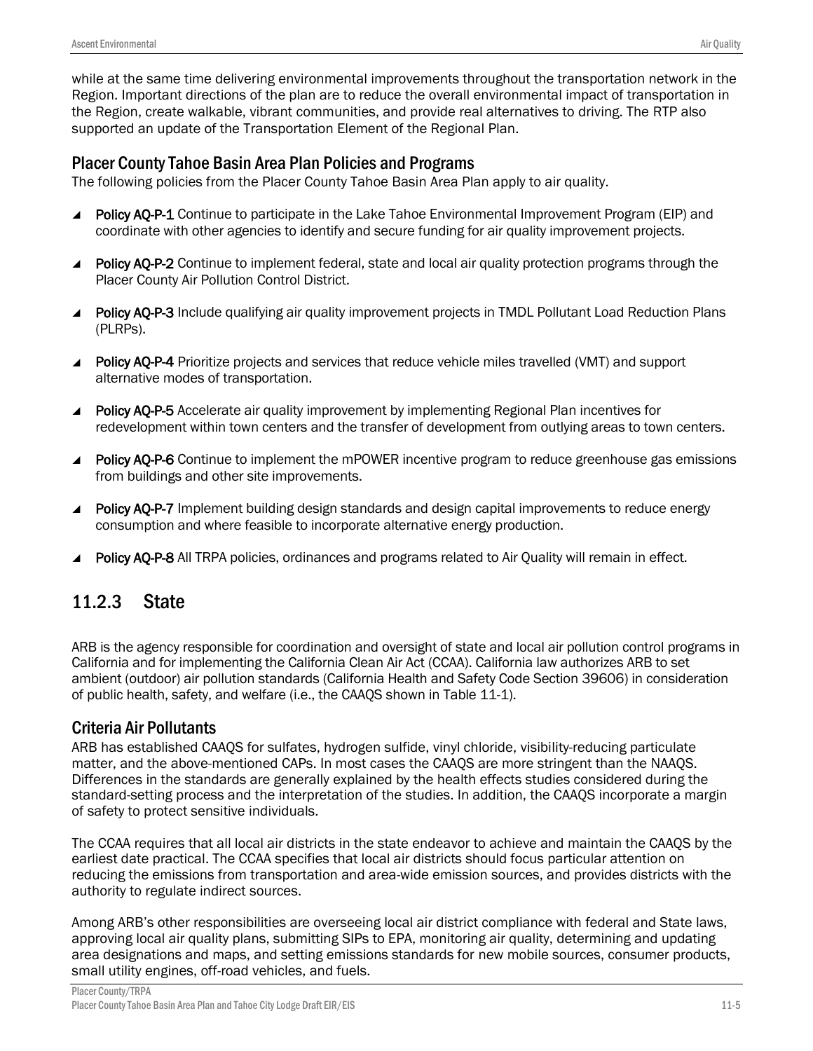while at the same time delivering environmental improvements throughout the transportation network in the Region. Important directions of the plan are to reduce the overall environmental impact of transportation in the Region, create walkable, vibrant communities, and provide real alternatives to driving. The RTP also supported an update of the Transportation Element of the Regional Plan.

### Placer County Tahoe Basin Area Plan Policies and Programs

The following policies from the Placer County Tahoe Basin Area Plan apply to air quality.

- **Policy AQ-P-1** Continue to participate in the Lake Tahoe Environmental Improvement Program (EIP) and coordinate with other agencies to identify and secure funding for air quality improvement projects.
- **Policy AQ-P-2** Continue to implement federal, state and local air quality protection programs through the Placer County Air Pollution Control District.
- **Policy AQ-P-3** Include qualifying air quality improvement projects in TMDL Pollutant Load Reduction Plans (PLRPs).
- **Policy AQ-P-4** Prioritize projects and services that reduce vehicle miles travelled (VMT) and support alternative modes of transportation.
- **Policy AQ-P-5** Accelerate air quality improvement by implementing Regional Plan incentives for redevelopment within town centers and the transfer of development from outlying areas to town centers.
- **Policy AQ-P-6** Continue to implement the mPOWER incentive program to reduce greenhouse gas emissions from buildings and other site improvements.
- **Policy AQ-P-7** Implement building design standards and design capital improvements to reduce energy consumption and where feasible to incorporate alternative energy production.
- **Policy AQ-P-8** All TRPA policies, ordinances and programs related to Air Quality will remain in effect.

## 11.2.3 State

ARB is the agency responsible for coordination and oversight of state and local air pollution control programs in California and for implementing the California Clean Air Act (CCAA). California law authorizes ARB to set ambient (outdoor) air pollution standards (California Health and Safety Code Section 39606) in consideration of public health, safety, and welfare (i.e., the CAAQS shown in Table 11-1).

### Criteria Air Pollutants

ARB has established CAAQS for sulfates, hydrogen sulfide, vinyl chloride, visibility-reducing particulate matter, and the above-mentioned CAPs. In most cases the CAAQS are more stringent than the NAAQS. Differences in the standards are generally explained by the health effects studies considered during the standard-setting process and the interpretation of the studies. In addition, the CAAQS incorporate a margin of safety to protect sensitive individuals.

The CCAA requires that all local air districts in the state endeavor to achieve and maintain the CAAQS by the earliest date practical. The CCAA specifies that local air districts should focus particular attention on reducing the emissions from transportation and area-wide emission sources, and provides districts with the authority to regulate indirect sources.

Among ARB's other responsibilities are overseeing local air district compliance with federal and State laws, approving local air quality plans, submitting SIPs to EPA, monitoring air quality, determining and updating area designations and maps, and setting emissions standards for new mobile sources, consumer products, small utility engines, off-road vehicles, and fuels.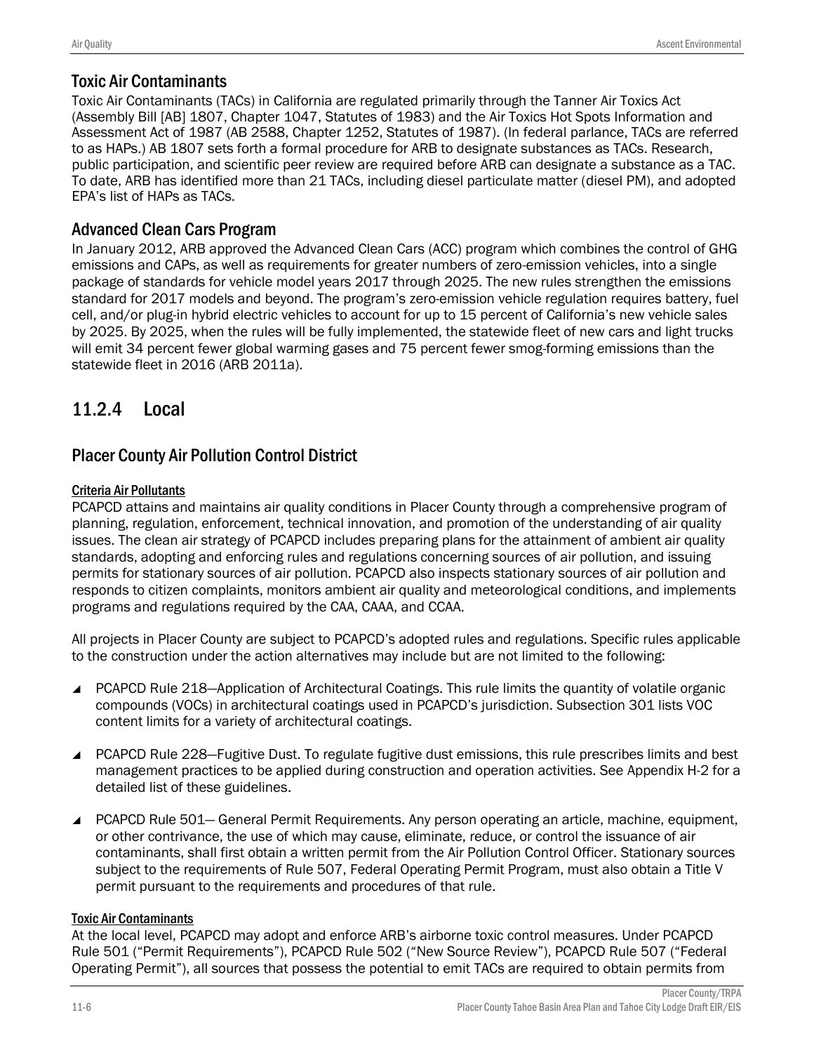### Toxic Air Contaminants

Toxic Air Contaminants (TACs) in California are regulated primarily through the Tanner Air Toxics Act (Assembly Bill [AB] 1807, Chapter 1047, Statutes of 1983) and the Air Toxics Hot Spots Information and Assessment Act of 1987 (AB 2588, Chapter 1252, Statutes of 1987). (In federal parlance, TACs are referred to as HAPs.) AB 1807 sets forth a formal procedure for ARB to designate substances as TACs. Research, public participation, and scientific peer review are required before ARB can designate a substance as a TAC. To date, ARB has identified more than 21 TACs, including diesel particulate matter (diesel PM), and adopted EPA's list of HAPs as TACs.

### Advanced Clean Cars Program

In January 2012, ARB approved the Advanced Clean Cars (ACC) program which combines the control of GHG emissions and CAPs, as well as requirements for greater numbers of zero-emission vehicles, into a single package of standards for vehicle model years 2017 through 2025. The new rules strengthen the emissions standard for 2017 models and beyond. The program's zero-emission vehicle regulation requires battery, fuel cell, and/or plug-in hybrid electric vehicles to account for up to 15 percent of California's new vehicle sales by 2025. By 2025, when the rules will be fully implemented, the statewide fleet of new cars and light trucks will emit 34 percent fewer global warming gases and 75 percent fewer smog-forming emissions than the statewide fleet in 2016 (ARB 2011a).

## 11.2.4 Local

### Placer County Air Pollution Control District

#### Criteria Air Pollutants

PCAPCD attains and maintains air quality conditions in Placer County through a comprehensive program of planning, regulation, enforcement, technical innovation, and promotion of the understanding of air quality issues. The clean air strategy of PCAPCD includes preparing plans for the attainment of ambient air quality standards, adopting and enforcing rules and regulations concerning sources of air pollution, and issuing permits for stationary sources of air pollution. PCAPCD also inspects stationary sources of air pollution and responds to citizen complaints, monitors ambient air quality and meteorological conditions, and implements programs and regulations required by the CAA, CAAA, and CCAA.

All projects in Placer County are subject to PCAPCD's adopted rules and regulations. Specific rules applicable to the construction under the action alternatives may include but are not limited to the following:

- PCAPCD Rule 218—Application of Architectural Coatings. This rule limits the quantity of volatile organic compounds (VOCs) in architectural coatings used in PCAPCD's jurisdiction. Subsection 301 lists VOC content limits for a variety of architectural coatings.
- PCAPCD Rule 228—Fugitive Dust. To regulate fugitive dust emissions, this rule prescribes limits and best management practices to be applied during construction and operation activities. See Appendix H-2 for a detailed list of these guidelines.
- PCAPCD Rule 501— General Permit Requirements. Any person operating an article, machine, equipment, or other contrivance, the use of which may cause, eliminate, reduce, or control the issuance of air contaminants, shall first obtain a written permit from the Air Pollution Control Officer. Stationary sources subject to the requirements of Rule 507, Federal Operating Permit Program, must also obtain a Title V permit pursuant to the requirements and procedures of that rule.

#### Toxic Air Contaminants

At the local level, PCAPCD may adopt and enforce ARB's airborne toxic control measures. Under PCAPCD Rule 501 ("Permit Requirements"), PCAPCD Rule 502 ("New Source Review"), PCAPCD Rule 507 ("Federal Operating Permit"), all sources that possess the potential to emit TACs are required to obtain permits from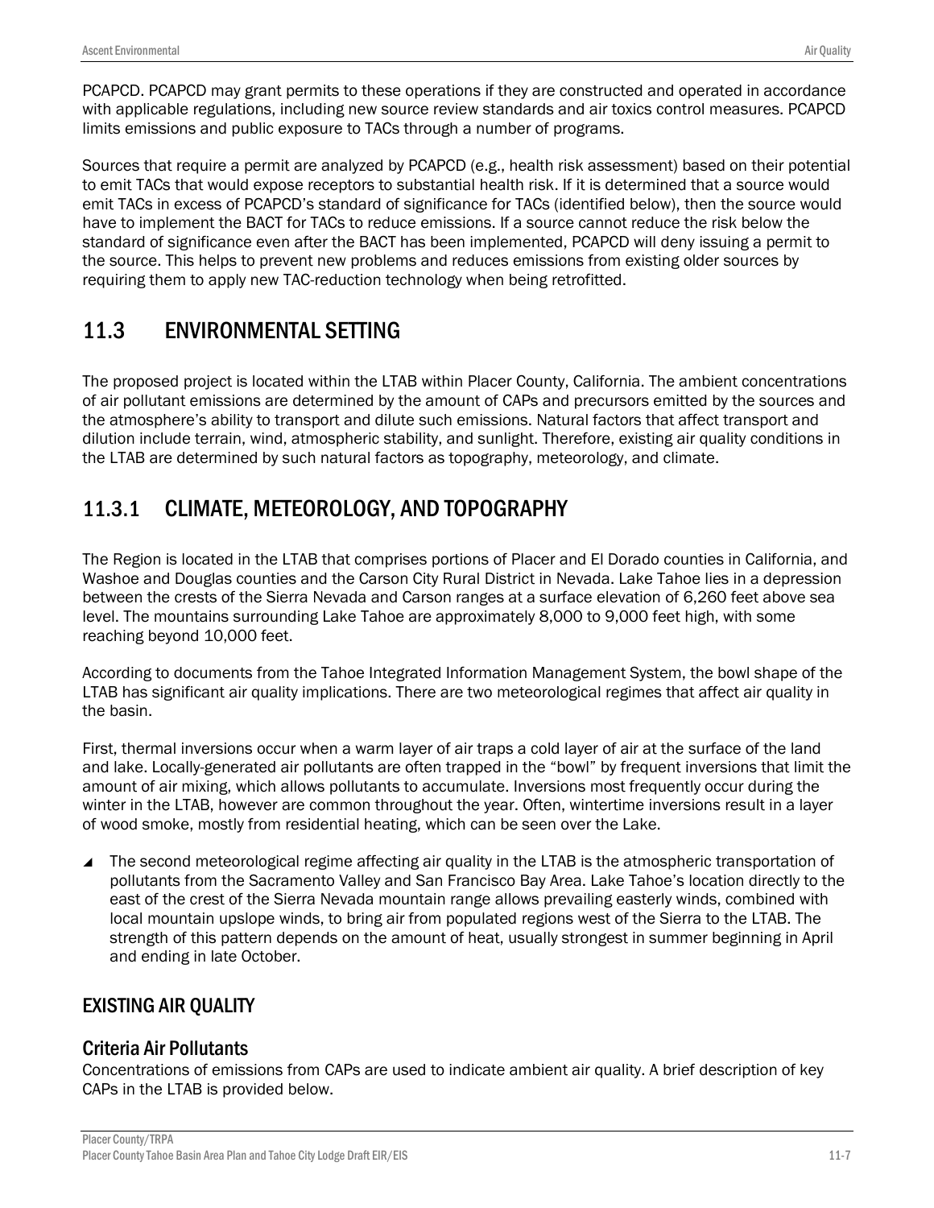PCAPCD. PCAPCD may grant permits to these operations if they are constructed and operated in accordance with applicable regulations, including new source review standards and air toxics control measures. PCAPCD limits emissions and public exposure to TACs through a number of programs.

Sources that require a permit are analyzed by PCAPCD (e.g., health risk assessment) based on their potential to emit TACs that would expose receptors to substantial health risk. If it is determined that a source would emit TACs in excess of PCAPCD's standard of significance for TACs (identified below), then the source would have to implement the BACT for TACs to reduce emissions. If a source cannot reduce the risk below the standard of significance even after the BACT has been implemented, PCAPCD will deny issuing a permit to the source. This helps to prevent new problems and reduces emissions from existing older sources by requiring them to apply new TAC-reduction technology when being retrofitted.

## 11.3 ENVIRONMENTAL SETTING

The proposed project is located within the LTAB within Placer County, California. The ambient concentrations of air pollutant emissions are determined by the amount of CAPs and precursors emitted by the sources and the atmosphere's ability to transport and dilute such emissions. Natural factors that affect transport and dilution include terrain, wind, atmospheric stability, and sunlight. Therefore, existing air quality conditions in the LTAB are determined by such natural factors as topography, meteorology, and climate.

## 11.3.1 CLIMATE, METEOROLOGY, AND TOPOGRAPHY

The Region is located in the LTAB that comprises portions of Placer and El Dorado counties in California, and Washoe and Douglas counties and the Carson City Rural District in Nevada. Lake Tahoe lies in a depression between the crests of the Sierra Nevada and Carson ranges at a surface elevation of 6,260 feet above sea level. The mountains surrounding Lake Tahoe are approximately 8,000 to 9,000 feet high, with some reaching beyond 10,000 feet.

According to documents from the Tahoe Integrated Information Management System, the bowl shape of the LTAB has significant air quality implications. There are two meteorological regimes that affect air quality in the basin.

First, thermal inversions occur when a warm layer of air traps a cold layer of air at the surface of the land and lake. Locally-generated air pollutants are often trapped in the "bowl" by frequent inversions that limit the amount of air mixing, which allows pollutants to accumulate. Inversions most frequently occur during the winter in the LTAB, however are common throughout the year. Often, wintertime inversions result in a layer of wood smoke, mostly from residential heating, which can be seen over the Lake.

- The second meteorological regime affecting air quality in the LTAB is the atmospheric transportation of pollutants from the Sacramento Valley and San Francisco Bay Area. Lake Tahoe's location directly to the east of the crest of the Sierra Nevada mountain range allows prevailing easterly winds, combined with local mountain upslope winds, to bring air from populated regions west of the Sierra to the LTAB. The strength of this pattern depends on the amount of heat, usually strongest in summer beginning in April and ending in late October.

### EXISTING AIR QUALITY

#### Criteria Air Pollutants

Concentrations of emissions from CAPs are used to indicate ambient air quality. A brief description of key CAPs in the LTAB is provided below.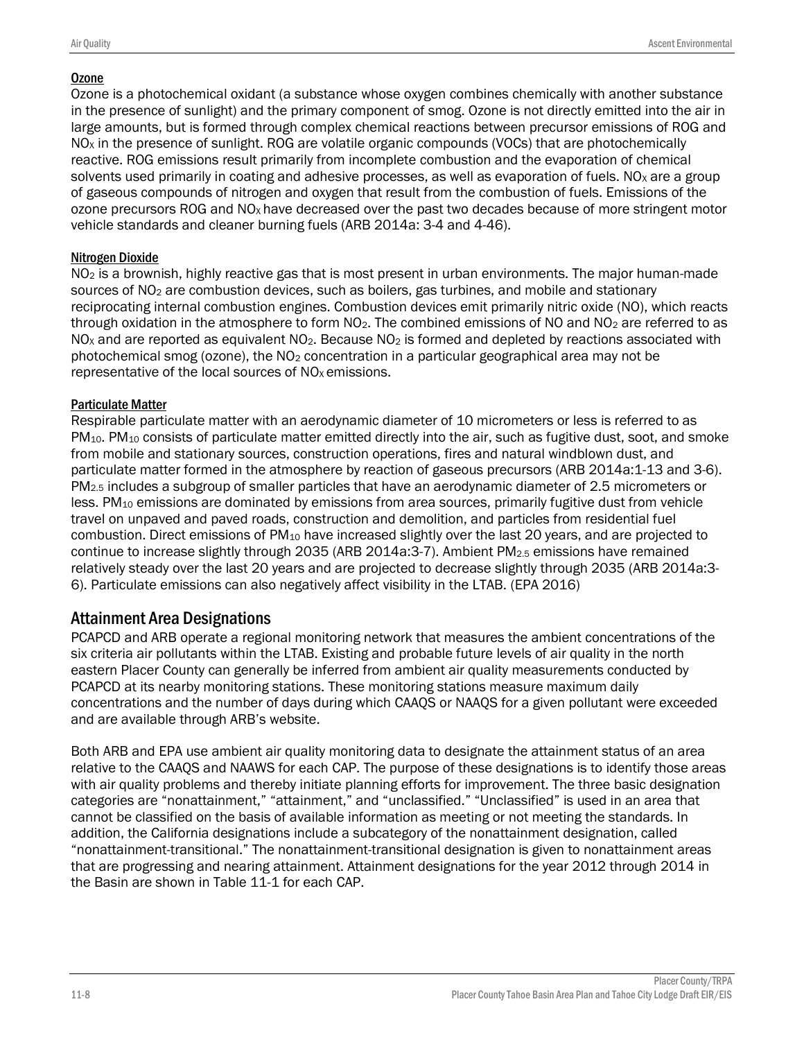#### Ozone

Ozone is a photochemical oxidant (a substance whose oxygen combines chemically with another substance in the presence of sunlight) and the primary component of smog. Ozone is not directly emitted into the air in large amounts, but is formed through complex chemical reactions between precursor emissions of ROG and $NO_X$ in the presence of sunlight. ROG are volatile organic compounds (VOCs) that are photochemically reactive. ROG emissions result primarily from incomplete combustion and the evaporation of chemical solvents used primarily in coating and adhesive processes, as well as evaporation of fuels. $NO_X$ are a group of gaseous compounds of nitrogen and oxygen that result from the combustion of fuels. Emissions of the ozone precursors ROG and $NO_X$ have decreased over the past two decades because of more stringent motor vehicle standards and cleaner burning fuels (ARB 2014a: 3-4 and 4-46).

#### Nitrogen Dioxide

$NO_2$ is a brownish, highly reactive gas that is most present in urban environments. The major human-made sources of $NO_2$ are combustion devices, such as boilers, gas turbines, and mobile and stationary reciprocating internal combustion engines. Combustion devices emit primarily nitric oxide (NO), which reacts through oxidation in the atmosphere to form $NO_2$. The combined emissions of NO and $NO_2$ are referred to as $NO_X$ and are reported as equivalent $NO_2$. Because $NO_2$ is formed and depleted by reactions associated with photochemical smog (ozone), the $NO_2$ concentration in a particular geographical area may not be representative of the local sources of $NO_X$ emissions.

#### Particulate Matter

Respirable particulate matter with an aerodynamic diameter of 10 micrometers or less is referred to as $PM_{10}$. $PM_{10}$ consists of particulate matter emitted directly into the air, such as fugitive dust, soot, and smoke from mobile and stationary sources, construction operations, fires and natural windblown dust, and particulate matter formed in the atmosphere by reaction of gaseous precursors (ARB 2014a:1-13 and 3-6). $PM_{2.5}$ includes a subgroup of smaller particles that have an aerodynamic diameter of 2.5 micrometers or less. $PM_{10}$ emissions are dominated by emissions from area sources, primarily fugitive dust from vehicle travel on unpaved and paved roads, construction and demolition, and particles from residential fuel combustion. Direct emissions of $PM_{10}$ have increased slightly over the last 20 years, and are projected to continue to increase slightly through 2035 (ARB 2014a:3-7). Ambient $PM_{2.5}$ emissions have remained relatively steady over the last 20 years and are projected to decrease slightly through 2035 (ARB 2014a:3-6). Particulate emissions can also negatively affect visibility in the LTAB. (EPA 2016)

### Attainment Area Designations

PCAPCD and ARB operate a regional monitoring network that measures the ambient concentrations of the six criteria air pollutants within the LTAB. Existing and probable future levels of air quality in the north eastern Placer County can generally be inferred from ambient air quality measurements conducted by PCAPCD at its nearby monitoring stations. These monitoring stations measure maximum daily concentrations and the number of days during which CAAQS or NAAQS for a given pollutant were exceeded and are available through ARB's website.

Both ARB and EPA use ambient air quality monitoring data to designate the attainment status of an area relative to the CAAQS and NAAWS for each CAP. The purpose of these designations is to identify those areas with air quality problems and thereby initiate planning efforts for improvement. The three basic designation categories are "nonattainment," "attainment," and "unclassified." "Unclassified" is used in an area that cannot be classified on the basis of available information as meeting or not meeting the standards. In addition, the California designations include a subcategory of the nonattainment designation, called "nonattainment-transitional." The nonattainment-transitional designation is given to nonattainment areas that are progressing and nearing attainment. Attainment designations for the year 2012 through 2014 in the Basin are shown in Table 11-1 for each CAP.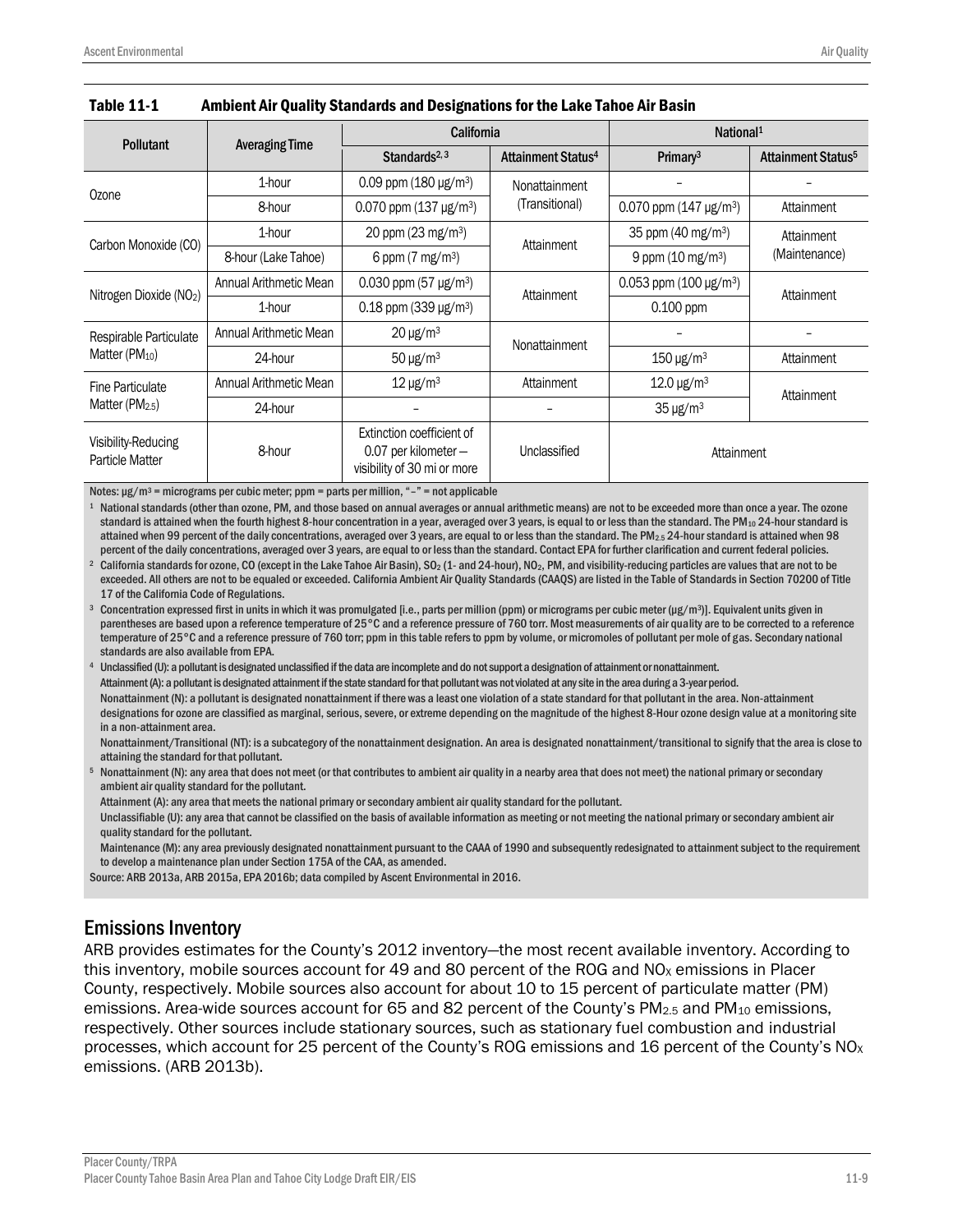**Table 11-1 Ambient Air Quality Standards and Designations for the Lake Tahoe Air Basin**

| Pollutant | Averaging Time | California | | National[1] | |
|---|---|---|---|---|---|
| | | Standards[2, 3] | Attainment Status[4] | Primary[3] | Attainment Status[5] |
| Ozone | 1-hour | 0.09 ppm (180 μg/m³) | Nonattainment (Transitional) | – | – |
| | 8-hour | 0.070 ppm (137 μg/m³) | | 0.070 ppm (147 μg/m³) | Attainment |
| Carbon Monoxide (CO) | 1-hour | 20 ppm (23 mg/m³) | Attainment | 35 ppm (40 mg/m³) | Attainment (Maintenance) |
| | 8-hour (Lake Tahoe) | 6 ppm (7 mg/m³) | | 9 ppm (10 mg/m³) | |
| Nitrogen Dioxide ($NO_2$) | Annual Arithmetic Mean | 0.030 ppm (57 μg/m³) | Attainment | 0.053 ppm (100 μg/m³) | Attainment |
| | 1-hour | 0.18 ppm (339 μg/m³) | | 0.100 ppm | |
| Respirable Particulate Matter ($PM_{10}$) | Annual Arithmetic Mean | 20 μg/m³ | Nonattainment | – | – |
| | 24-hour | 50 μg/m³ | | 150 μg/m³ | Attainment |
| Fine Particulate Matter ($PM_{2.5}$) | Annual Arithmetic Mean | 12 μg/m³ | Attainment | 12.0 μg/m³ | Attainment |
| | 24-hour | – | – | 35 μg/m³ | |
| Visibility-Reducing Particle Matter | 8-hour | Extinction coefficient of 0.07 per kilometer – visibility of 30 mi or more | Unclassified | Attainment | |

Notes: μg/m³ = micrograms per cubic meter; ppm = parts per million, "–" = not applicable

[1] National standards (other than ozone, PM, and those based on annual averages or annual arithmetic means) are not to be exceeded more than once a year. The ozone standard is attained when the fourth highest 8-hour concentration in a year, averaged over 3 years, is equal to or less than the standard. The $PM_{10}$ 24-hour standard is attained when 99 percent of the daily concentrations, averaged over 3 years, are equal to or less than the standard. The $PM_{2.5}$ 24-hour standard is attained when 98 percent of the daily concentrations, averaged over 3 years, are equal to or less than the standard. Contact EPA for further clarification and current federal policies.

[2] California standards for ozone, CO (except in the Lake Tahoe Air Basin), $SO_2$ (1- and 24-hour), $NO_2$, PM, and visibility-reducing particles are values that are not to be exceeded. All others are not to be equaled or exceeded. California Ambient Air Quality Standards (CAAQS) are listed in the Table of Standards in Section 70200 of Title 17 of the California Code of Regulations.

[3] Concentration expressed first in units in which it was promulgated [i.e., parts per million (ppm) or micrograms per cubic meter (μg/m³)]. Equivalent units given in parentheses are based upon a reference temperature of 25°C and a reference pressure of 760 torr. Most measurements of air quality are to be corrected to a reference temperature of 25°C and a reference pressure of 760 torr; ppm in this table refers to ppm by volume, or micromoles of pollutant per mole of gas. Secondary national standards are also available from EPA.

[4] Unclassified (U): a pollutant is designated unclassified if the data are incomplete and do not support a designation of attainment or nonattainment.
Attainment (A): a pollutant is designated attainment if the state standard for that pollutant was not violated at any site in the area during a 3-year period.
Nonattainment (N): a pollutant is designated nonattainment if there was a least one violation of a state standard for that pollutant in the area. Non-attainment designations for ozone are classified as marginal, serious, severe, or extreme depending on the magnitude of the highest 8-Hour ozone design value at a monitoring site in a non-attainment area.
Nonattainment/Transitional (NT): is a subcategory of the nonattainment designation. An area is designated nonattainment/transitional to signify that the area is close to attaining the standard for that pollutant.

[5] Nonattainment (N): any area that does not meet (or that contributes to ambient air quality in a nearby area that does not meet) the national primary or secondary ambient air quality standard for the pollutant.
Attainment (A): any area that meets the national primary or secondary ambient air quality standard for the pollutant.
Unclassifiable (U): any area that cannot be classified on the basis of available information as meeting or not meeting the national primary or secondary ambient air quality standard for the pollutant.
Maintenance (M): any area previously designated nonattainment pursuant to the CAAA of 1990 and subsequently redesignated to attainment subject to the requirement to develop a maintenance plan under Section 175A of the CAA, as amended.

Source: ARB 2013a, ARB 2015a, EPA 2016b; data compiled by Ascent Environmental in 2016.

## Emissions Inventory

ARB provides estimates for the County's 2012 inventory—the most recent available inventory. According to this inventory, mobile sources account for 49 and 80 percent of the ROG and $NO_X$ emissions in Placer County, respectively. Mobile sources also account for about 10 to 15 percent of particulate matter (PM) emissions. Area-wide sources account for 65 and 82 percent of the County's $PM_{2.5}$ and $PM_{10}$ emissions, respectively. Other sources include stationary sources, such as stationary fuel combustion and industrial processes, which account for 25 percent of the County's ROG emissions and 16 percent of the County's $NO_X$ emissions. (ARB 2013b).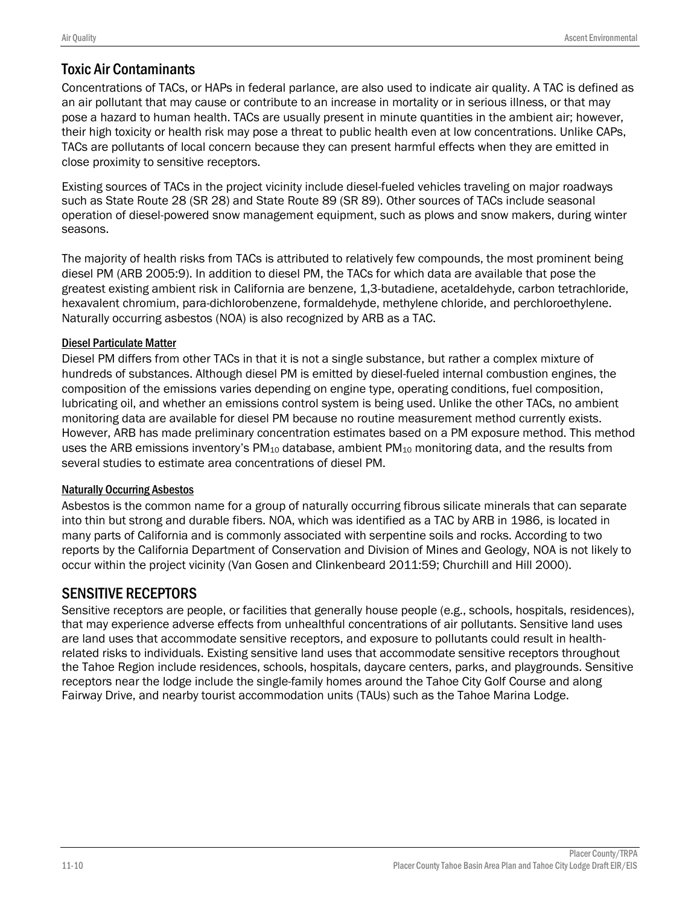## Toxic Air Contaminants

Concentrations of TACs, or HAPs in federal parlance, are also used to indicate air quality. A TAC is defined as an air pollutant that may cause or contribute to an increase in mortality or in serious illness, or that may pose a hazard to human health. TACs are usually present in minute quantities in the ambient air; however, their high toxicity or health risk may pose a threat to public health even at low concentrations. Unlike CAPs, TACs are pollutants of local concern because they can present harmful effects when they are emitted in close proximity to sensitive receptors.

Existing sources of TACs in the project vicinity include diesel-fueled vehicles traveling on major roadways such as State Route 28 (SR 28) and State Route 89 (SR 89). Other sources of TACs include seasonal operation of diesel-powered snow management equipment, such as plows and snow makers, during winter seasons.

The majority of health risks from TACs is attributed to relatively few compounds, the most prominent being diesel PM (ARB 2005:9). In addition to diesel PM, the TACs for which data are available that pose the greatest existing ambient risk in California are benzene, 1,3-butadiene, acetaldehyde, carbon tetrachloride, hexavalent chromium, para-dichlorobenzene, formaldehyde, methylene chloride, and perchloroethylene. Naturally occurring asbestos (NOA) is also recognized by ARB as a TAC.

### Diesel Particulate Matter

Diesel PM differs from other TACs in that it is not a single substance, but rather a complex mixture of hundreds of substances. Although diesel PM is emitted by diesel-fueled internal combustion engines, the composition of the emissions varies depending on engine type, operating conditions, fuel composition, lubricating oil, and whether an emissions control system is being used. Unlike the other TACs, no ambient monitoring data are available for diesel PM because no routine measurement method currently exists. However, ARB has made preliminary concentration estimates based on a PM exposure method. This method uses the ARB emissions inventory's $PM_{10}$ database, ambient $PM_{10}$ monitoring data, and the results from several studies to estimate area concentrations of diesel PM.

### Naturally Occurring Asbestos

Asbestos is the common name for a group of naturally occurring fibrous silicate minerals that can separate into thin but strong and durable fibers. NOA, which was identified as a TAC by ARB in 1986, is located in many parts of California and is commonly associated with serpentine soils and rocks. According to two reports by the California Department of Conservation and Division of Mines and Geology, NOA is not likely to occur within the project vicinity (Van Gosen and Clinkenbeard 2011:59; Churchill and Hill 2000).

## SENSITIVE RECEPTORS

Sensitive receptors are people, or facilities that generally house people (e.g., schools, hospitals, residences), that may experience adverse effects from unhealthful concentrations of air pollutants. Sensitive land uses are land uses that accommodate sensitive receptors, and exposure to pollutants could result in health-related risks to individuals. Existing sensitive land uses that accommodate sensitive receptors throughout the Tahoe Region include residences, schools, hospitals, daycare centers, parks, and playgrounds. Sensitive receptors near the lodge include the single-family homes around the Tahoe City Golf Course and along Fairway Drive, and nearby tourist accommodation units (TAUs) such as the Tahoe Marina Lodge.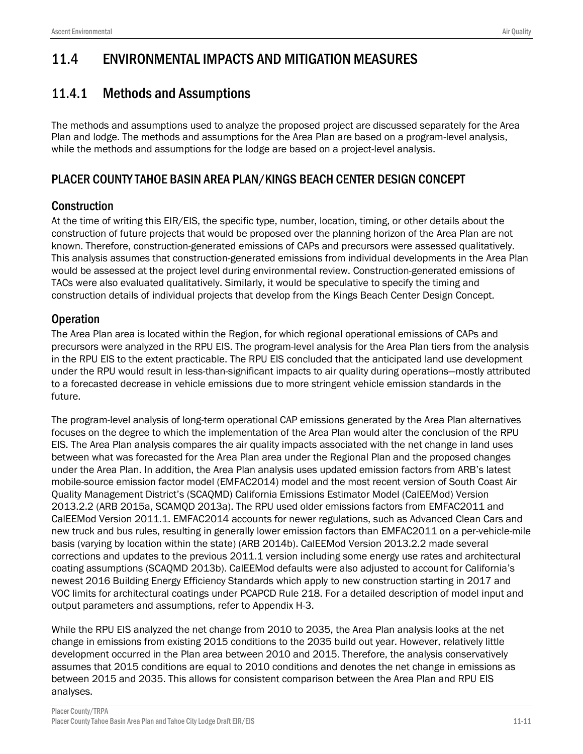# 11.4 ENVIRONMENTAL IMPACTS AND MITIGATION MEASURES

## 11.4.1 Methods and Assumptions

The methods and assumptions used to analyze the proposed project are discussed separately for the Area Plan and lodge. The methods and assumptions for the Area Plan are based on a program-level analysis, while the methods and assumptions for the lodge are based on a project-level analysis.

### PLACER COUNTY TAHOE BASIN AREA PLAN/KINGS BEACH CENTER DESIGN CONCEPT

#### Construction

At the time of writing this EIR/EIS, the specific type, number, location, timing, or other details about the construction of future projects that would be proposed over the planning horizon of the Area Plan are not known. Therefore, construction-generated emissions of CAPs and precursors were assessed qualitatively. This analysis assumes that construction-generated emissions from individual developments in the Area Plan would be assessed at the project level during environmental review. Construction-generated emissions of TACs were also evaluated qualitatively. Similarly, it would be speculative to specify the timing and construction details of individual projects that develop from the Kings Beach Center Design Concept.

#### Operation

The Area Plan area is located within the Region, for which regional operational emissions of CAPs and precursors were analyzed in the RPU EIS. The program-level analysis for the Area Plan tiers from the analysis in the RPU EIS to the extent practicable. The RPU EIS concluded that the anticipated land use development under the RPU would result in less-than-significant impacts to air quality during operations—mostly attributed to a forecasted decrease in vehicle emissions due to more stringent vehicle emission standards in the future.

The program-level analysis of long-term operational CAP emissions generated by the Area Plan alternatives focuses on the degree to which the implementation of the Area Plan would alter the conclusion of the RPU EIS. The Area Plan analysis compares the air quality impacts associated with the net change in land uses between what was forecasted for the Area Plan area under the Regional Plan and the proposed changes under the Area Plan. In addition, the Area Plan analysis uses updated emission factors from ARB's latest mobile-source emission factor model (EMFAC2014) model and the most recent version of South Coast Air Quality Management District's (SCAQMD) California Emissions Estimator Model (CalEEMod) Version 2013.2.2 (ARB 2015a, SCAMQD 2013a). The RPU used older emissions factors from EMFAC2011 and CalEEMod Version 2011.1. EMFAC2014 accounts for newer regulations, such as Advanced Clean Cars and new truck and bus rules, resulting in generally lower emission factors than EMFAC2011 on a per-vehicle-mile basis (varying by location within the state) (ARB 2014b). CalEEMod Version 2013.2.2 made several corrections and updates to the previous 2011.1 version including some energy use rates and architectural coating assumptions (SCAQMD 2013b). CalEEMod defaults were also adjusted to account for California's newest 2016 Building Energy Efficiency Standards which apply to new construction starting in 2017 and VOC limits for architectural coatings under PCAPCD Rule 218. For a detailed description of model input and output parameters and assumptions, refer to Appendix H-3.

While the RPU EIS analyzed the net change from 2010 to 2035, the Area Plan analysis looks at the net change in emissions from existing 2015 conditions to the 2035 build out year. However, relatively little development occurred in the Plan area between 2010 and 2015. Therefore, the analysis conservatively assumes that 2015 conditions are equal to 2010 conditions and denotes the net change in emissions as between 2015 and 2035. This allows for consistent comparison between the Area Plan and RPU EIS analyses.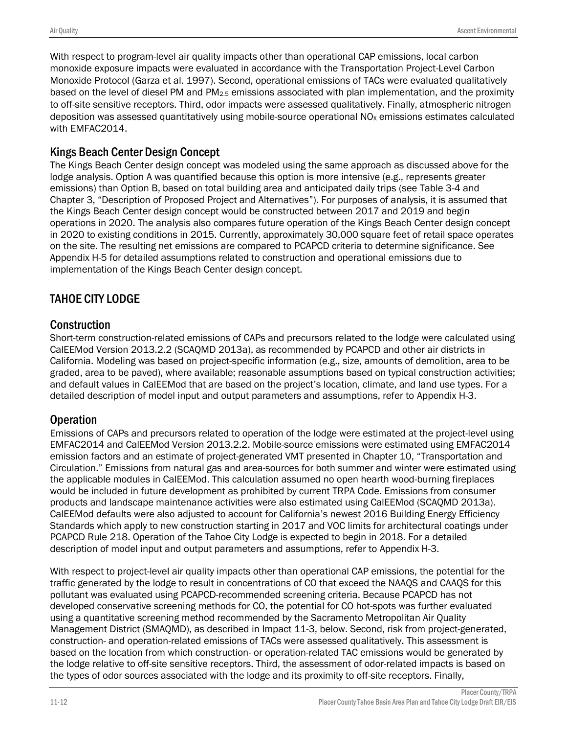With respect to program-level air quality impacts other than operational CAP emissions, local carbon monoxide exposure impacts were evaluated in accordance with the Transportation Project-Level Carbon Monoxide Protocol (Garza et al. 1997). Second, operational emissions of TACs were evaluated qualitatively based on the level of diesel PM and $PM_{2.5}$ emissions associated with plan implementation, and the proximity to off-site sensitive receptors. Third, odor impacts were assessed qualitatively. Finally, atmospheric nitrogen deposition was assessed quantitatively using mobile-source operational $NO_X$ emissions estimates calculated with EMFAC2014.

### Kings Beach Center Design Concept

The Kings Beach Center design concept was modeled using the same approach as discussed above for the lodge analysis. Option A was quantified because this option is more intensive (e.g., represents greater emissions) than Option B, based on total building area and anticipated daily trips (see Table 3-4 and Chapter 3, "Description of Proposed Project and Alternatives"). For purposes of analysis, it is assumed that the Kings Beach Center design concept would be constructed between 2017 and 2019 and begin operations in 2020. The analysis also compares future operation of the Kings Beach Center design concept in 2020 to existing conditions in 2015. Currently, approximately 30,000 square feet of retail space operates on the site. The resulting net emissions are compared to PCAPCD criteria to determine significance. See Appendix H-5 for detailed assumptions related to construction and operational emissions due to implementation of the Kings Beach Center design concept.

## TAHOE CITY LODGE

### Construction

Short-term construction-related emissions of CAPs and precursors related to the lodge were calculated using CalEEMod Version 2013.2.2 (SCAQMD 2013a), as recommended by PCAPCD and other air districts in California. Modeling was based on project-specific information (e.g., size, amounts of demolition, area to be graded, area to be paved), where available; reasonable assumptions based on typical construction activities; and default values in CalEEMod that are based on the project's location, climate, and land use types. For a detailed description of model input and output parameters and assumptions, refer to Appendix H-3.

### Operation

Emissions of CAPs and precursors related to operation of the lodge were estimated at the project-level using EMFAC2014 and CalEEMod Version 2013.2.2. Mobile-source emissions were estimated using EMFAC2014 emission factors and an estimate of project-generated VMT presented in Chapter 10, "Transportation and Circulation." Emissions from natural gas and area-sources for both summer and winter were estimated using the applicable modules in CalEEMod. This calculation assumed no open hearth wood-burning fireplaces would be included in future development as prohibited by current TRPA Code. Emissions from consumer products and landscape maintenance activities were also estimated using CalEEMod (SCAQMD 2013a). CalEEMod defaults were also adjusted to account for California's newest 2016 Building Energy Efficiency Standards which apply to new construction starting in 2017 and VOC limits for architectural coatings under PCAPCD Rule 218. Operation of the Tahoe City Lodge is expected to begin in 2018. For a detailed description of model input and output parameters and assumptions, refer to Appendix H-3.

With respect to project-level air quality impacts other than operational CAP emissions, the potential for the traffic generated by the lodge to result in concentrations of CO that exceed the NAAQS and CAAQS for this pollutant was evaluated using PCAPCD-recommended screening criteria. Because PCAPCD has not developed conservative screening methods for CO, the potential for CO hot-spots was further evaluated using a quantitative screening method recommended by the Sacramento Metropolitan Air Quality Management District (SMAQMD), as described in Impact 11-3, below. Second, risk from project-generated, construction- and operation-related emissions of TACs were assessed qualitatively. This assessment is based on the location from which construction- or operation-related TAC emissions would be generated by the lodge relative to off-site sensitive receptors. Third, the assessment of odor-related impacts is based on the types of odor sources associated with the lodge and its proximity to off-site receptors. Finally,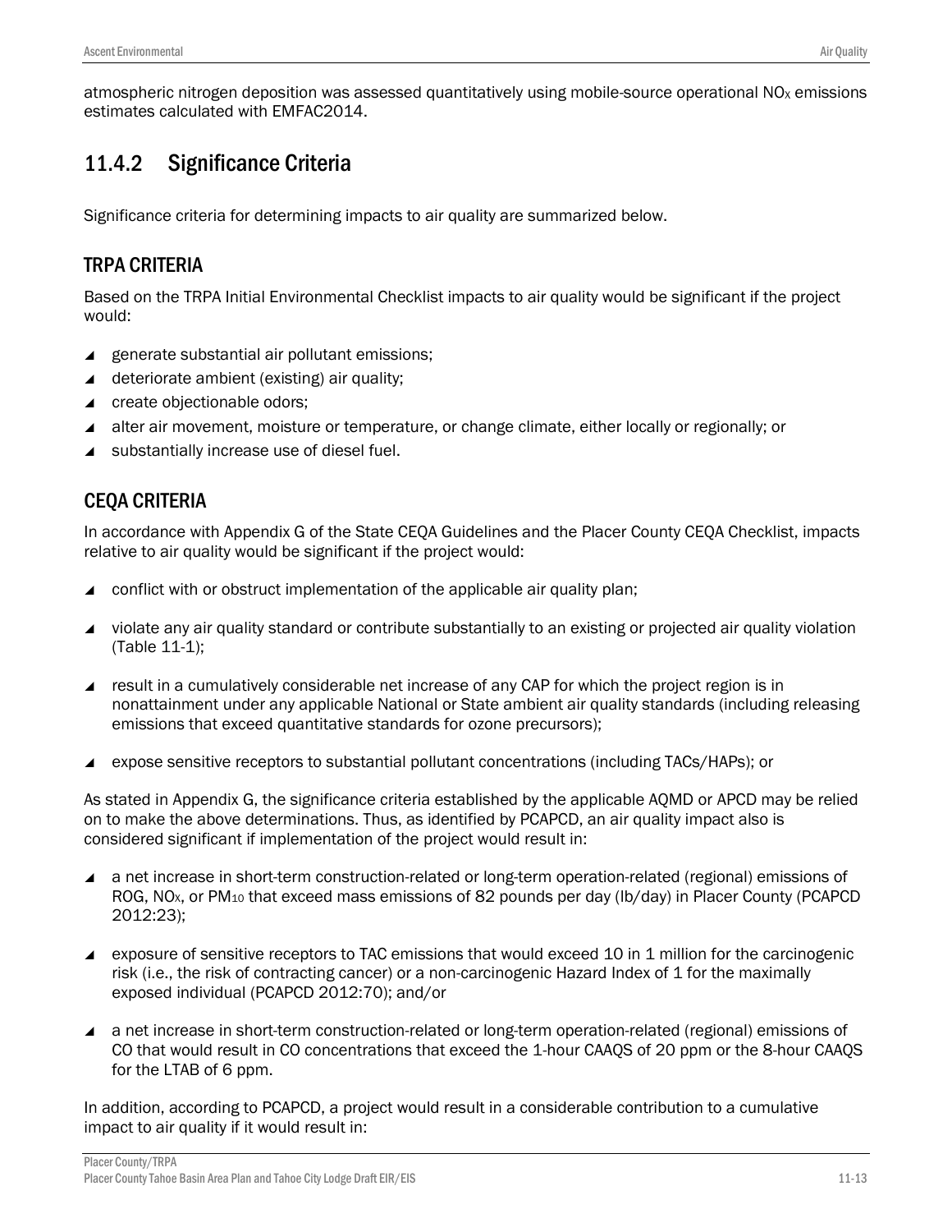atmospheric nitrogen deposition was assessed quantitatively using mobile-source operational $NO_X$ emissions estimates calculated with EMFAC2014.

## 11.4.2 Significance Criteria

Significance criteria for determining impacts to air quality are summarized below.

### TRPA CRITERIA

Based on the TRPA Initial Environmental Checklist impacts to air quality would be significant if the project would:

- generate substantial air pollutant emissions;
- deteriorate ambient (existing) air quality;
- create objectionable odors;
- alter air movement, moisture or temperature, or change climate, either locally or regionally; or
- substantially increase use of diesel fuel.

### CEQA CRITERIA

In accordance with Appendix G of the State CEQA Guidelines and the Placer County CEQA Checklist, impacts relative to air quality would be significant if the project would:

- conflict with or obstruct implementation of the applicable air quality plan;
- violate any air quality standard or contribute substantially to an existing or projected air quality violation (Table 11-1);
- result in a cumulatively considerable net increase of any CAP for which the project region is in nonattainment under any applicable National or State ambient air quality standards (including releasing emissions that exceed quantitative standards for ozone precursors);
- expose sensitive receptors to substantial pollutant concentrations (including TACs/HAPs); or

As stated in Appendix G, the significance criteria established by the applicable AQMD or APCD may be relied on to make the above determinations. Thus, as identified by PCAPCD, an air quality impact also is considered significant if implementation of the project would result in:

- a net increase in short-term construction-related or long-term operation-related (regional) emissions of ROG, $NO_X$, or $PM_{10}$ that exceed mass emissions of 82 pounds per day (lb/day) in Placer County (PCAPCD 2012:23);
- exposure of sensitive receptors to TAC emissions that would exceed 10 in 1 million for the carcinogenic risk (i.e., the risk of contracting cancer) or a non-carcinogenic Hazard Index of 1 for the maximally exposed individual (PCAPCD 2012:70); and/or
- a net increase in short-term construction-related or long-term operation-related (regional) emissions of CO that would result in CO concentrations that exceed the 1-hour CAAQS of 20 ppm or the 8-hour CAAQS for the LTAB of 6 ppm.

In addition, according to PCAPCD, a project would result in a considerable contribution to a cumulative impact to air quality if it would result in: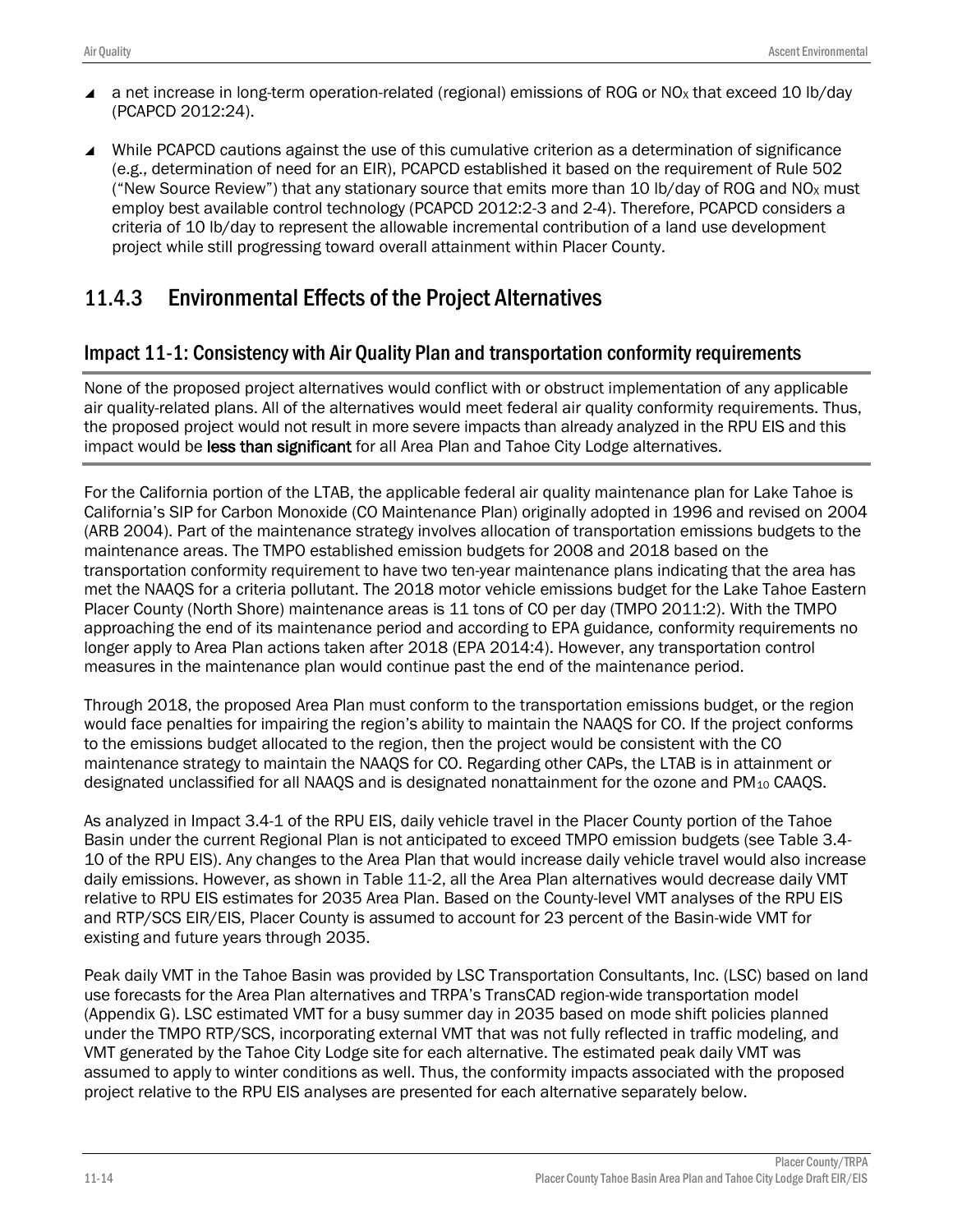- a net increase in long-term operation-related (regional) emissions of ROG or $NO_X$ that exceed 10 lb/day (PCAPCD 2012:24).
- While PCAPCD cautions against the use of this cumulative criterion as a determination of significance (e.g., determination of need for an EIR), PCAPCD established it based on the requirement of Rule 502 ("New Source Review") that any stationary source that emits more than 10 lb/day of ROG and $NO_X$ must employ best available control technology (PCAPCD 2012:2-3 and 2-4). Therefore, PCAPCD considers a criteria of 10 lb/day to represent the allowable incremental contribution of a land use development project while still progressing toward overall attainment within Placer County.

## 11.4.3 Environmental Effects of the Project Alternatives

### Impact 11-1: Consistency with Air Quality Plan and transportation conformity requirements

None of the proposed project alternatives would conflict with or obstruct implementation of any applicable air quality-related plans. All of the alternatives would meet federal air quality conformity requirements. Thus, the proposed project would not result in more severe impacts than already analyzed in the RPU EIS and this impact would be **less than significant** for all Area Plan and Tahoe City Lodge alternatives.

For the California portion of the LTAB, the applicable federal air quality maintenance plan for Lake Tahoe is California's SIP for Carbon Monoxide (CO Maintenance Plan) originally adopted in 1996 and revised on 2004 (ARB 2004). Part of the maintenance strategy involves allocation of transportation emissions budgets to the maintenance areas. The TMPO established emission budgets for 2008 and 2018 based on the transportation conformity requirement to have two ten-year maintenance plans indicating that the area has met the NAAQS for a criteria pollutant. The 2018 motor vehicle emissions budget for the Lake Tahoe Eastern Placer County (North Shore) maintenance areas is 11 tons of CO per day (TMPO 2011:2). With the TMPO approaching the end of its maintenance period and according to EPA guidance*,* conformity requirements no longer apply to Area Plan actions taken after 2018 (EPA 2014:4). However, any transportation control measures in the maintenance plan would continue past the end of the maintenance period.

Through 2018, the proposed Area Plan must conform to the transportation emissions budget, or the region would face penalties for impairing the region's ability to maintain the NAAQS for CO. If the project conforms to the emissions budget allocated to the region, then the project would be consistent with the CO maintenance strategy to maintain the NAAQS for CO. Regarding other CAPs, the LTAB is in attainment or designated unclassified for all NAAQS and is designated nonattainment for the ozone and $PM_{10}$ CAAQS.

As analyzed in Impact 3.4-1 of the RPU EIS, daily vehicle travel in the Placer County portion of the Tahoe Basin under the current Regional Plan is not anticipated to exceed TMPO emission budgets (see Table 3.4-10 of the RPU EIS). Any changes to the Area Plan that would increase daily vehicle travel would also increase daily emissions. However, as shown in Table 11-2, all the Area Plan alternatives would decrease daily VMT relative to RPU EIS estimates for 2035 Area Plan. Based on the County-level VMT analyses of the RPU EIS and RTP/SCS EIR/EIS, Placer County is assumed to account for 23 percent of the Basin-wide VMT for existing and future years through 2035.

Peak daily VMT in the Tahoe Basin was provided by LSC Transportation Consultants, Inc. (LSC) based on land use forecasts for the Area Plan alternatives and TRPA's TransCAD region-wide transportation model (Appendix G). LSC estimated VMT for a busy summer day in 2035 based on mode shift policies planned under the TMPO RTP/SCS, incorporating external VMT that was not fully reflected in traffic modeling, and VMT generated by the Tahoe City Lodge site for each alternative. The estimated peak daily VMT was assumed to apply to winter conditions as well. Thus, the conformity impacts associated with the proposed project relative to the RPU EIS analyses are presented for each alternative separately below.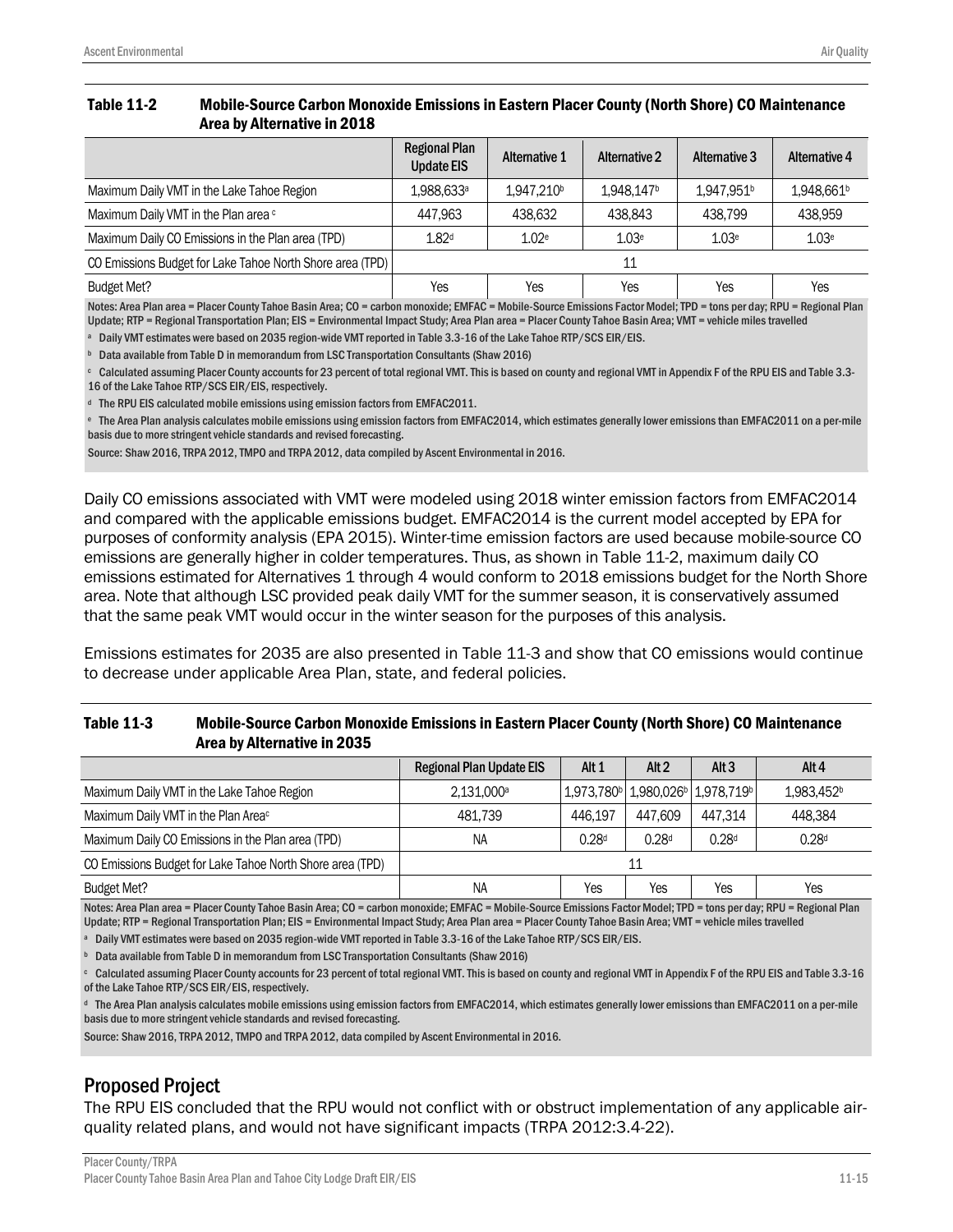**Table 11-2 Mobile-Source Carbon Monoxide Emissions in Eastern Placer County (North Shore) CO Maintenance Area by Alternative in 2018**

| | Regional Plan Update EIS | Alternative 1 | Alternative 2 | Alternative 3 | Alternative 4 |
|---|---|---|---|---|---|
| Maximum Daily VMT in the Lake Tahoe Region | 1,988,633[a] | 1,947,210[b] | 1,948,147[b] | 1,947,951[b] | 1,948,661[b] |
| Maximum Daily VMT in the Plan area [c] | 447,963 | 438,632 | 438,843 | 438,799 | 438,959 |
| Maximum Daily CO Emissions in the Plan area (TPD) | 1.82[d] | 1.02[e] | 1.03[e] | 1.03[e] | 1.03[e] |
| CO Emissions Budget for Lake Tahoe North Shore area (TPD) | 11 | | | | |
| Budget Met? | Yes | Yes | Yes | Yes | Yes |

Notes: Area Plan area = Placer County Tahoe Basin Area; CO = carbon monoxide; EMFAC = Mobile-Source Emissions Factor Model; TPD = tons per day; RPU = Regional Plan Update; RTP = Regional Transportation Plan; EIS = Environmental Impact Study; Area Plan area = Placer County Tahoe Basin Area; VMT = vehicle miles travelled

[a] Daily VMT estimates were based on 2035 region-wide VMT reported in Table 3.3-16 of the Lake Tahoe RTP/SCS EIR/EIS.

[b] Data available from Table D in memorandum from LSC Transportation Consultants (Shaw 2016)

[c] Calculated assuming Placer County accounts for 23 percent of total regional VMT. This is based on county and regional VMT in Appendix F of the RPU EIS and Table 3.3-16 of the Lake Tahoe RTP/SCS EIR/EIS, respectively.

[d] The RPU EIS calculated mobile emissions using emission factors from EMFAC2011.

[e] The Area Plan analysis calculates mobile emissions using emission factors from EMFAC2014, which estimates generally lower emissions than EMFAC2011 on a per-mile basis due to more stringent vehicle standards and revised forecasting.

Source: Shaw 2016, TRPA 2012, TMPO and TRPA 2012, data compiled by Ascent Environmental in 2016.

Daily CO emissions associated with VMT were modeled using 2018 winter emission factors from EMFAC2014 and compared with the applicable emissions budget. EMFAC2014 is the current model accepted by EPA for purposes of conformity analysis (EPA 2015). Winter-time emission factors are used because mobile-source CO emissions are generally higher in colder temperatures. Thus, as shown in Table 11-2, maximum daily CO emissions estimated for Alternatives 1 through 4 would conform to 2018 emissions budget for the North Shore area. Note that although LSC provided peak daily VMT for the summer season, it is conservatively assumed that the same peak VMT would occur in the winter season for the purposes of this analysis.

Emissions estimates for 2035 are also presented in Table 11-3 and show that CO emissions would continue to decrease under applicable Area Plan, state, and federal policies.

**Table 11-3 Mobile-Source Carbon Monoxide Emissions in Eastern Placer County (North Shore) CO Maintenance Area by Alternative in 2035**

| | Regional Plan Update EIS | Alt 1 | Alt 2 | Alt 3 | Alt 4 |
|---|---|---|---|---|---|
| Maximum Daily VMT in the Lake Tahoe Region | 2,131,000[a] | 1,973,780[b] | 1,980,026[b] | 1,978,719[b] | 1,983,452[b] |
| Maximum Daily VMT in the Plan Area[c] | 481,739 | 446,197 | 447,609 | 447,314 | 448,384 |
| Maximum Daily CO Emissions in the Plan area (TPD) | NA | 0.28[d] | 0.28[d] | 0.28[d] | 0.28[d] |
| CO Emissions Budget for Lake Tahoe North Shore area (TPD) | 11 | | | | |
| Budget Met? | NA | Yes | Yes | Yes | Yes |

Notes: Area Plan area = Placer County Tahoe Basin Area; CO = carbon monoxide; EMFAC = Mobile-Source Emissions Factor Model; TPD = tons per day; RPU = Regional Plan Update; RTP = Regional Transportation Plan; EIS = Environmental Impact Study; Area Plan area = Placer County Tahoe Basin Area; VMT = vehicle miles travelled

[a] Daily VMT estimates were based on 2035 region-wide VMT reported in Table 3.3-16 of the Lake Tahoe RTP/SCS EIR/EIS.

[b] Data available from Table D in memorandum from LSC Transportation Consultants (Shaw 2016)

[c] Calculated assuming Placer County accounts for 23 percent of total regional VMT. This is based on county and regional VMT in Appendix F of the RPU EIS and Table 3.3-16 of the Lake Tahoe RTP/SCS EIR/EIS, respectively.

[d] The Area Plan analysis calculates mobile emissions using emission factors from EMFAC2014, which estimates generally lower emissions than EMFAC2011 on a per-mile basis due to more stringent vehicle standards and revised forecasting.

Source: Shaw 2016, TRPA 2012, TMPO and TRPA 2012, data compiled by Ascent Environmental in 2016.

## Proposed Project

The RPU EIS concluded that the RPU would not conflict with or obstruct implementation of any applicable air-quality related plans, and would not have significant impacts (TRPA 2012:3.4-22).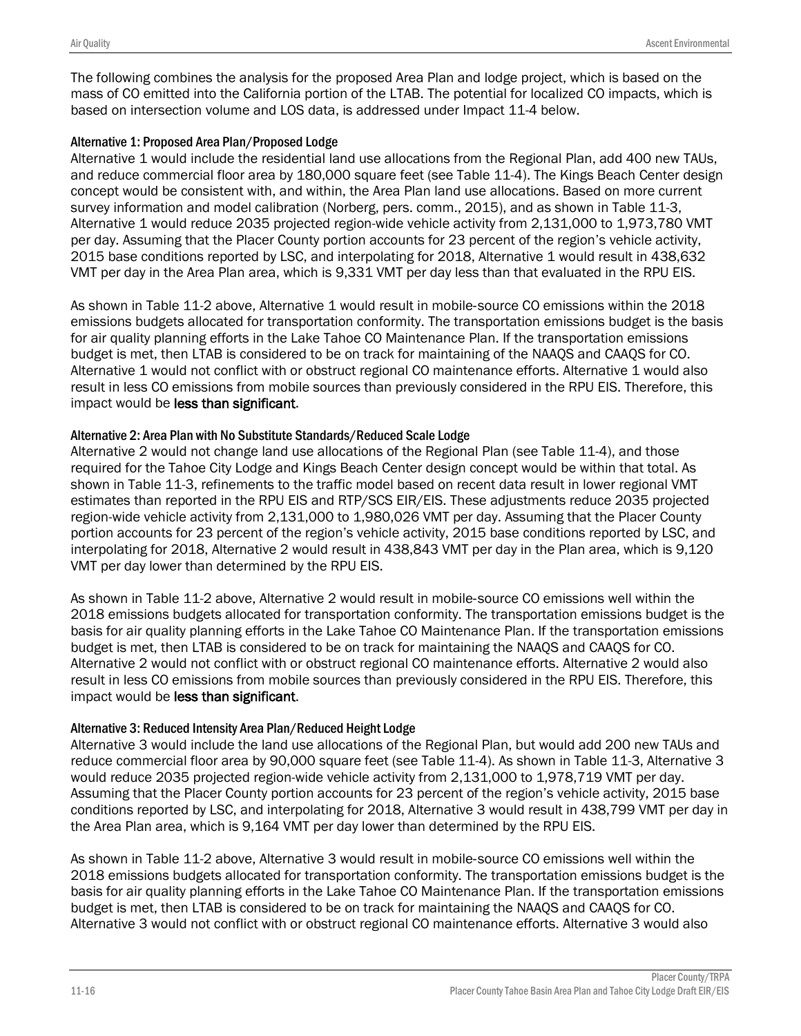The following combines the analysis for the proposed Area Plan and lodge project, which is based on the mass of CO emitted into the California portion of the LTAB. The potential for localized CO impacts, which is based on intersection volume and LOS data, is addressed under Impact 11-4 below.

#### Alternative 1: Proposed Area Plan/Proposed Lodge

Alternative 1 would include the residential land use allocations from the Regional Plan, add 400 new TAUs, and reduce commercial floor area by 180,000 square feet (see Table 11-4). The Kings Beach Center design concept would be consistent with, and within, the Area Plan land use allocations. Based on more current survey information and model calibration (Norberg, pers. comm., 2015), and as shown in Table 11-3, Alternative 1 would reduce 2035 projected region-wide vehicle activity from 2,131,000 to 1,973,780 VMT per day. Assuming that the Placer County portion accounts for 23 percent of the region's vehicle activity, 2015 base conditions reported by LSC, and interpolating for 2018, Alternative 1 would result in 438,632 VMT per day in the Area Plan area, which is 9,331 VMT per day less than that evaluated in the RPU EIS.

As shown in Table 11-2 above, Alternative 1 would result in mobile-source CO emissions within the 2018 emissions budgets allocated for transportation conformity. The transportation emissions budget is the basis for air quality planning efforts in the Lake Tahoe CO Maintenance Plan. If the transportation emissions budget is met, then LTAB is considered to be on track for maintaining of the NAAQS and CAAQS for CO. Alternative 1 would not conflict with or obstruct regional CO maintenance efforts. Alternative 1 would also result in less CO emissions from mobile sources than previously considered in the RPU EIS. Therefore, this impact would be **less than significant**.

#### Alternative 2: Area Plan with No Substitute Standards/Reduced Scale Lodge

Alternative 2 would not change land use allocations of the Regional Plan (see Table 11-4), and those required for the Tahoe City Lodge and Kings Beach Center design concept would be within that total. As shown in Table 11-3, refinements to the traffic model based on recent data result in lower regional VMT estimates than reported in the RPU EIS and RTP/SCS EIR/EIS. These adjustments reduce 2035 projected region-wide vehicle activity from 2,131,000 to 1,980,026 VMT per day. Assuming that the Placer County portion accounts for 23 percent of the region's vehicle activity, 2015 base conditions reported by LSC, and interpolating for 2018, Alternative 2 would result in 438,843 VMT per day in the Plan area, which is 9,120 VMT per day lower than determined by the RPU EIS.

As shown in Table 11-2 above, Alternative 2 would result in mobile-source CO emissions well within the 2018 emissions budgets allocated for transportation conformity. The transportation emissions budget is the basis for air quality planning efforts in the Lake Tahoe CO Maintenance Plan. If the transportation emissions budget is met, then LTAB is considered to be on track for maintaining the NAAQS and CAAQS for CO. Alternative 2 would not conflict with or obstruct regional CO maintenance efforts. Alternative 2 would also result in less CO emissions from mobile sources than previously considered in the RPU EIS. Therefore, this impact would be **less than significant**.

#### Alternative 3: Reduced Intensity Area Plan/Reduced Height Lodge

Alternative 3 would include the land use allocations of the Regional Plan, but would add 200 new TAUs and reduce commercial floor area by 90,000 square feet (see Table 11-4). As shown in Table 11-3, Alternative 3 would reduce 2035 projected region-wide vehicle activity from 2,131,000 to 1,978,719 VMT per day. Assuming that the Placer County portion accounts for 23 percent of the region's vehicle activity, 2015 base conditions reported by LSC, and interpolating for 2018, Alternative 3 would result in 438,799 VMT per day in the Area Plan area, which is 9,164 VMT per day lower than determined by the RPU EIS.

As shown in Table 11-2 above, Alternative 3 would result in mobile-source CO emissions well within the 2018 emissions budgets allocated for transportation conformity. The transportation emissions budget is the basis for air quality planning efforts in the Lake Tahoe CO Maintenance Plan. If the transportation emissions budget is met, then LTAB is considered to be on track for maintaining the NAAQS and CAAQS for CO. Alternative 3 would not conflict with or obstruct regional CO maintenance efforts. Alternative 3 would also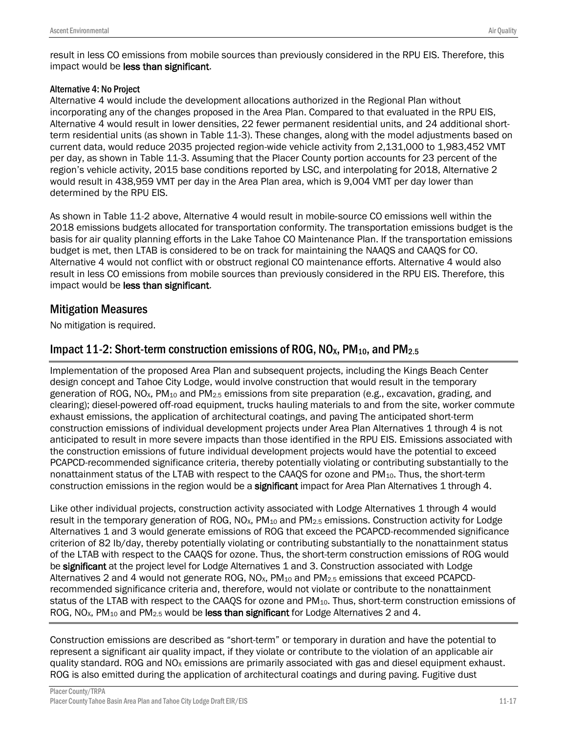result in less CO emissions from mobile sources than previously considered in the RPU EIS. Therefore, this impact would be **less than significant**.

#### Alternative 4: No Project

Alternative 4 would include the development allocations authorized in the Regional Plan without incorporating any of the changes proposed in the Area Plan. Compared to that evaluated in the RPU EIS, Alternative 4 would result in lower densities, 22 fewer permanent residential units, and 24 additional short-term residential units (as shown in Table 11-3). These changes, along with the model adjustments based on current data, would reduce 2035 projected region-wide vehicle activity from 2,131,000 to 1,983,452 VMT per day, as shown in Table 11-3. Assuming that the Placer County portion accounts for 23 percent of the region's vehicle activity, 2015 base conditions reported by LSC, and interpolating for 2018, Alternative 2 would result in 438,959 VMT per day in the Area Plan area, which is 9,004 VMT per day lower than determined by the RPU EIS.

As shown in Table 11-2 above, Alternative 4 would result in mobile-source CO emissions well within the 2018 emissions budgets allocated for transportation conformity. The transportation emissions budget is the basis for air quality planning efforts in the Lake Tahoe CO Maintenance Plan. If the transportation emissions budget is met, then LTAB is considered to be on track for maintaining the NAAQS and CAAQS for CO. Alternative 4 would not conflict with or obstruct regional CO maintenance efforts. Alternative 4 would also result in less CO emissions from mobile sources than previously considered in the RPU EIS. Therefore, this impact would be **less than significant**.

## Mitigation Measures

No mitigation is required.

## Impact 11-2: Short-term construction emissions of ROG, $NO_X$, $PM_{10}$, and $PM_{2.5}$

Implementation of the proposed Area Plan and subsequent projects, including the Kings Beach Center design concept and Tahoe City Lodge, would involve construction that would result in the temporary generation of ROG, $NO_X$, $PM_{10}$ and $PM_{2.5}$ emissions from site preparation (e.g., excavation, grading, and clearing); diesel-powered off-road equipment, trucks hauling materials to and from the site, worker commute exhaust emissions, the application of architectural coatings, and paving The anticipated short-term construction emissions of individual development projects under Area Plan Alternatives 1 through 4 is not anticipated to result in more severe impacts than those identified in the RPU EIS. Emissions associated with the construction emissions of future individual development projects would have the potential to exceed PCAPCD-recommended significance criteria, thereby potentially violating or contributing substantially to the nonattainment status of the LTAB with respect to the CAAQS for ozone and $PM_{10}$. Thus, the short-term construction emissions in the region would be a **significant** impact for Area Plan Alternatives 1 through 4.

Like other individual projects, construction activity associated with Lodge Alternatives 1 through 4 would result in the temporary generation of ROG, $NO_X$, $PM_{10}$ and $PM_{2.5}$ emissions. Construction activity for Lodge Alternatives 1 and 3 would generate emissions of ROG that exceed the PCAPCD-recommended significance criterion of 82 lb/day, thereby potentially violating or contributing substantially to the nonattainment status of the LTAB with respect to the CAAQS for ozone. Thus, the short-term construction emissions of ROG would be **significant** at the project level for Lodge Alternatives 1 and 3. Construction associated with Lodge Alternatives 2 and 4 would not generate ROG, $NO_X$, $PM_{10}$ and $PM_{2.5}$ emissions that exceed PCAPCD-recommended significance criteria and, therefore, would not violate or contribute to the nonattainment status of the LTAB with respect to the CAAQS for ozone and $PM_{10}$. Thus, short-term construction emissions of ROG, $NO_X$, $PM_{10}$ and $PM_{2.5}$ would be **less than significant** for Lodge Alternatives 2 and 4.

Construction emissions are described as "short-term" or temporary in duration and have the potential to represent a significant air quality impact, if they violate or contribute to the violation of an applicable air quality standard. ROG and $NO_X$ emissions are primarily associated with gas and diesel equipment exhaust. ROG is also emitted during the application of architectural coatings and during paving. Fugitive dust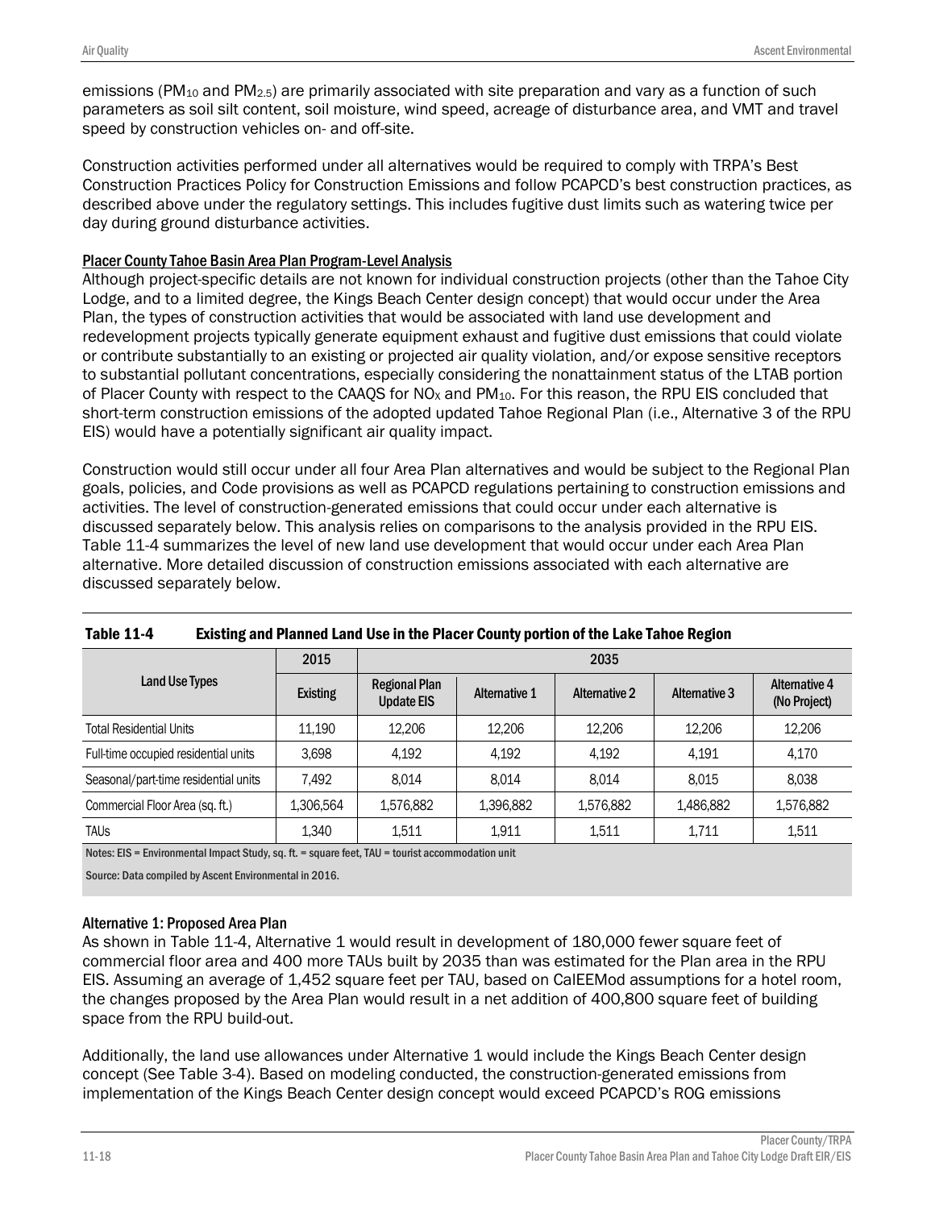emissions ($PM_{10}$ and $PM_{2.5}$) are primarily associated with site preparation and vary as a function of such parameters as soil silt content, soil moisture, wind speed, acreage of disturbance area, and VMT and travel speed by construction vehicles on- and off-site.

Construction activities performed under all alternatives would be required to comply with TRPA's Best Construction Practices Policy for Construction Emissions and follow PCAPCD's best construction practices, as described above under the regulatory settings. This includes fugitive dust limits such as watering twice per day during ground disturbance activities.

#### Placer County Tahoe Basin Area Plan Program-Level Analysis

Although project-specific details are not known for individual construction projects (other than the Tahoe City Lodge, and to a limited degree, the Kings Beach Center design concept) that would occur under the Area Plan, the types of construction activities that would be associated with land use development and redevelopment projects typically generate equipment exhaust and fugitive dust emissions that could violate or contribute substantially to an existing or projected air quality violation, and/or expose sensitive receptors to substantial pollutant concentrations, especially considering the nonattainment status of the LTAB portion of Placer County with respect to the CAAQS for $NO_X$ and $PM_{10}$. For this reason, the RPU EIS concluded that short-term construction emissions of the adopted updated Tahoe Regional Plan (i.e., Alternative 3 of the RPU EIS) would have a potentially significant air quality impact.

Construction would still occur under all four Area Plan alternatives and would be subject to the Regional Plan goals, policies, and Code provisions as well as PCAPCD regulations pertaining to construction emissions and activities. The level of construction-generated emissions that could occur under each alternative is discussed separately below. This analysis relies on comparisons to the analysis provided in the RPU EIS. Table 11-4 summarizes the level of new land use development that would occur under each Area Plan alternative. More detailed discussion of construction emissions associated with each alternative are discussed separately below.

**Table 11-4 Existing and Planned Land Use in the Placer County portion of the Lake Tahoe Region**

| Land Use Types | 2015 | 2035 | | | | |
|---|---|---|---|---|---|---|
| | Existing | Regional Plan Update EIS | Alternative 1 | Alternative 2 | Alternative 3 | Alternative 4 (No Project) |
| Total Residential Units | 11,190 | 12,206 | 12,206 | 12,206 | 12,206 | 12,206 |
| Full-time occupied residential units | 3,698 | 4,192 | 4,192 | 4,192 | 4,191 | 4,170 |
| Seasonal/part-time residential units | 7,492 | 8,014 | 8,014 | 8,014 | 8,015 | 8,038 |
| Commercial Floor Area (sq. ft.) | 1,306,564 | 1,576,882 | 1,396,882 | 1,576,882 | 1,486,882 | 1,576,882 |
| TAUs | 1,340 | 1,511 | 1,911 | 1,511 | 1,711 | 1,511 |

Notes: EIS = Environmental Impact Study, sq. ft. = square feet, TAU = tourist accommodation unit

Source: Data compiled by Ascent Environmental in 2016.

#### Alternative 1: Proposed Area Plan

As shown in Table 11-4, Alternative 1 would result in development of 180,000 fewer square feet of commercial floor area and 400 more TAUs built by 2035 than was estimated for the Plan area in the RPU EIS. Assuming an average of 1,452 square feet per TAU, based on CalEEMod assumptions for a hotel room, the changes proposed by the Area Plan would result in a net addition of 400,800 square feet of building space from the RPU build-out.

Additionally, the land use allowances under Alternative 1 would include the Kings Beach Center design concept (See Table 3-4). Based on modeling conducted, the construction-generated emissions from implementation of the Kings Beach Center design concept would exceed PCAPCD's ROG emissions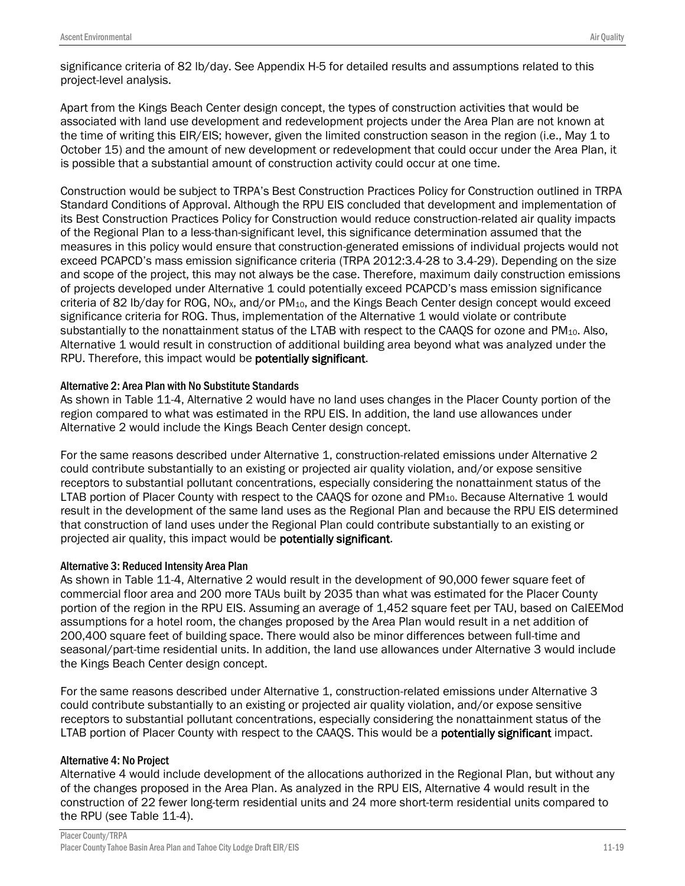significance criteria of 82 lb/day. See Appendix H-5 for detailed results and assumptions related to this project-level analysis.

Apart from the Kings Beach Center design concept, the types of construction activities that would be associated with land use development and redevelopment projects under the Area Plan are not known at the time of writing this EIR/EIS; however, given the limited construction season in the region (i.e., May 1 to October 15) and the amount of new development or redevelopment that could occur under the Area Plan, it is possible that a substantial amount of construction activity could occur at one time.

Construction would be subject to TRPA's Best Construction Practices Policy for Construction outlined in TRPA Standard Conditions of Approval. Although the RPU EIS concluded that development and implementation of its Best Construction Practices Policy for Construction would reduce construction-related air quality impacts of the Regional Plan to a less-than-significant level, this significance determination assumed that the measures in this policy would ensure that construction-generated emissions of individual projects would not exceed PCAPCD's mass emission significance criteria (TRPA 2012:3.4-28 to 3.4-29). Depending on the size and scope of the project, this may not always be the case. Therefore, maximum daily construction emissions of projects developed under Alternative 1 could potentially exceed PCAPCD's mass emission significance criteria of 82 lb/day for ROG, $NO_X$, and/or $PM_{10}$, and the Kings Beach Center design concept would exceed significance criteria for ROG. Thus, implementation of the Alternative 1 would violate or contribute substantially to the nonattainment status of the LTAB with respect to the CAAQS for ozone and $PM_{10}$. Also, Alternative 1 would result in construction of additional building area beyond what was analyzed under the RPU. Therefore, this impact would be **potentially significant**.

#### Alternative 2: Area Plan with No Substitute Standards

As shown in Table 11-4, Alternative 2 would have no land uses changes in the Placer County portion of the region compared to what was estimated in the RPU EIS. In addition, the land use allowances under Alternative 2 would include the Kings Beach Center design concept.

For the same reasons described under Alternative 1, construction-related emissions under Alternative 2 could contribute substantially to an existing or projected air quality violation, and/or expose sensitive receptors to substantial pollutant concentrations, especially considering the nonattainment status of the LTAB portion of Placer County with respect to the CAAQS for ozone and $PM_{10}$. Because Alternative 1 would result in the development of the same land uses as the Regional Plan and because the RPU EIS determined that construction of land uses under the Regional Plan could contribute substantially to an existing or projected air quality, this impact would be **potentially significant**.

#### Alternative 3: Reduced Intensity Area Plan

As shown in Table 11-4, Alternative 2 would result in the development of 90,000 fewer square feet of commercial floor area and 200 more TAUs built by 2035 than what was estimated for the Placer County portion of the region in the RPU EIS. Assuming an average of 1,452 square feet per TAU, based on CalEEMod assumptions for a hotel room, the changes proposed by the Area Plan would result in a net addition of 200,400 square feet of building space. There would also be minor differences between full-time and seasonal/part-time residential units. In addition, the land use allowances under Alternative 3 would include the Kings Beach Center design concept.

For the same reasons described under Alternative 1, construction-related emissions under Alternative 3 could contribute substantially to an existing or projected air quality violation, and/or expose sensitive receptors to substantial pollutant concentrations, especially considering the nonattainment status of the LTAB portion of Placer County with respect to the CAAQS. This would be a **potentially significant** impact.

#### Alternative 4: No Project

Alternative 4 would include development of the allocations authorized in the Regional Plan, but without any of the changes proposed in the Area Plan. As analyzed in the RPU EIS, Alternative 4 would result in the construction of 22 fewer long-term residential units and 24 more short-term residential units compared to the RPU (see Table 11-4).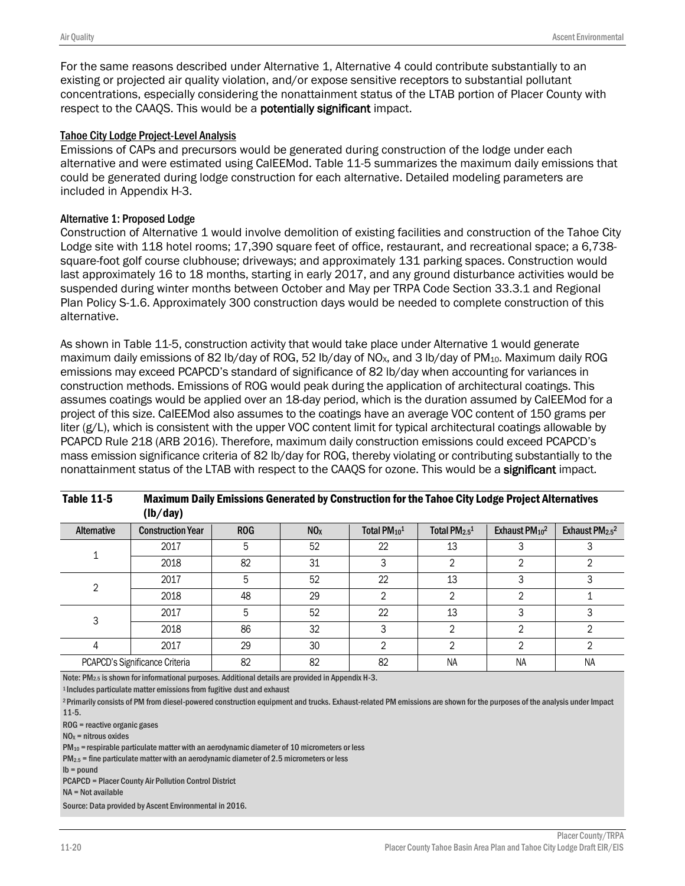For the same reasons described under Alternative 1, Alternative 4 could contribute substantially to an existing or projected air quality violation, and/or expose sensitive receptors to substantial pollutant concentrations, especially considering the nonattainment status of the LTAB portion of Placer County with respect to the CAAQS. This would be a **potentially significant** impact.

### Tahoe City Lodge Project-Level Analysis

Emissions of CAPs and precursors would be generated during construction of the lodge under each alternative and were estimated using CalEEMod. Table 11-5 summarizes the maximum daily emissions that could be generated during lodge construction for each alternative. Detailed modeling parameters are included in Appendix H-3.

#### Alternative 1: Proposed Lodge

Construction of Alternative 1 would involve demolition of existing facilities and construction of the Tahoe City Lodge site with 118 hotel rooms; 17,390 square feet of office, restaurant, and recreational space; a 6,738-square-foot golf course clubhouse; driveways; and approximately 131 parking spaces. Construction would last approximately 16 to 18 months, starting in early 2017, and any ground disturbance activities would be suspended during winter months between October and May per TRPA Code Section 33.3.1 and Regional Plan Policy S-1.6. Approximately 300 construction days would be needed to complete construction of this alternative.

As shown in Table 11-5, construction activity that would take place under Alternative 1 would generate maximum daily emissions of 82 lb/day of ROG, 52 lb/day of $NO_X$, and 3 lb/day of $PM_{10}$. Maximum daily ROG emissions may exceed PCAPCD's standard of significance of 82 lb/day when accounting for variances in construction methods. Emissions of ROG would peak during the application of architectural coatings. This assumes coatings would be applied over an 18-day period, which is the duration assumed by CalEEMod for a project of this size. CalEEMod also assumes to the coatings have an average VOC content of 150 grams per liter (g/L), which is consistent with the upper VOC content limit for typical architectural coatings allowable by PCAPCD Rule 218 (ARB 2016). Therefore, maximum daily construction emissions could exceed PCAPCD's mass emission significance criteria of 82 lb/day for ROG, thereby violating or contributing substantially to the nonattainment status of the LTAB with respect to the CAAQS for ozone. This would be a **significant** impact.

**Table 11-5 Maximum Daily Emissions Generated by Construction for the Tahoe City Lodge Project Alternatives (lb/day)**

| Alternative | Construction Year | ROG | $NO_X$ | Total $PM_{10}$[1] | Total $PM_{2.5}$[1] | Exhaust $PM_{10}$[2] | Exhaust $PM_{2.5}$[2] |
|---|---|---|---|---|---|---|---|
| 1 | 2017 | 5 | 52 | 22 | 13 | 3 | 3 |
| | 2018 | 82 | 31 | 3 | 2 | 2 | 2 |
| 2 | 2017 | 5 | 52 | 22 | 13 | 3 | 3 |
| | 2018 | 48 | 29 | 2 | 2 | 2 | 1 |
| 3 | 2017 | 5 | 52 | 22 | 13 | 3 | 3 |
| | 2018 | 86 | 32 | 3 | 2 | 2 | 2 |
| 4 | 2017 | 29 | 30 | 2 | 2 | 2 | 2 |
| PCAPCD's Significance Criteria | | 82 | 82 | 82 | NA | NA | NA |

Note: $PM_{2.5}$ is shown for informational purposes. Additional details are provided in Appendix H-3.

[1] Includes particulate matter emissions from fugitive dust and exhaust

[2] Primarily consists of PM from diesel-powered construction equipment and trucks. Exhaust-related PM emissions are shown for the purposes of the analysis under Impact 11-5.

ROG = reactive organic gases

$NO_X$ = nitrous oxides

$PM_{10}$ = respirable particulate matter with an aerodynamic diameter of 10 micrometers or less

$PM_{2.5}$ = fine particulate matter with an aerodynamic diameter of 2.5 micrometers or less

lb = pound

PCAPCD = Placer County Air Pollution Control District

NA = Not available

Source: Data provided by Ascent Environmental in 2016.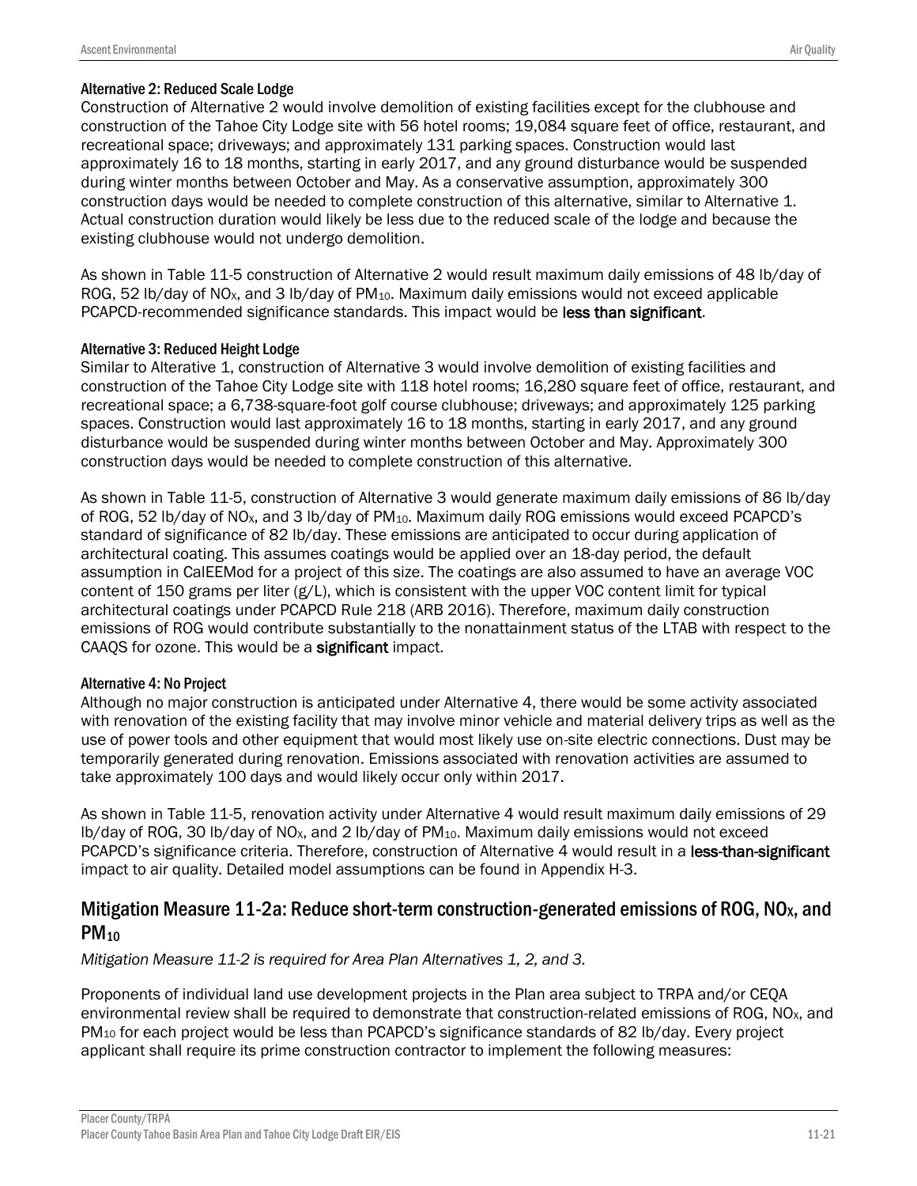#### Alternative 2: Reduced Scale Lodge

Construction of Alternative 2 would involve demolition of existing facilities except for the clubhouse and construction of the Tahoe City Lodge site with 56 hotel rooms; 19,084 square feet of office, restaurant, and recreational space; driveways; and approximately 131 parking spaces. Construction would last approximately 16 to 18 months, starting in early 2017, and any ground disturbance would be suspended during winter months between October and May. As a conservative assumption, approximately 300 construction days would be needed to complete construction of this alternative, similar to Alternative 1. Actual construction duration would likely be less due to the reduced scale of the lodge and because the existing clubhouse would not undergo demolition.

As shown in Table 11-5 construction of Alternative 2 would result maximum daily emissions of 48 lb/day of ROG, 52 lb/day of $NO_X$, and 3 lb/day of $PM_{10}$. Maximum daily emissions would not exceed applicable PCAPCD-recommended significance standards. This impact would be **less than significant**.

#### Alternative 3: Reduced Height Lodge

Similar to Alterative 1, construction of Alternative 3 would involve demolition of existing facilities and construction of the Tahoe City Lodge site with 118 hotel rooms; 16,280 square feet of office, restaurant, and recreational space; a 6,738-square-foot golf course clubhouse; driveways; and approximately 125 parking spaces. Construction would last approximately 16 to 18 months, starting in early 2017, and any ground disturbance would be suspended during winter months between October and May. Approximately 300 construction days would be needed to complete construction of this alternative.

As shown in Table 11-5, construction of Alternative 3 would generate maximum daily emissions of 86 lb/day of ROG, 52 lb/day of $NO_X$, and 3 lb/day of $PM_{10}$. Maximum daily ROG emissions would exceed PCAPCD's standard of significance of 82 lb/day. These emissions are anticipated to occur during application of architectural coating. This assumes coatings would be applied over an 18-day period, the default assumption in CalEEMod for a project of this size. The coatings are also assumed to have an average VOC content of 150 grams per liter (g/L), which is consistent with the upper VOC content limit for typical architectural coatings under PCAPCD Rule 218 (ARB 2016). Therefore, maximum daily construction emissions of ROG would contribute substantially to the nonattainment status of the LTAB with respect to the CAAQS for ozone. This would be a **significant** impact.

#### Alternative 4: No Project

Although no major construction is anticipated under Alternative 4, there would be some activity associated with renovation of the existing facility that may involve minor vehicle and material delivery trips as well as the use of power tools and other equipment that would most likely use on-site electric connections. Dust may be temporarily generated during renovation. Emissions associated with renovation activities are assumed to take approximately 100 days and would likely occur only within 2017.

As shown in Table 11-5, renovation activity under Alternative 4 would result maximum daily emissions of 29 lb/day of ROG, 30 lb/day of $NO_X$, and 2 lb/day of $PM_{10}$. Maximum daily emissions would not exceed PCAPCD's significance criteria. Therefore, construction of Alternative 4 would result in a **less-than-significant** impact to air quality. Detailed model assumptions can be found in Appendix H-3.

## Mitigation Measure 11-2a: Reduce short-term construction-generated emissions of ROG, $NO_X$, and $PM_{10}$

*Mitigation Measure 11-2 is required for Area Plan Alternatives 1, 2, and 3.*

Proponents of individual land use development projects in the Plan area subject to TRPA and/or CEQA environmental review shall be required to demonstrate that construction-related emissions of ROG, $NO_X$, and $PM_{10}$ for each project would be less than PCAPCD's significance standards of 82 lb/day. Every project applicant shall require its prime construction contractor to implement the following measures: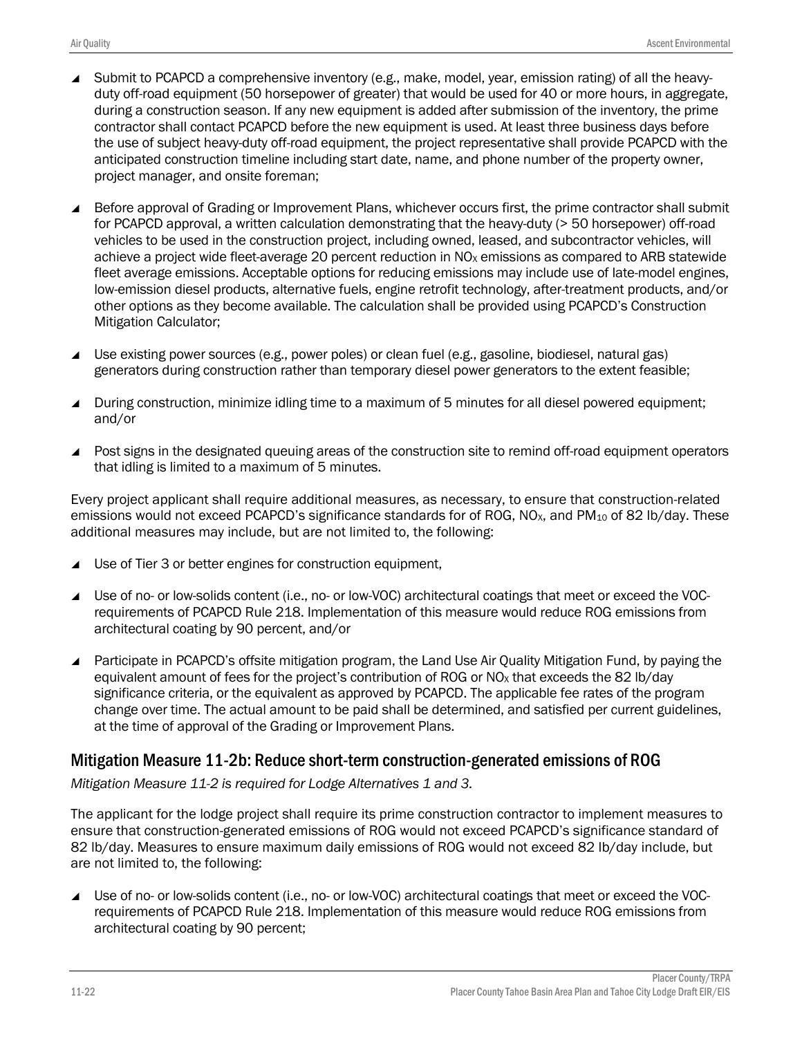- Submit to PCAPCD a comprehensive inventory (e.g., make, model, year, emission rating) of all the heavy-duty off-road equipment (50 horsepower of greater) that would be used for 40 or more hours, in aggregate, during a construction season. If any new equipment is added after submission of the inventory, the prime contractor shall contact PCAPCD before the new equipment is used. At least three business days before the use of subject heavy-duty off-road equipment, the project representative shall provide PCAPCD with the anticipated construction timeline including start date, name, and phone number of the property owner, project manager, and onsite foreman;

- Before approval of Grading or Improvement Plans, whichever occurs first, the prime contractor shall submit for PCAPCD approval, a written calculation demonstrating that the heavy-duty (> 50 horsepower) off-road vehicles to be used in the construction project, including owned, leased, and subcontractor vehicles, will achieve a project wide fleet-average 20 percent reduction in $NO_X$ emissions as compared to ARB statewide fleet average emissions. Acceptable options for reducing emissions may include use of late-model engines, low-emission diesel products, alternative fuels, engine retrofit technology, after-treatment products, and/or other options as they become available. The calculation shall be provided using PCAPCD's Construction Mitigation Calculator;

- Use existing power sources (e.g., power poles) or clean fuel (e.g., gasoline, biodiesel, natural gas) generators during construction rather than temporary diesel power generators to the extent feasible;

- During construction, minimize idling time to a maximum of 5 minutes for all diesel powered equipment; and/or

- Post signs in the designated queuing areas of the construction site to remind off-road equipment operators that idling is limited to a maximum of 5 minutes.

Every project applicant shall require additional measures, as necessary, to ensure that construction-related emissions would not exceed PCAPCD's significance standards for of ROG, $NO_X$, and $PM_{10}$ of 82 lb/day. These additional measures may include, but are not limited to, the following:

- Use of Tier 3 or better engines for construction equipment,

- Use of no- or low-solids content (i.e., no- or low-VOC) architectural coatings that meet or exceed the VOC-requirements of PCAPCD Rule 218. Implementation of this measure would reduce ROG emissions from architectural coating by 90 percent, and/or

- Participate in PCAPCD's offsite mitigation program, the Land Use Air Quality Mitigation Fund, by paying the equivalent amount of fees for the project's contribution of ROG or $NO_X$ that exceeds the 82 lb/day significance criteria, or the equivalent as approved by PCAPCD. The applicable fee rates of the program change over time. The actual amount to be paid shall be determined, and satisfied per current guidelines, at the time of approval of the Grading or Improvement Plans.

## Mitigation Measure 11-2b: Reduce short-term construction-generated emissions of ROG

*Mitigation Measure 11-2 is required for Lodge Alternatives 1 and 3.*

The applicant for the lodge project shall require its prime construction contractor to implement measures to ensure that construction-generated emissions of ROG would not exceed PCAPCD's significance standard of 82 lb/day. Measures to ensure maximum daily emissions of ROG would not exceed 82 lb/day include, but are not limited to, the following:

- Use of no- or low-solids content (i.e., no- or low-VOC) architectural coatings that meet or exceed the VOC-requirements of PCAPCD Rule 218. Implementation of this measure would reduce ROG emissions from architectural coating by 90 percent;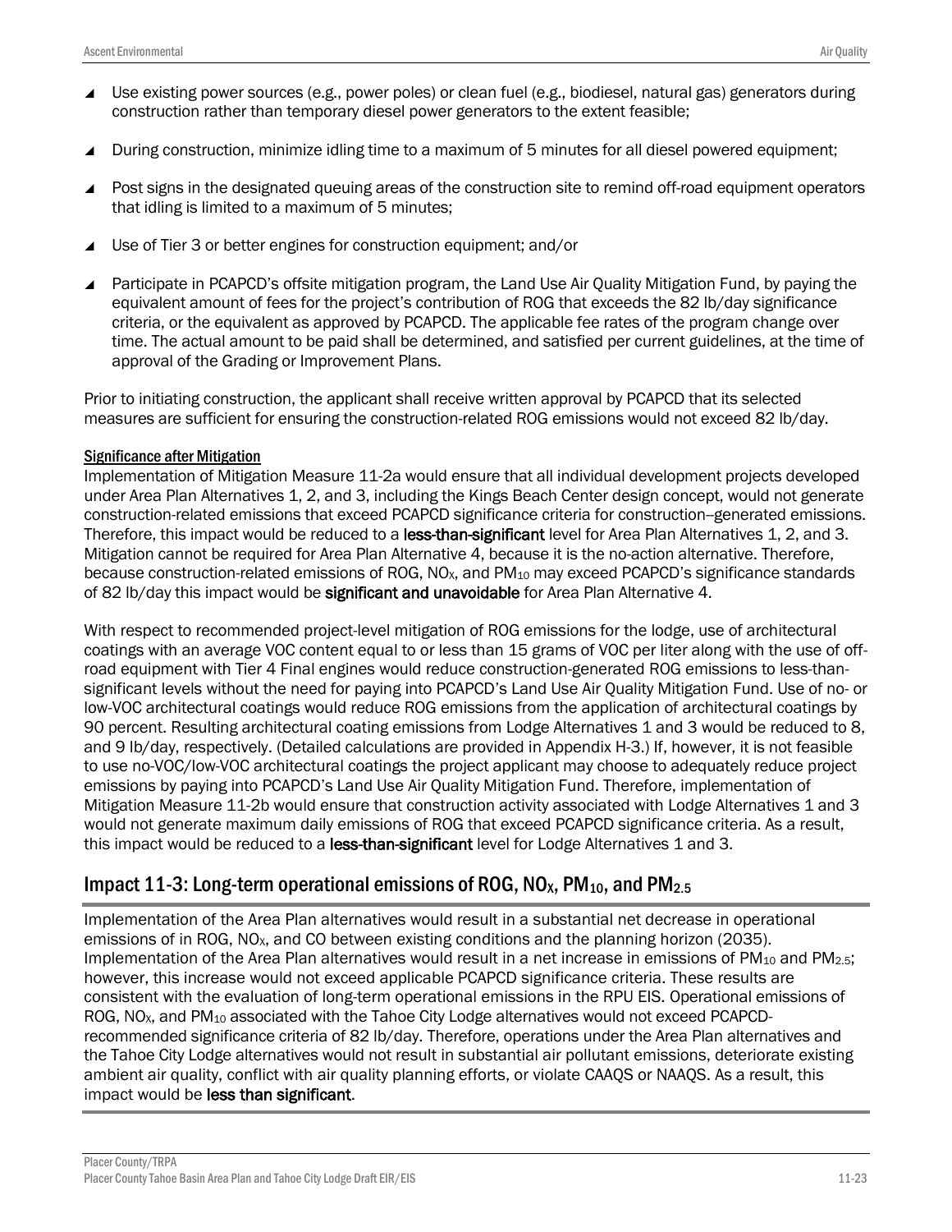- Use existing power sources (e.g., power poles) or clean fuel (e.g., biodiesel, natural gas) generators during construction rather than temporary diesel power generators to the extent feasible;
- During construction, minimize idling time to a maximum of 5 minutes for all diesel powered equipment;
- Post signs in the designated queuing areas of the construction site to remind off-road equipment operators that idling is limited to a maximum of 5 minutes;
- Use of Tier 3 or better engines for construction equipment; and/or
- Participate in PCAPCD's offsite mitigation program, the Land Use Air Quality Mitigation Fund, by paying the equivalent amount of fees for the project's contribution of ROG that exceeds the 82 lb/day significance criteria, or the equivalent as approved by PCAPCD. The applicable fee rates of the program change over time. The actual amount to be paid shall be determined, and satisfied per current guidelines, at the time of approval of the Grading or Improvement Plans.

Prior to initiating construction, the applicant shall receive written approval by PCAPCD that its selected measures are sufficient for ensuring the construction-related ROG emissions would not exceed 82 lb/day.

#### Significance after Mitigation

Implementation of Mitigation Measure 11-2a would ensure that all individual development projects developed under Area Plan Alternatives 1, 2, and 3, including the Kings Beach Center design concept, would not generate construction-related emissions that exceed PCAPCD significance criteria for construction–generated emissions. Therefore, this impact would be reduced to a **less-than-significant** level for Area Plan Alternatives 1, 2, and 3. Mitigation cannot be required for Area Plan Alternative 4, because it is the no-action alternative. Therefore, because construction-related emissions of ROG, $NO_X$, and $PM_{10}$ may exceed PCAPCD's significance standards of 82 lb/day this impact would be **significant and unavoidable** for Area Plan Alternative 4.

With respect to recommended project-level mitigation of ROG emissions for the lodge, use of architectural coatings with an average VOC content equal to or less than 15 grams of VOC per liter along with the use of off-road equipment with Tier 4 Final engines would reduce construction-generated ROG emissions to less-than-significant levels without the need for paying into PCAPCD's Land Use Air Quality Mitigation Fund. Use of no- or low-VOC architectural coatings would reduce ROG emissions from the application of architectural coatings by 90 percent. Resulting architectural coating emissions from Lodge Alternatives 1 and 3 would be reduced to 8, and 9 lb/day, respectively. (Detailed calculations are provided in Appendix H-3.) If, however, it is not feasible to use no-VOC/low-VOC architectural coatings the project applicant may choose to adequately reduce project emissions by paying into PCAPCD's Land Use Air Quality Mitigation Fund. Therefore, implementation of Mitigation Measure 11-2b would ensure that construction activity associated with Lodge Alternatives 1 and 3 would not generate maximum daily emissions of ROG that exceed PCAPCD significance criteria. As a result, this impact would be reduced to a **less-than-significant** level for Lodge Alternatives 1 and 3.

## Impact 11-3: Long-term operational emissions of ROG, $NO_X$, $PM_{10}$, and $PM_{2.5}$

Implementation of the Area Plan alternatives would result in a substantial net decrease in operational emissions of in ROG, $NO_X$, and CO between existing conditions and the planning horizon (2035). Implementation of the Area Plan alternatives would result in a net increase in emissions of $PM_{10}$ and $PM_{2.5}$; however, this increase would not exceed applicable PCAPCD significance criteria. These results are consistent with the evaluation of long-term operational emissions in the RPU EIS. Operational emissions of ROG, $NO_X$, and $PM_{10}$ associated with the Tahoe City Lodge alternatives would not exceed PCAPCD-recommended significance criteria of 82 lb/day. Therefore, operations under the Area Plan alternatives and the Tahoe City Lodge alternatives would not result in substantial air pollutant emissions, deteriorate existing ambient air quality, conflict with air quality planning efforts, or violate CAAQS or NAAQS. As a result, this impact would be **less than significant**.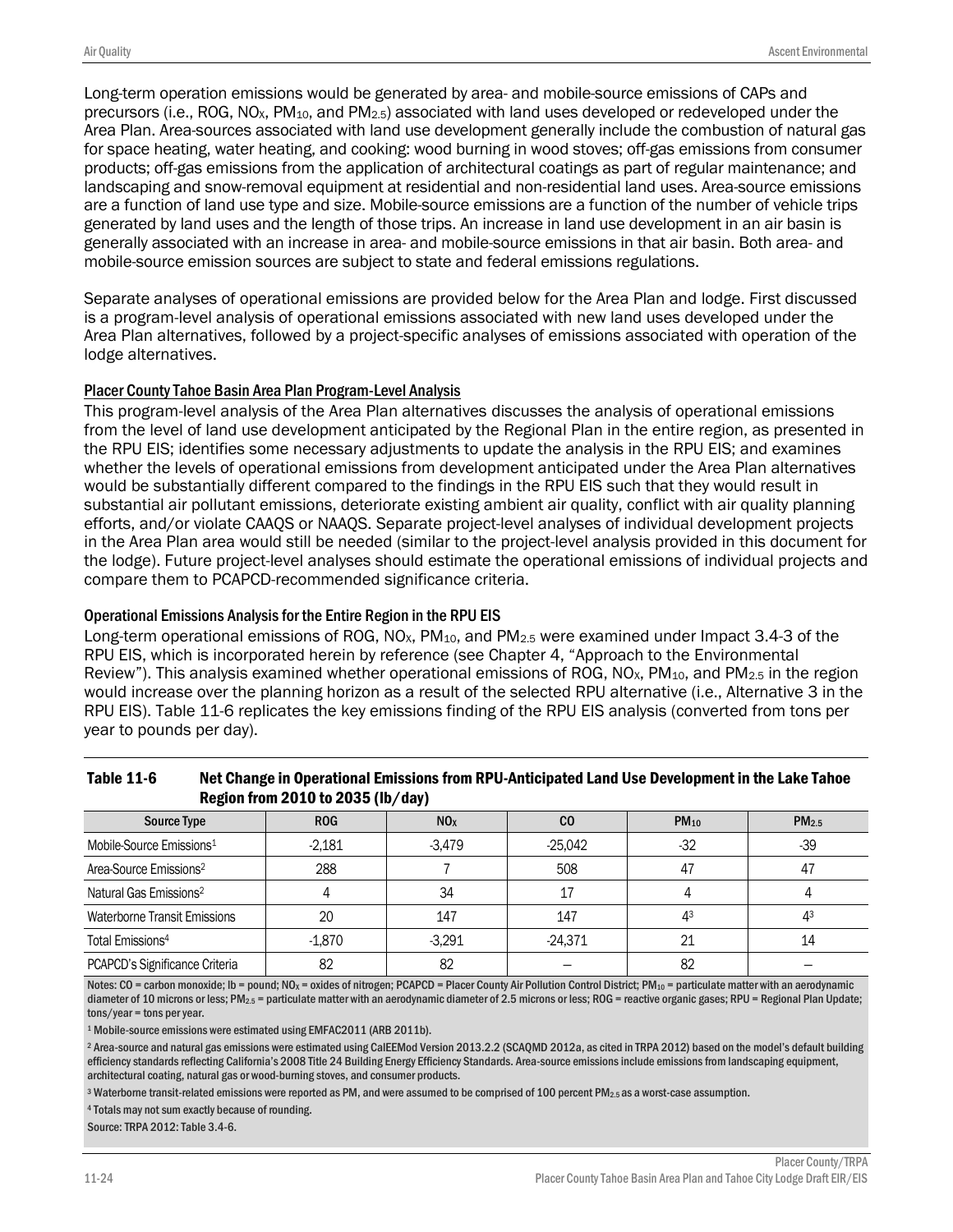Long-term operation emissions would be generated by area- and mobile-source emissions of CAPs and precursors (i.e., ROG, $NO_X$, $PM_{10}$, and $PM_{2.5}$) associated with land uses developed or redeveloped under the Area Plan. Area-sources associated with land use development generally include the combustion of natural gas for space heating, water heating, and cooking: wood burning in wood stoves; off-gas emissions from consumer products; off-gas emissions from the application of architectural coatings as part of regular maintenance; and landscaping and snow-removal equipment at residential and non-residential land uses. Area-source emissions are a function of land use type and size. Mobile-source emissions are a function of the number of vehicle trips generated by land uses and the length of those trips. An increase in land use development in an air basin is generally associated with an increase in area- and mobile-source emissions in that air basin. Both area- and mobile-source emission sources are subject to state and federal emissions regulations.

Separate analyses of operational emissions are provided below for the Area Plan and lodge. First discussed is a program-level analysis of operational emissions associated with new land uses developed under the Area Plan alternatives, followed by a project-specific analyses of emissions associated with operation of the lodge alternatives.

## Placer County Tahoe Basin Area Plan Program-Level Analysis

This program-level analysis of the Area Plan alternatives discusses the analysis of operational emissions from the level of land use development anticipated by the Regional Plan in the entire region, as presented in the RPU EIS; identifies some necessary adjustments to update the analysis in the RPU EIS; and examines whether the levels of operational emissions from development anticipated under the Area Plan alternatives would be substantially different compared to the findings in the RPU EIS such that they would result in substantial air pollutant emissions, deteriorate existing ambient air quality, conflict with air quality planning efforts, and/or violate CAAQS or NAAQS. Separate project-level analyses of individual development projects in the Area Plan area would still be needed (similar to the project-level analysis provided in this document for the lodge). Future project-level analyses should estimate the operational emissions of individual projects and compare them to PCAPCD-recommended significance criteria.

### Operational Emissions Analysis for the Entire Region in the RPU EIS

Long-term operational emissions of ROG, $NO_X$, $PM_{10}$, and $PM_{2.5}$ were examined under Impact 3.4-3 of the RPU EIS, which is incorporated herein by reference (see Chapter 4, "Approach to the Environmental Review"). This analysis examined whether operational emissions of ROG, $NO_X$, $PM_{10}$, and $PM_{2.5}$ in the region would increase over the planning horizon as a result of the selected RPU alternative (i.e., Alternative 3 in the RPU EIS). Table 11-6 replicates the key emissions finding of the RPU EIS analysis (converted from tons per year to pounds per day).

**Table 11-6 Net Change in Operational Emissions from RPU-Anticipated Land Use Development in the Lake Tahoe Region from 2010 to 2035 (lb/day)**

| Source Type | ROG | $NO_X$ | CO | $PM_{10}$ | $PM_{2.5}$ |
|---|---|---|---|---|---|
| Mobile-Source Emissions[1] | -2,181 | -3,479 | -25,042 | -32 | -39 |
| Area-Source Emissions[2] | 288 | 7 | 508 | 47 | 47 |
| Natural Gas Emissions[2] | 4 | 34 | 17 | 4 | 4 |
| Waterborne Transit Emissions | 20 | 147 | 147 | 4[3] | 4[3] |
| Total Emissions[4] | -1,870 | -3,291 | -24,371 | 21 | 14 |
| PCAPCD's Significance Criteria | 82 | 82 | – | 82 | – |

Notes: CO = carbon monoxide; lb = pound; $NO_X$ = oxides of nitrogen; PCAPCD = Placer County Air Pollution Control District; $PM_{10}$ = particulate matter with an aerodynamic diameter of 10 microns or less; $PM_{2.5}$ = particulate matter with an aerodynamic diameter of 2.5 microns or less; ROG = reactive organic gases; RPU = Regional Plan Update; tons/year = tons per year.

[1] Mobile-source emissions were estimated using EMFAC2011 (ARB 2011b).

[2] Area-source and natural gas emissions were estimated using CalEEMod Version 2013.2.2 (SCAQMD 2012a, as cited in TRPA 2012) based on the model's default building efficiency standards reflecting California's 2008 Title 24 Building Energy Efficiency Standards. Area-source emissions include emissions from landscaping equipment, architectural coating, natural gas or wood-burning stoves, and consumer products.

[3] Waterborne transit-related emissions were reported as PM, and were assumed to be comprised of 100 percent $PM_{2.5}$ as a worst-case assumption.

[4] Totals may not sum exactly because of rounding.

Source: TRPA 2012: Table 3.4-6.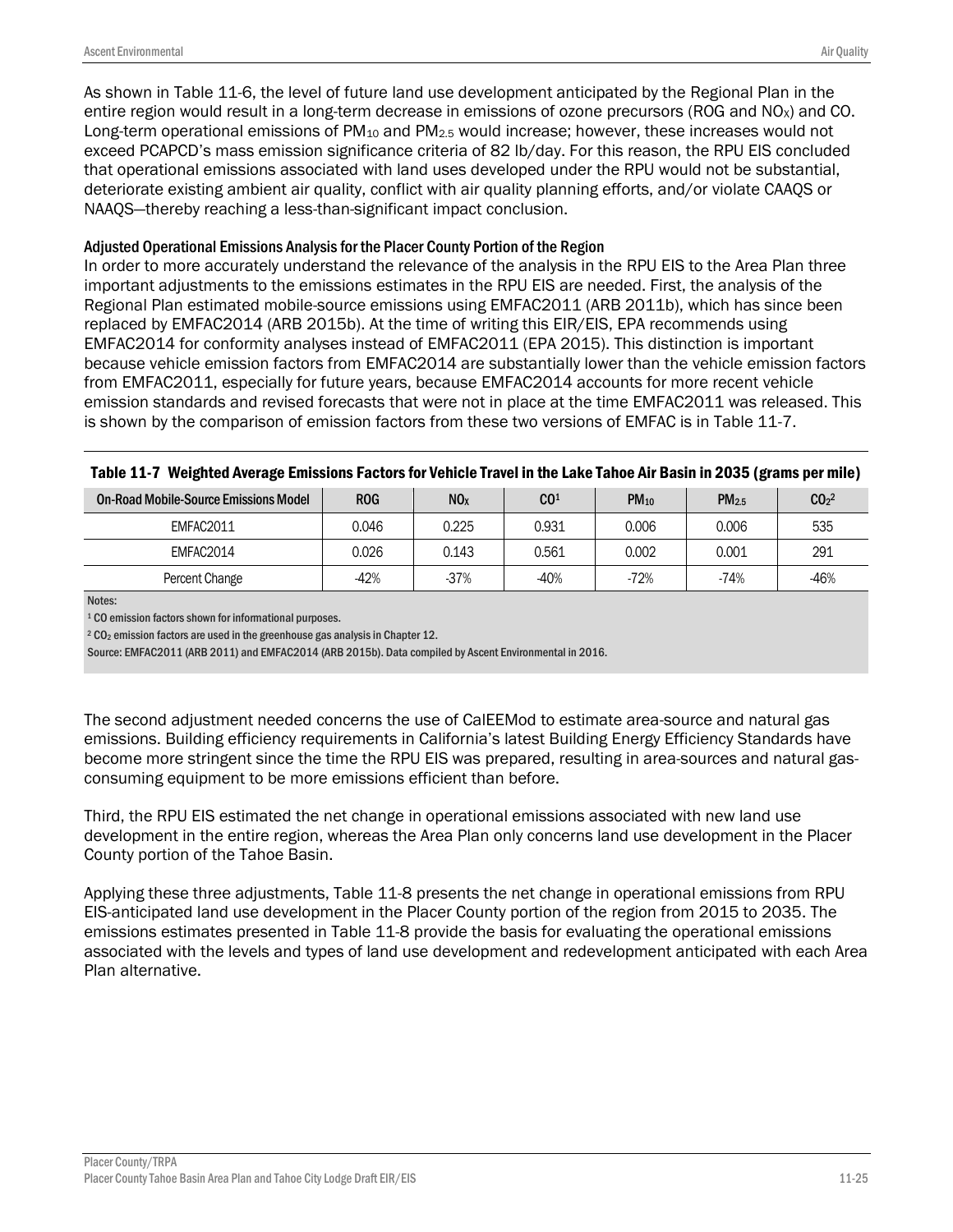As shown in Table 11-6, the level of future land use development anticipated by the Regional Plan in the entire region would result in a long-term decrease in emissions of ozone precursors (ROG and $NO_X$) and CO. Long-term operational emissions of $PM_{10}$ and $PM_{2.5}$ would increase; however, these increases would not exceed PCAPCD's mass emission significance criteria of 82 lb/day. For this reason, the RPU EIS concluded that operational emissions associated with land uses developed under the RPU would not be substantial, deteriorate existing ambient air quality, conflict with air quality planning efforts, and/or violate CAAQS or NAAQS—thereby reaching a less-than-significant impact conclusion.

#### Adjusted Operational Emissions Analysis for the Placer County Portion of the Region

In order to more accurately understand the relevance of the analysis in the RPU EIS to the Area Plan three important adjustments to the emissions estimates in the RPU EIS are needed. First, the analysis of the Regional Plan estimated mobile-source emissions using EMFAC2011 (ARB 2011b), which has since been replaced by EMFAC2014 (ARB 2015b). At the time of writing this EIR/EIS, EPA recommends using EMFAC2014 for conformity analyses instead of EMFAC2011 (EPA 2015). This distinction is important because vehicle emission factors from EMFAC2014 are substantially lower than the vehicle emission factors from EMFAC2011, especially for future years, because EMFAC2014 accounts for more recent vehicle emission standards and revised forecasts that were not in place at the time EMFAC2011 was released. This is shown by the comparison of emission factors from these two versions of EMFAC is in Table 11-7.

**Table 11-7 Weighted Average Emissions Factors for Vehicle Travel in the Lake Tahoe Air Basin in 2035 (grams per mile)**

| On-Road Mobile-Source Emissions Model | ROG | $NO_X$ | CO[1] | $PM_{10}$ | $PM_{2.5}$ | $CO_2$[2] |
|---|---|---|---|---|---|---|
| EMFAC2011 | 0.046 | 0.225 | 0.931 | 0.006 | 0.006 | 535 |
| EMFAC2014 | 0.026 | 0.143 | 0.561 | 0.002 | 0.001 | 291 |
| Percent Change | -42% | -37% | -40% | -72% | -74% | -46% |

Notes:

[1] CO emission factors shown for informational purposes.

[2] $CO_2$ emission factors are used in the greenhouse gas analysis in Chapter 12.

Source: EMFAC2011 (ARB 2011) and EMFAC2014 (ARB 2015b). Data compiled by Ascent Environmental in 2016.

The second adjustment needed concerns the use of CalEEMod to estimate area-source and natural gas emissions. Building efficiency requirements in California's latest Building Energy Efficiency Standards have become more stringent since the time the RPU EIS was prepared, resulting in area-sources and natural gas-consuming equipment to be more emissions efficient than before.

Third, the RPU EIS estimated the net change in operational emissions associated with new land use development in the entire region, whereas the Area Plan only concerns land use development in the Placer County portion of the Tahoe Basin.

Applying these three adjustments, Table 11-8 presents the net change in operational emissions from RPU EIS-anticipated land use development in the Placer County portion of the region from 2015 to 2035. The emissions estimates presented in Table 11-8 provide the basis for evaluating the operational emissions associated with the levels and types of land use development and redevelopment anticipated with each Area Plan alternative.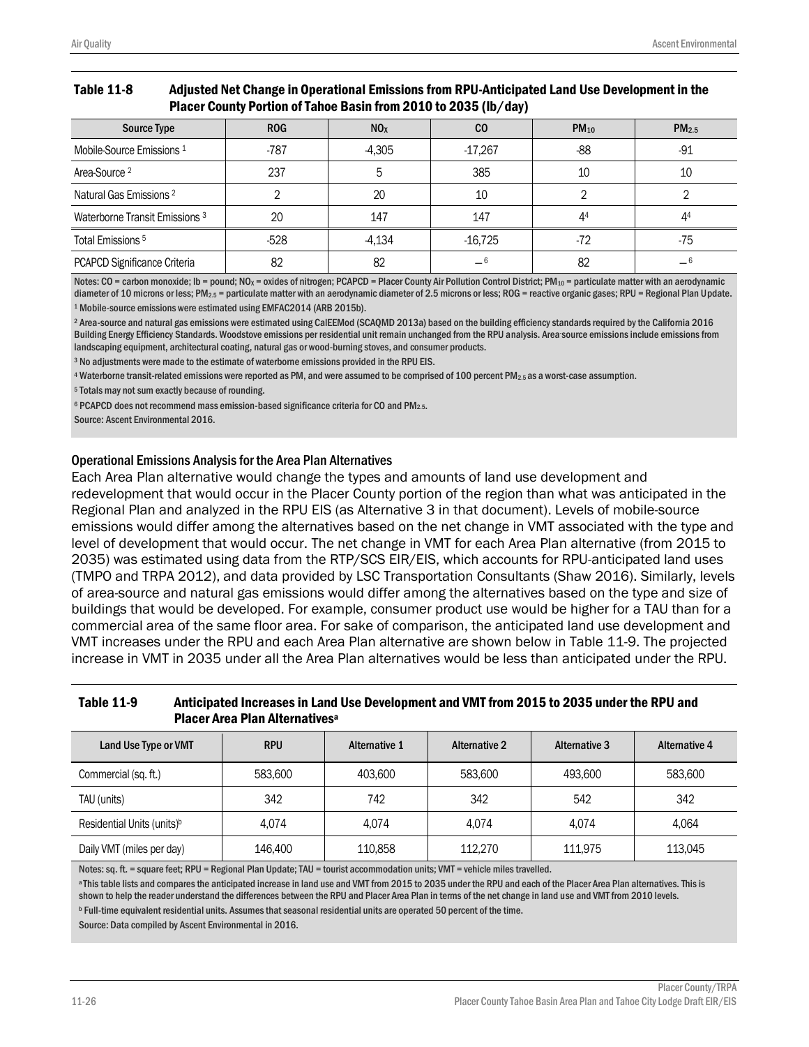**Table 11-8 Adjusted Net Change in Operational Emissions from RPU-Anticipated Land Use Development in the Placer County Portion of Tahoe Basin from 2010 to 2035 (lb/day)**

| Source Type | ROG | $NO_X$ | CO | $PM_{10}$ | $PM_{2.5}$ |
|---|---|---|---|---|---|
| Mobile-Source Emissions [1] | -787 | -4,305 | -17,267 | -88 | -91 |
| Area-Source [2] | 237 | 5 | 385 | 10 | 10 |
| Natural Gas Emissions [2] | 2 | 20 | 10 | 2 | 2 |
| Waterborne Transit Emissions [3] | 20 | 147 | 147 | 4[4] | 4[4] |
| Total Emissions [5] | -528 | -4,134 | -16,725 | -72 | -75 |
| PCAPCD Significance Criteria | 82 | 82 | –[6] | 82 | –[6] |

Notes: CO = carbon monoxide; lb = pound; $NO_X$ = oxides of nitrogen; PCAPCD = Placer County Air Pollution Control District; $PM_{10}$ = particulate matter with an aerodynamic diameter of 10 microns or less; $PM_{2.5}$ = particulate matter with an aerodynamic diameter of 2.5 microns or less; ROG = reactive organic gases; RPU = Regional Plan Update.

[1] Mobile-source emissions were estimated using EMFAC2014 (ARB 2015b).

[2] Area-source and natural gas emissions were estimated using CalEEMod (SCAQMD 2013a) based on the building efficiency standards required by the California 2016 Building Energy Efficiency Standards. Woodstove emissions per residential unit remain unchanged from the RPU analysis. Area-source emissions include emissions from landscaping equipment, architectural coating, natural gas or wood-burning stoves, and consumer products.

[3] No adjustments were made to the estimate of waterborne emissions provided in the RPU EIS.

[4] Waterborne transit-related emissions were reported as PM, and were assumed to be comprised of 100 percent $PM_{2.5}$ as a worst-case assumption.

[5] Totals may not sum exactly because of rounding.

[6] PCAPCD does not recommend mass emission-based significance criteria for CO and $PM_{2.5}$.

Source: Ascent Environmental 2016.

### Operational Emissions Analysis for the Area Plan Alternatives

Each Area Plan alternative would change the types and amounts of land use development and redevelopment that would occur in the Placer County portion of the region than what was anticipated in the Regional Plan and analyzed in the RPU EIS (as Alternative 3 in that document). Levels of mobile-source emissions would differ among the alternatives based on the net change in VMT associated with the type and level of development that would occur. The net change in VMT for each Area Plan alternative (from 2015 to 2035) was estimated using data from the RTP/SCS EIR/EIS, which accounts for RPU-anticipated land uses (TMPO and TRPA 2012), and data provided by LSC Transportation Consultants (Shaw 2016). Similarly, levels of area-source and natural gas emissions would differ among the alternatives based on the type and size of buildings that would be developed. For example, consumer product use would be higher for a TAU than for a commercial area of the same floor area. For sake of comparison, the anticipated land use development and VMT increases under the RPU and each Area Plan alternative are shown below in Table 11-9. The projected increase in VMT in 2035 under all the Area Plan alternatives would be less than anticipated under the RPU.

**Table 11-9 Anticipated Increases in Land Use Development and VMT from 2015 to 2035 under the RPU and Placer Area Plan Alternatives[a]**

| Land Use Type or VMT | RPU | Alternative 1 | Alternative 2 | Alternative 3 | Alternative 4 |
|---|---|---|---|---|---|
| Commercial (sq. ft.) | 583,600 | 403,600 | 583,600 | 493,600 | 583,600 |
| TAU (units) | 342 | 742 | 342 | 542 | 342 |
| Residential Units (units)[b] | 4,074 | 4,074 | 4,074 | 4,074 | 4,064 |
| Daily VMT (miles per day) | 146,400 | 110,858 | 112,270 | 111,975 | 113,045 |

Notes: sq. ft. = square feet; RPU = Regional Plan Update; TAU = tourist accommodation units; VMT = vehicle miles travelled.

[a] This table lists and compares the anticipated increase in land use and VMT from 2015 to 2035 under the RPU and each of the Placer Area Plan alternatives. This is shown to help the reader understand the differences between the RPU and Placer Area Plan in terms of the net change in land use and VMT from 2010 levels.

[b] Full-time equivalent residential units. Assumes that seasonal residential units are operated 50 percent of the time.

Source: Data compiled by Ascent Environmental in 2016.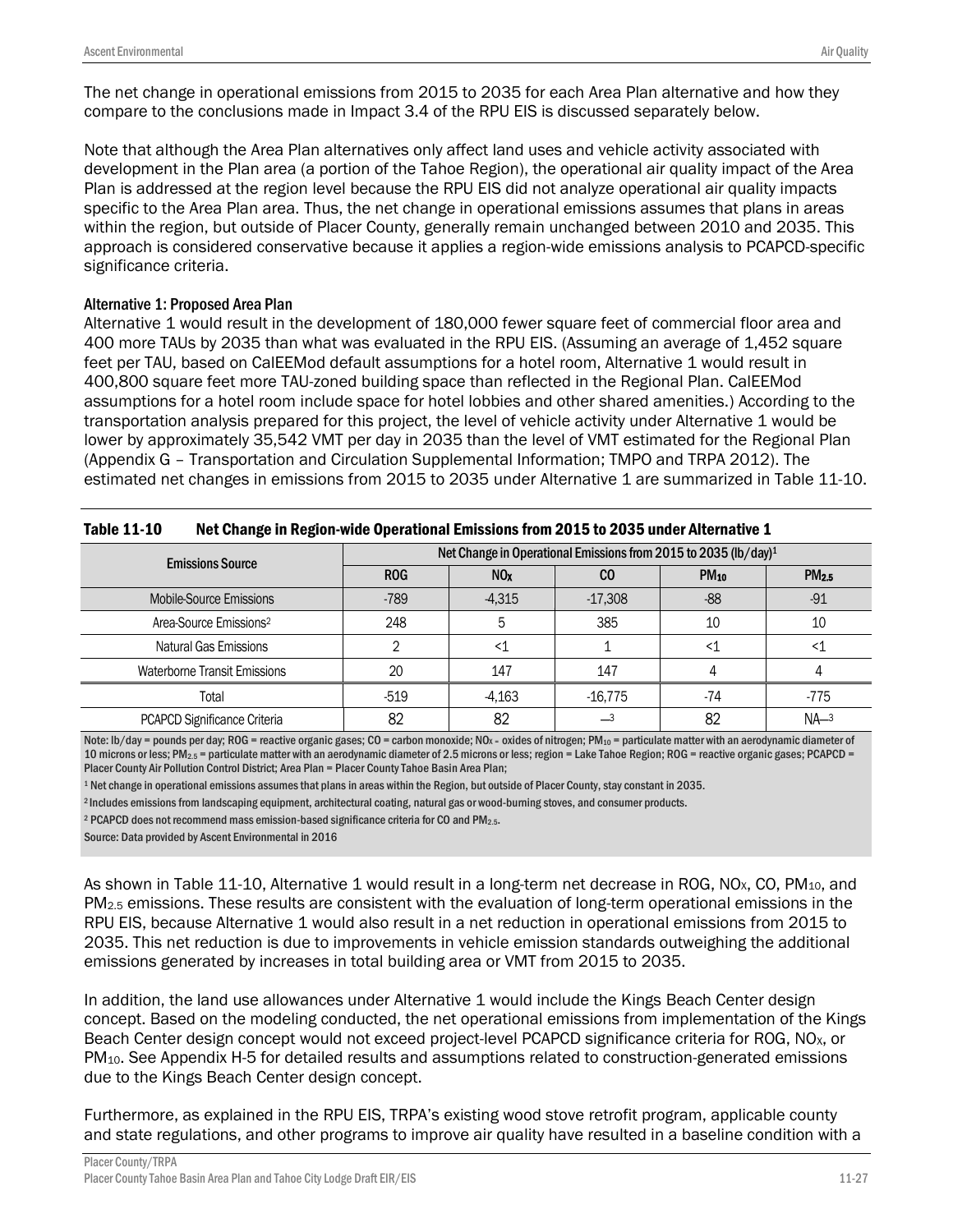The net change in operational emissions from 2015 to 2035 for each Area Plan alternative and how they compare to the conclusions made in Impact 3.4 of the RPU EIS is discussed separately below.

Note that although the Area Plan alternatives only affect land uses and vehicle activity associated with development in the Plan area (a portion of the Tahoe Region), the operational air quality impact of the Area Plan is addressed at the region level because the RPU EIS did not analyze operational air quality impacts specific to the Area Plan area. Thus, the net change in operational emissions assumes that plans in areas within the region, but outside of Placer County, generally remain unchanged between 2010 and 2035. This approach is considered conservative because it applies a region-wide emissions analysis to PCAPCD-specific significance criteria.

#### Alternative 1: Proposed Area Plan

Alternative 1 would result in the development of 180,000 fewer square feet of commercial floor area and 400 more TAUs by 2035 than what was evaluated in the RPU EIS. (Assuming an average of 1,452 square feet per TAU, based on CalEEMod default assumptions for a hotel room, Alternative 1 would result in 400,800 square feet more TAU-zoned building space than reflected in the Regional Plan. CalEEMod assumptions for a hotel room include space for hotel lobbies and other shared amenities.) According to the transportation analysis prepared for this project, the level of vehicle activity under Alternative 1 would be lower by approximately 35,542 VMT per day in 2035 than the level of VMT estimated for the Regional Plan (Appendix G – Transportation and Circulation Supplemental Information; TMPO and TRPA 2012). The estimated net changes in emissions from 2015 to 2035 under Alternative 1 are summarized in Table 11-10.

**Table 11-10 Net Change in Region-wide Operational Emissions from 2015 to 2035 under Alternative 1**

| Emissions Source | Net Change in Operational Emissions from 2015 to 2035 (lb/day)[1] | | | | |
|---|---|---|---|---|---|
| | ROG | $NO_X$ | CO | $PM_{10}$ | $PM_{2.5}$ |
| Mobile-Source Emissions | -789 | -4,315 | -17,308 | -88 | -91 |
| Area-Source Emissions[2] | 248 | 5 | 385 | 10 | 10 |
| Natural Gas Emissions | 2 | <1 | 1 | <1 | <1 |
| Waterborne Transit Emissions | 20 | 147 | 147 | 4 | 4 |
| Total | -519 | -4,163 | -16,775 | -74 | -775 |
| PCAPCD Significance Criteria | 82 | 82 | —[3] | 82 | NA—[3] |

Note: lb/day = pounds per day; ROG = reactive organic gases; CO = carbon monoxide; $NO_X$ = oxides of nitrogen; $PM_{10}$ = particulate matter with an aerodynamic diameter of 10 microns or less; $PM_{2.5}$ = particulate matter with an aerodynamic diameter of 2.5 microns or less; region = Lake Tahoe Region; ROG = reactive organic gases; PCAPCD = Placer County Air Pollution Control District; Area Plan = Placer County Tahoe Basin Area Plan;

[1] Net change in operational emissions assumes that plans in areas within the Region, but outside of Placer County, stay constant in 2035.

[2] Includes emissions from landscaping equipment, architectural coating, natural gas or wood-burning stoves, and consumer products.

[2] PCAPCD does not recommend mass emission-based significance criteria for CO and $PM_{2.5}$.

Source: Data provided by Ascent Environmental in 2016

As shown in Table 11-10, Alternative 1 would result in a long-term net decrease in ROG, $NO_X$, CO, $PM_{10}$, and $PM_{2.5}$ emissions. These results are consistent with the evaluation of long-term operational emissions in the RPU EIS, because Alternative 1 would also result in a net reduction in operational emissions from 2015 to 2035. This net reduction is due to improvements in vehicle emission standards outweighing the additional emissions generated by increases in total building area or VMT from 2015 to 2035.

In addition, the land use allowances under Alternative 1 would include the Kings Beach Center design concept. Based on the modeling conducted, the net operational emissions from implementation of the Kings Beach Center design concept would not exceed project-level PCAPCD significance criteria for ROG, $NO_X$, or $PM_{10}$. See Appendix H-5 for detailed results and assumptions related to construction-generated emissions due to the Kings Beach Center design concept.

Furthermore, as explained in the RPU EIS, TRPA's existing wood stove retrofit program, applicable county and state regulations, and other programs to improve air quality have resulted in a baseline condition with a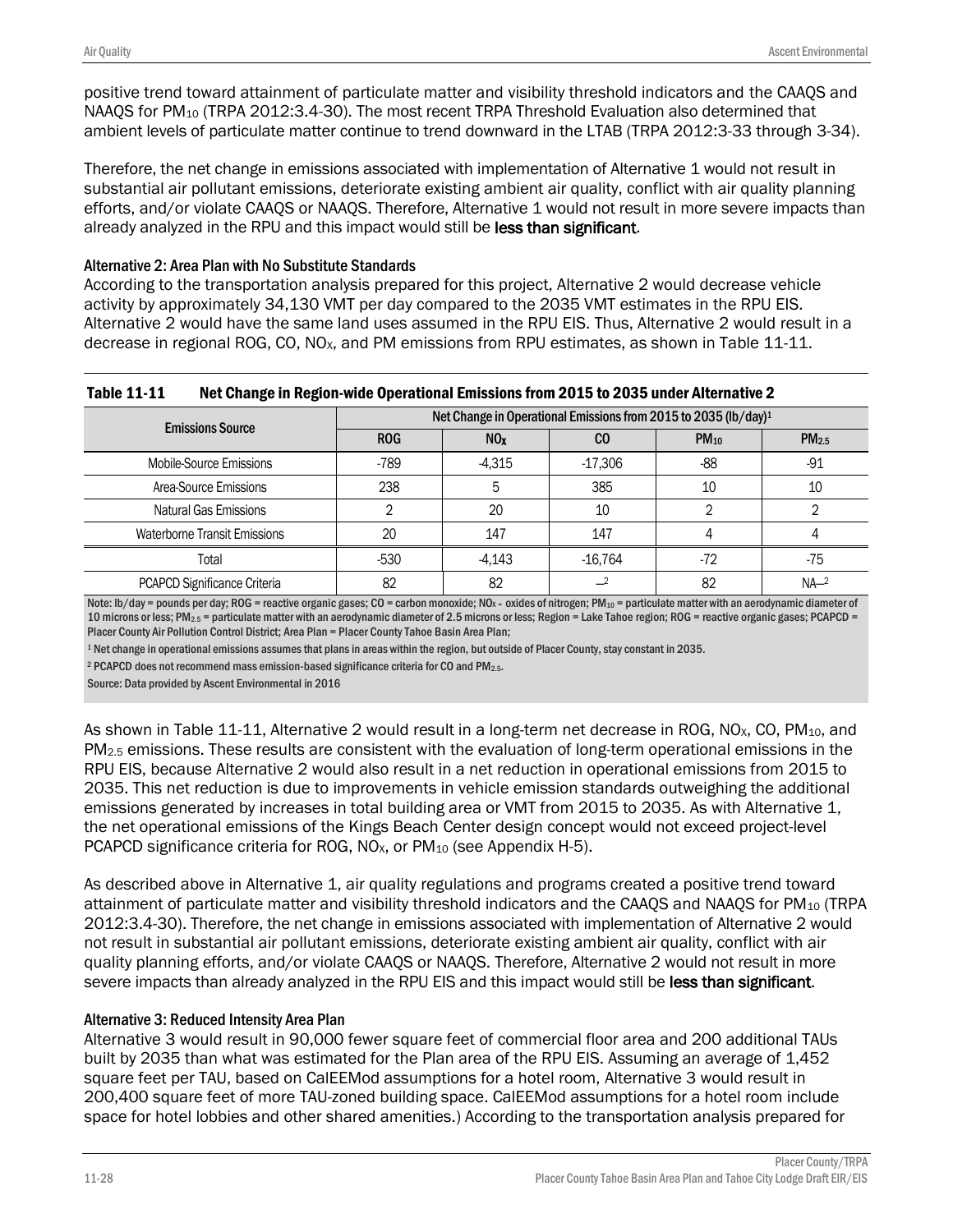positive trend toward attainment of particulate matter and visibility threshold indicators and the CAAQS and NAAQS for $PM_{10}$ (TRPA 2012:3.4-30). The most recent TRPA Threshold Evaluation also determined that ambient levels of particulate matter continue to trend downward in the LTAB (TRPA 2012:3-33 through 3-34).

Therefore, the net change in emissions associated with implementation of Alternative 1 would not result in substantial air pollutant emissions, deteriorate existing ambient air quality, conflict with air quality planning efforts, and/or violate CAAQS or NAAQS. Therefore, Alternative 1 would not result in more severe impacts than already analyzed in the RPU and this impact would still be **less than significant**.

#### Alternative 2: Area Plan with No Substitute Standards

According to the transportation analysis prepared for this project, Alternative 2 would decrease vehicle activity by approximately 34,130 VMT per day compared to the 2035 VMT estimates in the RPU EIS. Alternative 2 would have the same land uses assumed in the RPU EIS. Thus, Alternative 2 would result in a decrease in regional ROG, CO, $NO_X$, and PM emissions from RPU estimates, as shown in Table 11-11.

**Table 11-11 Net Change in Region-wide Operational Emissions from 2015 to 2035 under Alternative 2**

| Emissions Source | Net Change in Operational Emissions from 2015 to 2035 (lb/day)[1] | | | | |
|---|---|---|---|---|---|
| | ROG | $NO_X$ | CO | $PM_{10}$ | $PM_{2.5}$ |
| Mobile-Source Emissions | -789 | -4,315 | -17,306 | -88 | -91 |
| Area-Source Emissions | 238 | 5 | 385 | 10 | 10 |
| Natural Gas Emissions | 2 | 20 | 10 | 2 | 2 |
| Waterborne Transit Emissions | 20 | 147 | 147 | 4 | 4 |
| Total | -530 | -4,143 | -16,764 | -72 | -75 |
| PCAPCD Significance Criteria | 82 | 82 | –[2] | 82 | NA–[2] |

Note: lb/day = pounds per day; ROG = reactive organic gases; CO = carbon monoxide; $NO_X$ - oxides of nitrogen; $PM_{10}$ = particulate matter with an aerodynamic diameter of 10 microns or less; $PM_{2.5}$ = particulate matter with an aerodynamic diameter of 2.5 microns or less; Region = Lake Tahoe region; ROG = reactive organic gases; PCAPCD = Placer County Air Pollution Control District; Area Plan = Placer County Tahoe Basin Area Plan;

[1] Net change in operational emissions assumes that plans in areas within the region, but outside of Placer County, stay constant in 2035.

[2] PCAPCD does not recommend mass emission-based significance criteria for CO and $PM_{2.5}$.

Source: Data provided by Ascent Environmental in 2016

As shown in Table 11-11, Alternative 2 would result in a long-term net decrease in ROG, $NO_X$, CO, $PM_{10}$, and $PM_{2.5}$ emissions. These results are consistent with the evaluation of long-term operational emissions in the RPU EIS, because Alternative 2 would also result in a net reduction in operational emissions from 2015 to 2035. This net reduction is due to improvements in vehicle emission standards outweighing the additional emissions generated by increases in total building area or VMT from 2015 to 2035. As with Alternative 1, the net operational emissions of the Kings Beach Center design concept would not exceed project-level PCAPCD significance criteria for ROG, $NO_X$, or $PM_{10}$ (see Appendix H-5).

As described above in Alternative 1, air quality regulations and programs created a positive trend toward attainment of particulate matter and visibility threshold indicators and the CAAQS and NAAQS for $PM_{10}$ (TRPA 2012:3.4-30). Therefore, the net change in emissions associated with implementation of Alternative 2 would not result in substantial air pollutant emissions, deteriorate existing ambient air quality, conflict with air quality planning efforts, and/or violate CAAQS or NAAQS. Therefore, Alternative 2 would not result in more severe impacts than already analyzed in the RPU EIS and this impact would still be **less than significant**.

#### Alternative 3: Reduced Intensity Area Plan

Alternative 3 would result in 90,000 fewer square feet of commercial floor area and 200 additional TAUs built by 2035 than what was estimated for the Plan area of the RPU EIS. Assuming an average of 1,452 square feet per TAU, based on CalEEMod assumptions for a hotel room, Alternative 3 would result in 200,400 square feet of more TAU-zoned building space. CalEEMod assumptions for a hotel room include space for hotel lobbies and other shared amenities.) According to the transportation analysis prepared for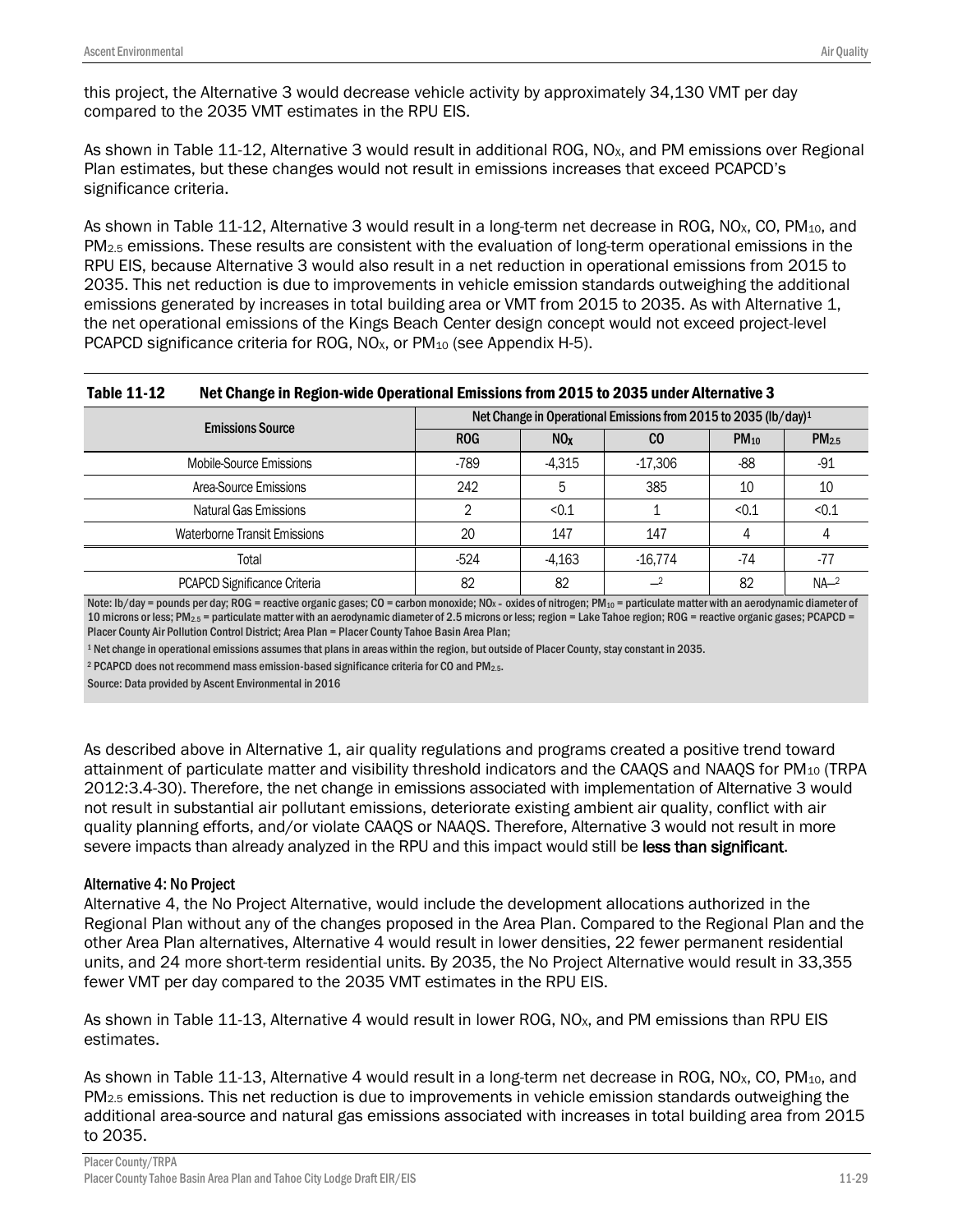this project, the Alternative 3 would decrease vehicle activity by approximately 34,130 VMT per day compared to the 2035 VMT estimates in the RPU EIS.

As shown in Table 11-12, Alternative 3 would result in additional ROG, $NO_X$, and PM emissions over Regional Plan estimates, but these changes would not result in emissions increases that exceed PCAPCD's significance criteria.

As shown in Table 11-12, Alternative 3 would result in a long-term net decrease in ROG, $NO_X$, CO, $PM_{10}$, and $PM_{2.5}$ emissions. These results are consistent with the evaluation of long-term operational emissions in the RPU EIS, because Alternative 3 would also result in a net reduction in operational emissions from 2015 to 2035. This net reduction is due to improvements in vehicle emission standards outweighing the additional emissions generated by increases in total building area or VMT from 2015 to 2035. As with Alternative 1, the net operational emissions of the Kings Beach Center design concept would not exceed project-level PCAPCD significance criteria for ROG, $NO_X$, or $PM_{10}$ (see Appendix H-5).

**Table 11-12 Net Change in Region-wide Operational Emissions from 2015 to 2035 under Alternative 3**

| Emissions Source | Net Change in Operational Emissions from 2015 to 2035 (lb/day)[1] | | | | |
|---|---|---|---|---|---|
| | ROG | $NO_X$ | CO | $PM_{10}$ | $PM_{2.5}$ |
| Mobile-Source Emissions | -789 | -4,315 | -17,306 | -88 | -91 |
| Area-Source Emissions | 242 | 5 | 385 | 10 | 10 |
| Natural Gas Emissions | 2 | <0.1 | 1 | <0.1 | <0.1 |
| Waterborne Transit Emissions | 20 | 147 | 147 | 4 | 4 |
| Total | -524 | -4,163 | -16,774 | -74 | -77 |
| PCAPCD Significance Criteria | 82 | 82 | –[2] | 82 | NA–[2] |

Note: lb/day = pounds per day; ROG = reactive organic gases; CO = carbon monoxide; $NO_X$ = oxides of nitrogen; $PM_{10}$ = particulate matter with an aerodynamic diameter of 10 microns or less; $PM_{2.5}$ = particulate matter with an aerodynamic diameter of 2.5 microns or less; region = Lake Tahoe region; ROG = reactive organic gases; PCAPCD = Placer County Air Pollution Control District; Area Plan = Placer County Tahoe Basin Area Plan;

[1] Net change in operational emissions assumes that plans in areas within the region, but outside of Placer County, stay constant in 2035.

[2] PCAPCD does not recommend mass emission-based significance criteria for CO and $PM_{2.5}$.

Source: Data provided by Ascent Environmental in 2016

As described above in Alternative 1, air quality regulations and programs created a positive trend toward attainment of particulate matter and visibility threshold indicators and the CAAQS and NAAQS for $PM_{10}$ (TRPA 2012:3.4-30). Therefore, the net change in emissions associated with implementation of Alternative 3 would not result in substantial air pollutant emissions, deteriorate existing ambient air quality, conflict with air quality planning efforts, and/or violate CAAQS or NAAQS. Therefore, Alternative 3 would not result in more severe impacts than already analyzed in the RPU and this impact would still be **less than significant**.

#### Alternative 4: No Project

Alternative 4, the No Project Alternative, would include the development allocations authorized in the Regional Plan without any of the changes proposed in the Area Plan. Compared to the Regional Plan and the other Area Plan alternatives, Alternative 4 would result in lower densities, 22 fewer permanent residential units, and 24 more short-term residential units. By 2035, the No Project Alternative would result in 33,355 fewer VMT per day compared to the 2035 VMT estimates in the RPU EIS.

As shown in Table 11-13, Alternative 4 would result in lower ROG, $NO_X$, and PM emissions than RPU EIS estimates.

As shown in Table 11-13, Alternative 4 would result in a long-term net decrease in ROG, $NO_X$, CO, $PM_{10}$, and $PM_{2.5}$ emissions. This net reduction is due to improvements in vehicle emission standards outweighing the additional area-source and natural gas emissions associated with increases in total building area from 2015 to 2035.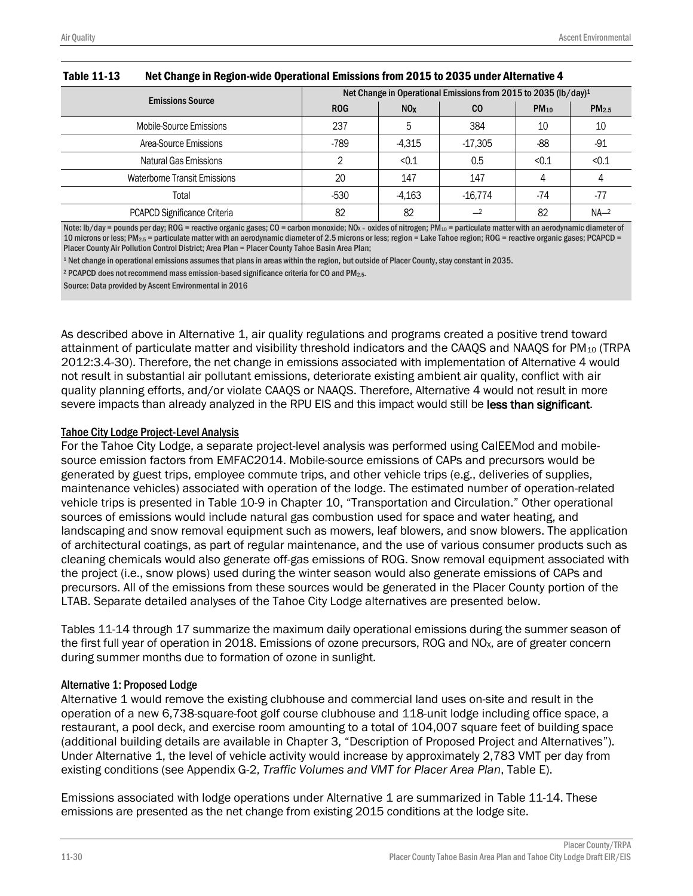**Table 11-13 Net Change in Region-wide Operational Emissions from 2015 to 2035 under Alternative 4**

| Emissions Source | Net Change in Operational Emissions from 2015 to 2035 (lb/day)[1] | | | | |
|---|---|---|---|---|---|
| | ROG | $NO_X$ | CO | $PM_{10}$ | $PM_{2.5}$ |
| Mobile-Source Emissions | 237 | 5 | 384 | 10 | 10 |
| Area-Source Emissions | -789 | -4,315 | -17,305 | -88 | -91 |
| Natural Gas Emissions | 2 | <0.1 | 0.5 | <0.1 | <0.1 |
| Waterborne Transit Emissions | 20 | 147 | 147 | 4 | 4 |
| Total | -530 | -4,163 | -16,774 | -74 | -77 |
| PCAPCD Significance Criteria | 82 | 82 | —[2] | 82 | NA—[2] |

Note: lb/day = pounds per day; ROG = reactive organic gases; CO = carbon monoxide; $NO_X$ = oxides of nitrogen; $PM_{10}$ = particulate matter with an aerodynamic diameter of 10 microns or less; $PM_{2.5}$ = particulate matter with an aerodynamic diameter of 2.5 microns or less; region = Lake Tahoe region; ROG = reactive organic gases; PCAPCD = Placer County Air Pollution Control District; Area Plan = Placer County Tahoe Basin Area Plan;

[1] Net change in operational emissions assumes that plans in areas within the region, but outside of Placer County, stay constant in 2035.

[2] PCAPCD does not recommend mass emission-based significance criteria for CO and $PM_{2.5}$.

Source: Data provided by Ascent Environmental in 2016

As described above in Alternative 1, air quality regulations and programs created a positive trend toward attainment of particulate matter and visibility threshold indicators and the CAAQS and NAAQS for $PM_{10}$ (TRPA 2012:3.4-30). Therefore, the net change in emissions associated with implementation of Alternative 4 would not result in substantial air pollutant emissions, deteriorate existing ambient air quality, conflict with air quality planning efforts, and/or violate CAAQS or NAAQS. Therefore, Alternative 4 would not result in more severe impacts than already analyzed in the RPU EIS and this impact would still be **less than significant**.

## Tahoe City Lodge Project-Level Analysis

For the Tahoe City Lodge, a separate project-level analysis was performed using CalEEMod and mobile-source emission factors from EMFAC2014. Mobile-source emissions of CAPs and precursors would be generated by guest trips, employee commute trips, and other vehicle trips (e.g., deliveries of supplies, maintenance vehicles) associated with operation of the lodge. The estimated number of operation-related vehicle trips is presented in Table 10-9 in Chapter 10, "Transportation and Circulation." Other operational sources of emissions would include natural gas combustion used for space and water heating, and landscaping and snow removal equipment such as mowers, leaf blowers, and snow blowers. The application of architectural coatings, as part of regular maintenance, and the use of various consumer products such as cleaning chemicals would also generate off-gas emissions of ROG. Snow removal equipment associated with the project (i.e., snow plows) used during the winter season would also generate emissions of CAPs and precursors. All of the emissions from these sources would be generated in the Placer County portion of the LTAB. Separate detailed analyses of the Tahoe City Lodge alternatives are presented below.

Tables 11-14 through 17 summarize the maximum daily operational emissions during the summer season of the first full year of operation in 2018. Emissions of ozone precursors, ROG and $NO_X$, are of greater concern during summer months due to formation of ozone in sunlight.

### Alternative 1: Proposed Lodge

Alternative 1 would remove the existing clubhouse and commercial land uses on-site and result in the operation of a new 6,738-square-foot golf course clubhouse and 118-unit lodge including office space, a restaurant, a pool deck, and exercise room amounting to a total of 104,007 square feet of building space (additional building details are available in Chapter 3, "Description of Proposed Project and Alternatives"). Under Alternative 1, the level of vehicle activity would increase by approximately 2,783 VMT per day from existing conditions (see Appendix G-2, *Traffic Volumes and VMT for Placer Area Plan*, Table E).

Emissions associated with lodge operations under Alternative 1 are summarized in Table 11-14. These emissions are presented as the net change from existing 2015 conditions at the lodge site.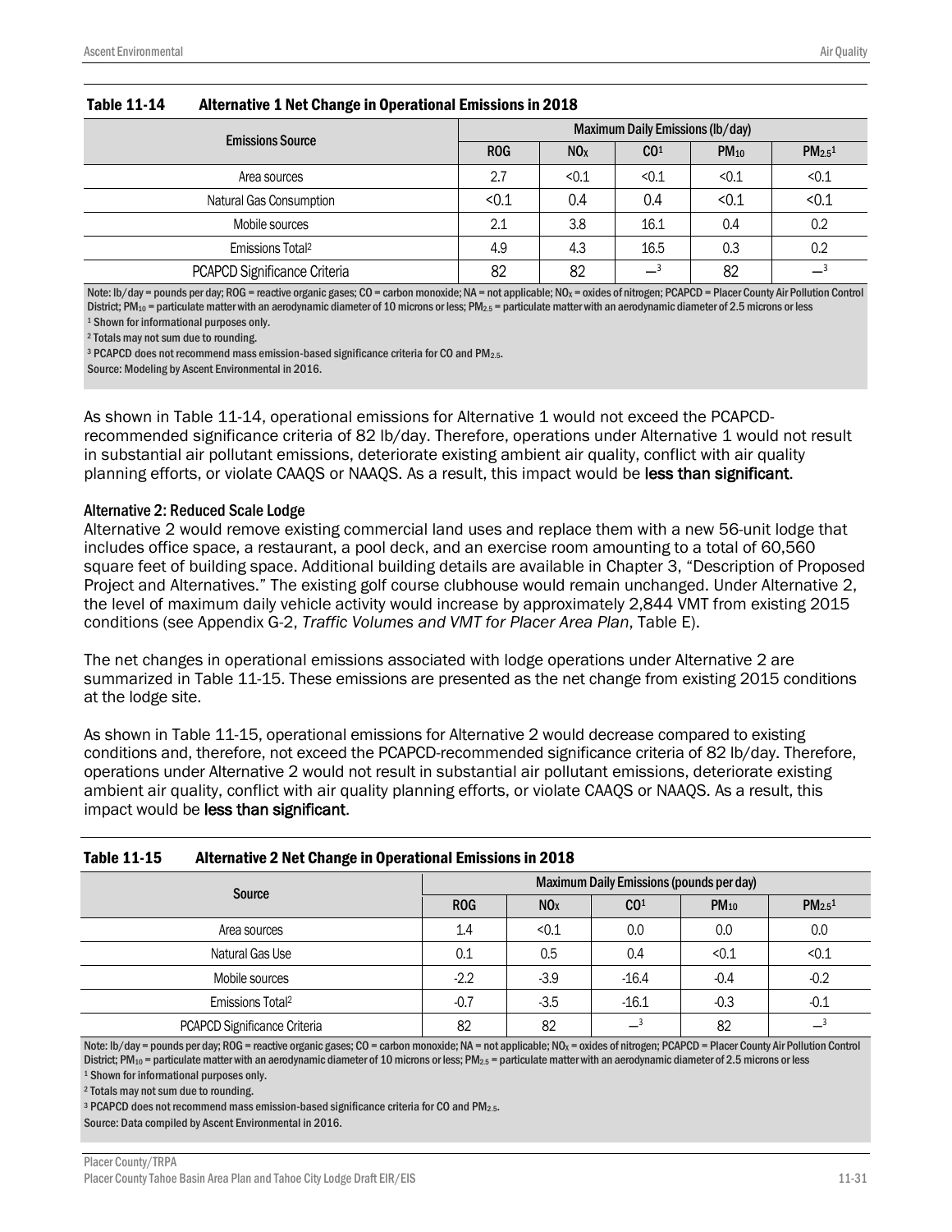**Table 11-14 Alternative 1 Net Change in Operational Emissions in 2018**

| Emissions Source | Maximum Daily Emissions (lb/day) | | | | |
|---|---|---|---|---|---|
| | ROG | $NO_X$ | CO[1] | $PM_{10}$ | $PM_{2.5}$[1] |
| Area sources | 2.7 | <0.1 | <0.1 | <0.1 | <0.1 |
| Natural Gas Consumption | <0.1 | 0.4 | 0.4 | <0.1 | <0.1 |
| Mobile sources | 2.1 | 3.8 | 16.1 | 0.4 | 0.2 |
| Emissions Total[2] | 4.9 | 4.3 | 16.5 | 0.3 | 0.2 |
| PCAPCD Significance Criteria | 82 | 82 | —[3] | 82 | —[3] |

Note: lb/day = pounds per day; ROG = reactive organic gases; CO = carbon monoxide; NA = not applicable; $NO_X$ = oxides of nitrogen; PCAPCD = Placer County Air Pollution Control District; $PM_{10}$ = particulate matter with an aerodynamic diameter of 10 microns or less; $PM_{2.5}$ = particulate matter with an aerodynamic diameter of 2.5 microns or less

[1] Shown for informational purposes only.

[2] Totals may not sum due to rounding.

[3] PCAPCD does not recommend mass emission-based significance criteria for CO and $PM_{2.5}$.

Source: Modeling by Ascent Environmental in 2016.

As shown in Table 11-14, operational emissions for Alternative 1 would not exceed the PCAPCD-recommended significance criteria of 82 lb/day. Therefore, operations under Alternative 1 would not result in substantial air pollutant emissions, deteriorate existing ambient air quality, conflict with air quality planning efforts, or violate CAAQS or NAAQS. As a result, this impact would be **less than significant**.

#### Alternative 2: Reduced Scale Lodge

Alternative 2 would remove existing commercial land uses and replace them with a new 56-unit lodge that includes office space, a restaurant, a pool deck, and an exercise room amounting to a total of 60,560 square feet of building space. Additional building details are available in Chapter 3, "Description of Proposed Project and Alternatives." The existing golf course clubhouse would remain unchanged. Under Alternative 2, the level of maximum daily vehicle activity would increase by approximately 2,844 VMT from existing 2015 conditions (see Appendix G-2, *Traffic Volumes and VMT for Placer Area Plan*, Table E).

The net changes in operational emissions associated with lodge operations under Alternative 2 are summarized in Table 11-15. These emissions are presented as the net change from existing 2015 conditions at the lodge site.

As shown in Table 11-15, operational emissions for Alternative 2 would decrease compared to existing conditions and, therefore, not exceed the PCAPCD-recommended significance criteria of 82 lb/day. Therefore, operations under Alternative 2 would not result in substantial air pollutant emissions, deteriorate existing ambient air quality, conflict with air quality planning efforts, or violate CAAQS or NAAQS. As a result, this impact would be **less than significant**.

**Table 11-15 Alternative 2 Net Change in Operational Emissions in 2018**

| Source | Maximum Daily Emissions (pounds per day) | | | | |
|---|---|---|---|---|---|
| | ROG | $NO_X$ | CO[1] | $PM_{10}$ | $PM_{2.5}$[1] |
| Area sources | 1.4 | <0.1 | 0.0 | 0.0 | 0.0 |
| Natural Gas Use | 0.1 | 0.5 | 0.4 | <0.1 | <0.1 |
| Mobile sources | -2.2 | -3.9 | -16.4 | -0.4 | -0.2 |
| Emissions Total[2] | -0.7 | -3.5 | -16.1 | -0.3 | -0.1 |
| PCAPCD Significance Criteria | 82 | 82 | —[3] | 82 | —[3] |

Note: lb/day = pounds per day; ROG = reactive organic gases; CO = carbon monoxide; NA = not applicable; $NO_X$ = oxides of nitrogen; PCAPCD = Placer County Air Pollution Control District; $PM_{10}$ = particulate matter with an aerodynamic diameter of 10 microns or less; $PM_{2.5}$ = particulate matter with an aerodynamic diameter of 2.5 microns or less

[1] Shown for informational purposes only.

[2] Totals may not sum due to rounding.

[3] PCAPCD does not recommend mass emission-based significance criteria for CO and $PM_{2.5}$.

Source: Data compiled by Ascent Environmental in 2016.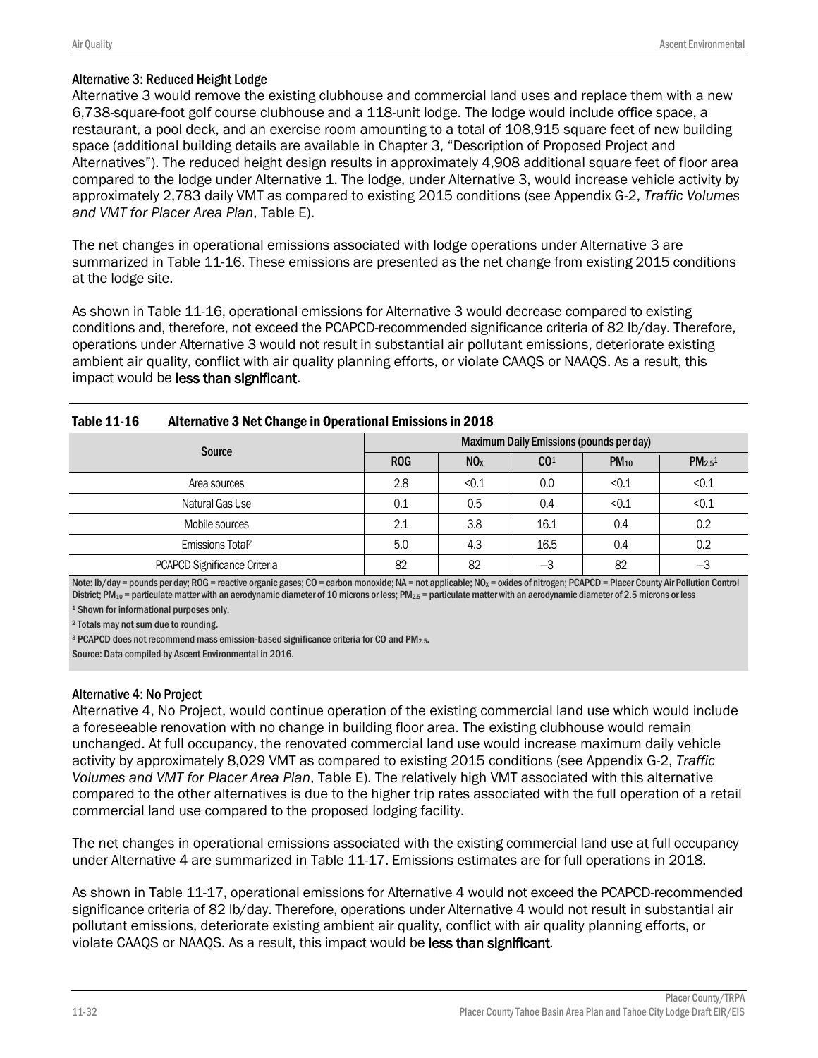### Alternative 3: Reduced Height Lodge

Alternative 3 would remove the existing clubhouse and commercial land uses and replace them with a new 6,738-square-foot golf course clubhouse and a 118-unit lodge. The lodge would include office space, a restaurant, a pool deck, and an exercise room amounting to a total of 108,915 square feet of new building space (additional building details are available in Chapter 3, "Description of Proposed Project and Alternatives"). The reduced height design results in approximately 4,908 additional square feet of floor area compared to the lodge under Alternative 1. The lodge, under Alternative 3, would increase vehicle activity by approximately 2,783 daily VMT as compared to existing 2015 conditions (see Appendix G-2, *Traffic Volumes and VMT for Placer Area Plan*, Table E).

The net changes in operational emissions associated with lodge operations under Alternative 3 are summarized in Table 11-16. These emissions are presented as the net change from existing 2015 conditions at the lodge site.

As shown in Table 11-16, operational emissions for Alternative 3 would decrease compared to existing conditions and, therefore, not exceed the PCAPCD-recommended significance criteria of 82 lb/day. Therefore, operations under Alternative 3 would not result in substantial air pollutant emissions, deteriorate existing ambient air quality, conflict with air quality planning efforts, or violate CAAQS or NAAQS. As a result, this impact would be **less than significant**.

**Table 11-16 Alternative 3 Net Change in Operational Emissions in 2018**

| Source | Maximum Daily Emissions (pounds per day) | | | | |
|---|---|---|---|---|---|
| | ROG | $NO_X$ | CO[1] | $PM_{10}$ | $PM_{2.5}$[1] |
| Area sources | 2.8 | <0.1 | 0.0 | <0.1 | <0.1 |
| Natural Gas Use | 0.1 | 0.5 | 0.4 | <0.1 | <0.1 |
| Mobile sources | 2.1 | 3.8 | 16.1 | 0.4 | 0.2 |
| Emissions Total[2] | 5.0 | 4.3 | 16.5 | 0.4 | 0.2 |
| PCAPCD Significance Criteria | 82 | 82 | –3 | 82 | –3 |

Note: lb/day = pounds per day; ROG = reactive organic gases; CO = carbon monoxide; NA = not applicable; $NO_X$ = oxides of nitrogen; PCAPCD = Placer County Air Pollution Control District; $PM_{10}$ = particulate matter with an aerodynamic diameter of 10 microns or less; $PM_{2.5}$ = particulate matter with an aerodynamic diameter of 2.5 microns or less

[1] Shown for informational purposes only.

[2] Totals may not sum due to rounding.

[3] PCAPCD does not recommend mass emission-based significance criteria for CO and $PM_{2.5}$.

Source: Data compiled by Ascent Environmental in 2016.

### Alternative 4: No Project

Alternative 4, No Project, would continue operation of the existing commercial land use which would include a foreseeable renovation with no change in building floor area. The existing clubhouse would remain unchanged. At full occupancy, the renovated commercial land use would increase maximum daily vehicle activity by approximately 8,029 VMT as compared to existing 2015 conditions (see Appendix G-2, *Traffic Volumes and VMT for Placer Area Plan*, Table E). The relatively high VMT associated with this alternative compared to the other alternatives is due to the higher trip rates associated with the full operation of a retail commercial land use compared to the proposed lodging facility.

The net changes in operational emissions associated with the existing commercial land use at full occupancy under Alternative 4 are summarized in Table 11-17. Emissions estimates are for full operations in 2018.

As shown in Table 11-17, operational emissions for Alternative 4 would not exceed the PCAPCD-recommended significance criteria of 82 lb/day. Therefore, operations under Alternative 4 would not result in substantial air pollutant emissions, deteriorate existing ambient air quality, conflict with air quality planning efforts, or violate CAAQS or NAAQS. As a result, this impact would be **less than significant**.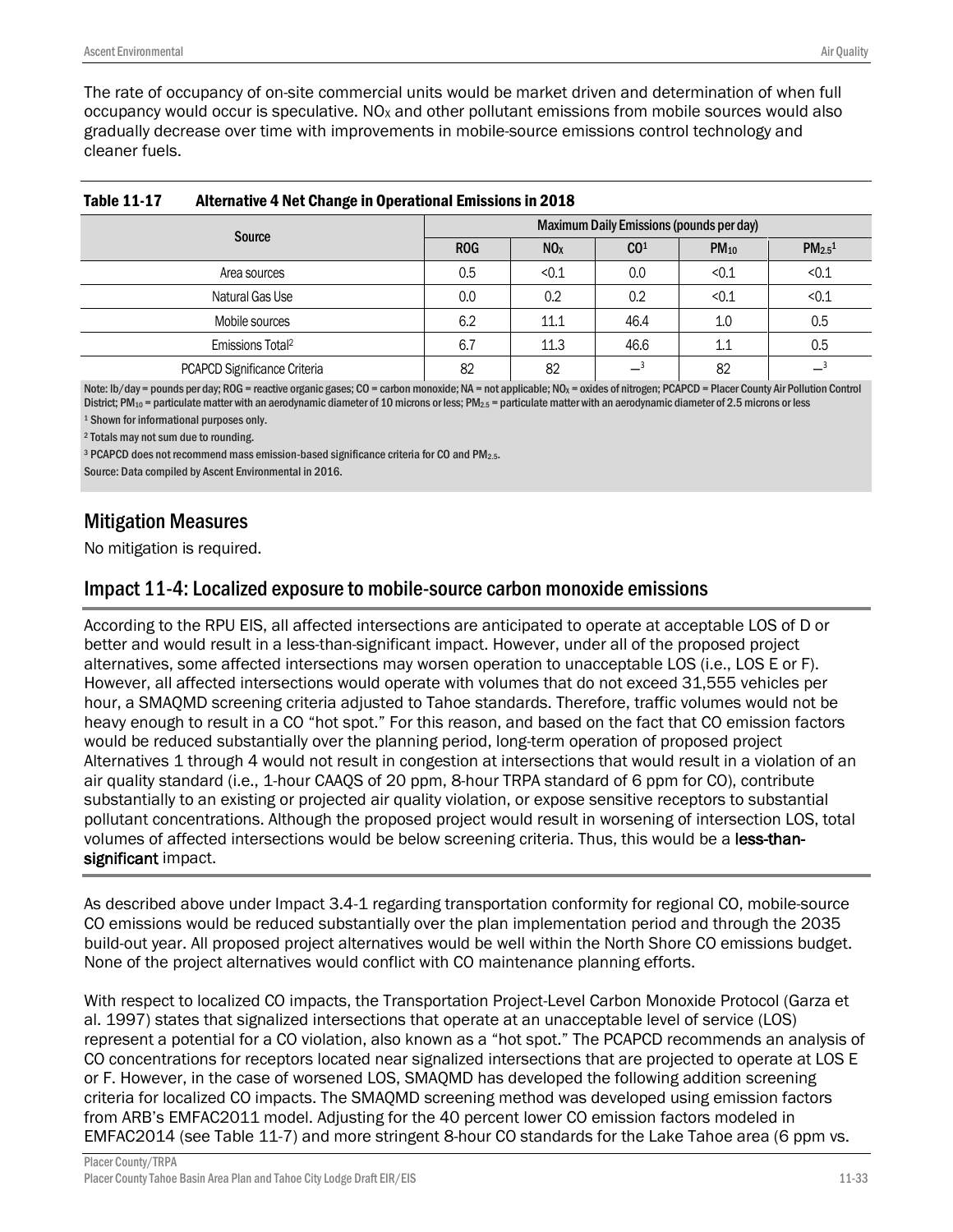The rate of occupancy of on-site commercial units would be market driven and determination of when full occupancy would occur is speculative. $NO_X$ and other pollutant emissions from mobile sources would also gradually decrease over time with improvements in mobile-source emissions control technology and cleaner fuels.

**Table 11-17 Alternative 4 Net Change in Operational Emissions in 2018**

| Source | Maximum Daily Emissions (pounds per day) | | | | |
|---|---|---|---|---|---|
| | ROG | $NO_X$ | CO[1] | $PM_{10}$ | $PM_{2.5}$[1] |
| Area sources | 0.5 | <0.1 | 0.0 | <0.1 | <0.1 |
| Natural Gas Use | 0.0 | 0.2 | 0.2 | <0.1 | <0.1 |
| Mobile sources | 6.2 | 11.1 | 46.4 | 1.0 | 0.5 |
| Emissions Total[2] | 6.7 | 11.3 | 46.6 | 1.1 | 0.5 |
| PCAPCD Significance Criteria | 82 | 82 | –[3] | 82 | –[3] |

Note: lb/day = pounds per day; ROG = reactive organic gases; CO = carbon monoxide; NA = not applicable; $NO_X$ = oxides of nitrogen; PCAPCD = Placer County Air Pollution Control District; $PM_{10}$ = particulate matter with an aerodynamic diameter of 10 microns or less; $PM_{2.5}$ = particulate matter with an aerodynamic diameter of 2.5 microns or less

[1] Shown for informational purposes only.

[2] Totals may not sum due to rounding.

[3] PCAPCD does not recommend mass emission-based significance criteria for CO and $PM_{2.5}$.

Source: Data compiled by Ascent Environmental in 2016.

## Mitigation Measures

No mitigation is required.

## Impact 11-4: Localized exposure to mobile-source carbon monoxide emissions

According to the RPU EIS, all affected intersections are anticipated to operate at acceptable LOS of D or better and would result in a less-than-significant impact. However, under all of the proposed project alternatives, some affected intersections may worsen operation to unacceptable LOS (i.e., LOS E or F). However, all affected intersections would operate with volumes that do not exceed 31,555 vehicles per hour, a SMAQMD screening criteria adjusted to Tahoe standards. Therefore, traffic volumes would not be heavy enough to result in a CO "hot spot." For this reason, and based on the fact that CO emission factors would be reduced substantially over the planning period, long-term operation of proposed project Alternatives 1 through 4 would not result in congestion at intersections that would result in a violation of an air quality standard (i.e., 1-hour CAAQS of 20 ppm, 8-hour TRPA standard of 6 ppm for CO), contribute substantially to an existing or projected air quality violation, or expose sensitive receptors to substantial pollutant concentrations. Although the proposed project would result in worsening of intersection LOS, total volumes of affected intersections would be below screening criteria. Thus, this would be a **less-than-significant** impact.

As described above under Impact 3.4-1 regarding transportation conformity for regional CO, mobile-source CO emissions would be reduced substantially over the plan implementation period and through the 2035 build-out year. All proposed project alternatives would be well within the North Shore CO emissions budget. None of the project alternatives would conflict with CO maintenance planning efforts.

With respect to localized CO impacts, the Transportation Project-Level Carbon Monoxide Protocol (Garza et al. 1997) states that signalized intersections that operate at an unacceptable level of service (LOS) represent a potential for a CO violation, also known as a "hot spot." The PCAPCD recommends an analysis of CO concentrations for receptors located near signalized intersections that are projected to operate at LOS E or F. However, in the case of worsened LOS, SMAQMD has developed the following addition screening criteria for localized CO impacts. The SMAQMD screening method was developed using emission factors from ARB's EMFAC2011 model. Adjusting for the 40 percent lower CO emission factors modeled in EMFAC2014 (see Table 11-7) and more stringent 8-hour CO standards for the Lake Tahoe area (6 ppm vs.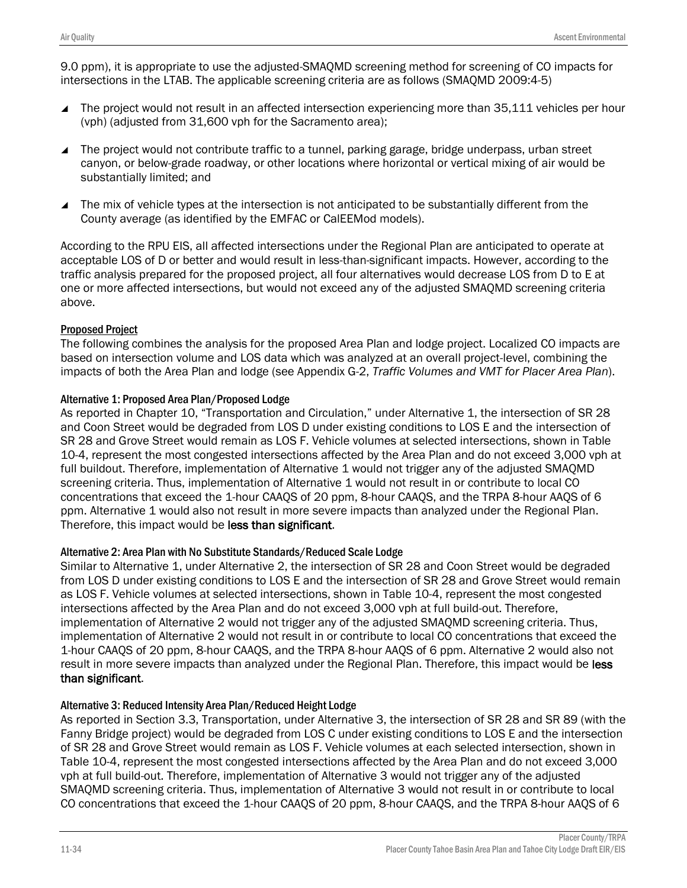9.0 ppm), it is appropriate to use the adjusted-SMAQMD screening method for screening of CO impacts for intersections in the LTAB. The applicable screening criteria are as follows (SMAQMD 2009:4-5)

- The project would not result in an affected intersection experiencing more than 35,111 vehicles per hour (vph) (adjusted from 31,600 vph for the Sacramento area);
- The project would not contribute traffic to a tunnel, parking garage, bridge underpass, urban street canyon, or below-grade roadway, or other locations where horizontal or vertical mixing of air would be substantially limited; and
- The mix of vehicle types at the intersection is not anticipated to be substantially different from the County average (as identified by the EMFAC or CalEEMod models).

According to the RPU EIS, all affected intersections under the Regional Plan are anticipated to operate at acceptable LOS of D or better and would result in less-than-significant impacts. However, according to the traffic analysis prepared for the proposed project, all four alternatives would decrease LOS from D to E at one or more affected intersections, but would not exceed any of the adjusted SMAQMD screening criteria above.

#### Proposed Project

The following combines the analysis for the proposed Area Plan and lodge project. Localized CO impacts are based on intersection volume and LOS data which was analyzed at an overall project-level, combining the impacts of both the Area Plan and lodge (see Appendix G-2, *Traffic Volumes and VMT for Placer Area Plan*).

#### Alternative 1: Proposed Area Plan/Proposed Lodge

As reported in Chapter 10, "Transportation and Circulation," under Alternative 1, the intersection of SR 28 and Coon Street would be degraded from LOS D under existing conditions to LOS E and the intersection of SR 28 and Grove Street would remain as LOS F. Vehicle volumes at selected intersections, shown in Table 10-4, represent the most congested intersections affected by the Area Plan and do not exceed 3,000 vph at full buildout. Therefore, implementation of Alternative 1 would not trigger any of the adjusted SMAQMD screening criteria. Thus, implementation of Alternative 1 would not result in or contribute to local CO concentrations that exceed the 1-hour CAAQS of 20 ppm, 8-hour CAAQS, and the TRPA 8-hour AAQS of 6 ppm. Alternative 1 would also not result in more severe impacts than analyzed under the Regional Plan. Therefore, this impact would be **less than significant**.

#### Alternative 2: Area Plan with No Substitute Standards/Reduced Scale Lodge

Similar to Alternative 1, under Alternative 2, the intersection of SR 28 and Coon Street would be degraded from LOS D under existing conditions to LOS E and the intersection of SR 28 and Grove Street would remain as LOS F. Vehicle volumes at selected intersections, shown in Table 10-4, represent the most congested intersections affected by the Area Plan and do not exceed 3,000 vph at full build-out. Therefore, implementation of Alternative 2 would not trigger any of the adjusted SMAQMD screening criteria. Thus, implementation of Alternative 2 would not result in or contribute to local CO concentrations that exceed the 1-hour CAAQS of 20 ppm, 8-hour CAAQS, and the TRPA 8-hour AAQS of 6 ppm. Alternative 2 would also not result in more severe impacts than analyzed under the Regional Plan. Therefore, this impact would be **less than significant**.

#### Alternative 3: Reduced Intensity Area Plan/Reduced Height Lodge

As reported in Section 3.3, Transportation, under Alternative 3, the intersection of SR 28 and SR 89 (with the Fanny Bridge project) would be degraded from LOS C under existing conditions to LOS E and the intersection of SR 28 and Grove Street would remain as LOS F. Vehicle volumes at each selected intersection, shown in Table 10-4, represent the most congested intersections affected by the Area Plan and do not exceed 3,000 vph at full build-out. Therefore, implementation of Alternative 3 would not trigger any of the adjusted SMAQMD screening criteria. Thus, implementation of Alternative 3 would not result in or contribute to local CO concentrations that exceed the 1-hour CAAQS of 20 ppm, 8-hour CAAQS, and the TRPA 8-hour AAQS of 6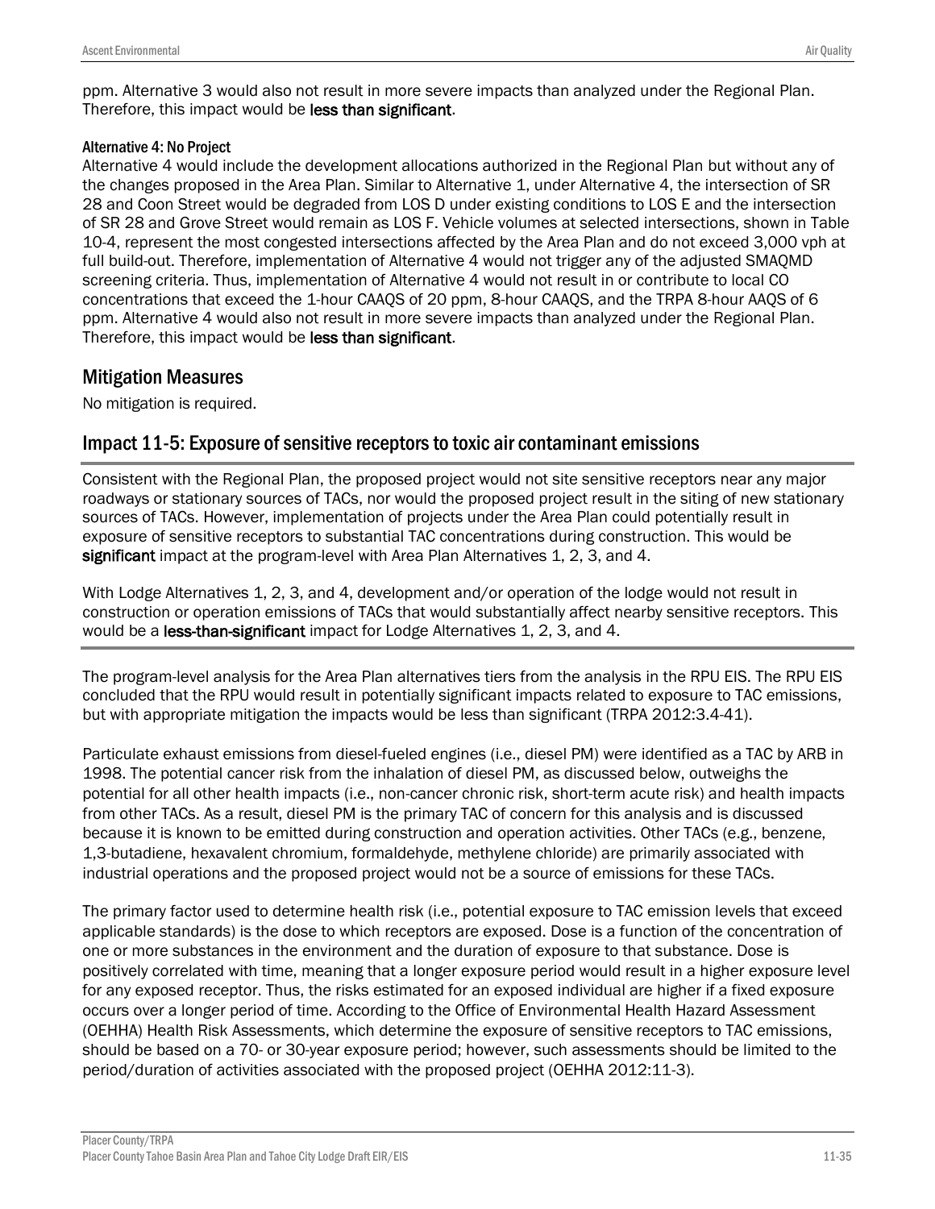ppm. Alternative 3 would also not result in more severe impacts than analyzed under the Regional Plan. Therefore, this impact would be **less than significant**.

#### Alternative 4: No Project

Alternative 4 would include the development allocations authorized in the Regional Plan but without any of the changes proposed in the Area Plan. Similar to Alternative 1, under Alternative 4, the intersection of SR 28 and Coon Street would be degraded from LOS D under existing conditions to LOS E and the intersection of SR 28 and Grove Street would remain as LOS F. Vehicle volumes at selected intersections, shown in Table 10-4, represent the most congested intersections affected by the Area Plan and do not exceed 3,000 vph at full build-out. Therefore, implementation of Alternative 4 would not trigger any of the adjusted SMAQMD screening criteria. Thus, implementation of Alternative 4 would not result in or contribute to local CO concentrations that exceed the 1-hour CAAQS of 20 ppm, 8-hour CAAQS, and the TRPA 8-hour AAQS of 6 ppm. Alternative 4 would also not result in more severe impacts than analyzed under the Regional Plan. Therefore, this impact would be **less than significant**.

## Mitigation Measures

No mitigation is required.

## Impact 11-5: Exposure of sensitive receptors to toxic air contaminant emissions

Consistent with the Regional Plan, the proposed project would not site sensitive receptors near any major roadways or stationary sources of TACs, nor would the proposed project result in the siting of new stationary sources of TACs. However, implementation of projects under the Area Plan could potentially result in exposure of sensitive receptors to substantial TAC concentrations during construction. This would be **significant** impact at the program-level with Area Plan Alternatives 1, 2, 3, and 4.

With Lodge Alternatives 1, 2, 3, and 4, development and/or operation of the lodge would not result in construction or operation emissions of TACs that would substantially affect nearby sensitive receptors. This would be a **less-than-significant** impact for Lodge Alternatives 1, 2, 3, and 4.

The program-level analysis for the Area Plan alternatives tiers from the analysis in the RPU EIS. The RPU EIS concluded that the RPU would result in potentially significant impacts related to exposure to TAC emissions, but with appropriate mitigation the impacts would be less than significant (TRPA 2012:3.4-41).

Particulate exhaust emissions from diesel-fueled engines (i.e., diesel PM) were identified as a TAC by ARB in 1998. The potential cancer risk from the inhalation of diesel PM, as discussed below, outweighs the potential for all other health impacts (i.e., non-cancer chronic risk, short-term acute risk) and health impacts from other TACs. As a result, diesel PM is the primary TAC of concern for this analysis and is discussed because it is known to be emitted during construction and operation activities. Other TACs (e.g., benzene, 1,3-butadiene, hexavalent chromium, formaldehyde, methylene chloride) are primarily associated with industrial operations and the proposed project would not be a source of emissions for these TACs.

The primary factor used to determine health risk (i.e., potential exposure to TAC emission levels that exceed applicable standards) is the dose to which receptors are exposed. Dose is a function of the concentration of one or more substances in the environment and the duration of exposure to that substance. Dose is positively correlated with time, meaning that a longer exposure period would result in a higher exposure level for any exposed receptor. Thus, the risks estimated for an exposed individual are higher if a fixed exposure occurs over a longer period of time. According to the Office of Environmental Health Hazard Assessment (OEHHA) Health Risk Assessments, which determine the exposure of sensitive receptors to TAC emissions, should be based on a 70- or 30-year exposure period; however, such assessments should be limited to the period/duration of activities associated with the proposed project (OEHHA 2012:11-3).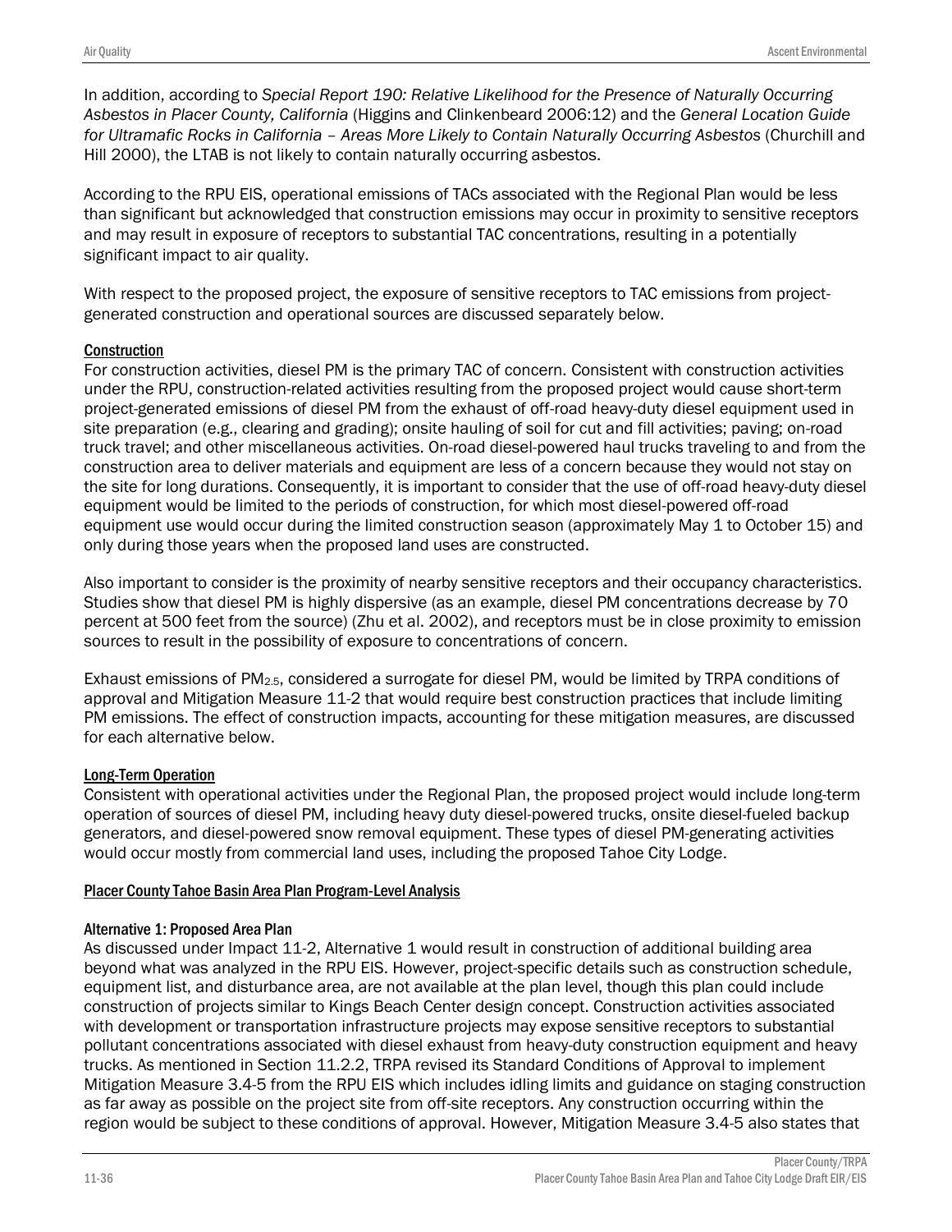In addition, according to *Special Report 190: Relative Likelihood for the Presence of Naturally Occurring Asbestos in Placer County, California* (Higgins and Clinkenbeard 2006:12) and the *General Location Guide for Ultramafic Rocks in California – Areas More Likely to Contain Naturally Occurring Asbestos* (Churchill and Hill 2000), the LTAB is not likely to contain naturally occurring asbestos.

According to the RPU EIS, operational emissions of TACs associated with the Regional Plan would be less than significant but acknowledged that construction emissions may occur in proximity to sensitive receptors and may result in exposure of receptors to substantial TAC concentrations, resulting in a potentially significant impact to air quality.

With respect to the proposed project, the exposure of sensitive receptors to TAC emissions from project-generated construction and operational sources are discussed separately below.

#### Construction

For construction activities, diesel PM is the primary TAC of concern. Consistent with construction activities under the RPU, construction-related activities resulting from the proposed project would cause short-term project-generated emissions of diesel PM from the exhaust of off-road heavy-duty diesel equipment used in site preparation (e.g., clearing and grading); onsite hauling of soil for cut and fill activities; paving; on-road truck travel; and other miscellaneous activities. On-road diesel-powered haul trucks traveling to and from the construction area to deliver materials and equipment are less of a concern because they would not stay on the site for long durations. Consequently, it is important to consider that the use of off-road heavy-duty diesel equipment would be limited to the periods of construction, for which most diesel-powered off-road equipment use would occur during the limited construction season (approximately May 1 to October 15) and only during those years when the proposed land uses are constructed.

Also important to consider is the proximity of nearby sensitive receptors and their occupancy characteristics. Studies show that diesel PM is highly dispersive (as an example, diesel PM concentrations decrease by 70 percent at 500 feet from the source) (Zhu et al. 2002), and receptors must be in close proximity to emission sources to result in the possibility of exposure to concentrations of concern.

Exhaust emissions of $PM_{2.5}$, considered a surrogate for diesel PM, would be limited by TRPA conditions of approval and Mitigation Measure 11-2 that would require best construction practices that include limiting PM emissions. The effect of construction impacts, accounting for these mitigation measures, are discussed for each alternative below.

#### Long-Term Operation

Consistent with operational activities under the Regional Plan, the proposed project would include long-term operation of sources of diesel PM, including heavy duty diesel-powered trucks, onsite diesel-fueled backup generators, and diesel-powered snow removal equipment. These types of diesel PM-generating activities would occur mostly from commercial land uses, including the proposed Tahoe City Lodge.

### Placer County Tahoe Basin Area Plan Program-Level Analysis

#### Alternative 1: Proposed Area Plan

As discussed under Impact 11-2, Alternative 1 would result in construction of additional building area beyond what was analyzed in the RPU EIS. However, project-specific details such as construction schedule, equipment list, and disturbance area, are not available at the plan level, though this plan could include construction of projects similar to Kings Beach Center design concept. Construction activities associated with development or transportation infrastructure projects may expose sensitive receptors to substantial pollutant concentrations associated with diesel exhaust from heavy-duty construction equipment and heavy trucks. As mentioned in Section 11.2.2, TRPA revised its Standard Conditions of Approval to implement Mitigation Measure 3.4-5 from the RPU EIS which includes idling limits and guidance on staging construction as far away as possible on the project site from off-site receptors. Any construction occurring within the region would be subject to these conditions of approval. However, Mitigation Measure 3.4-5 also states that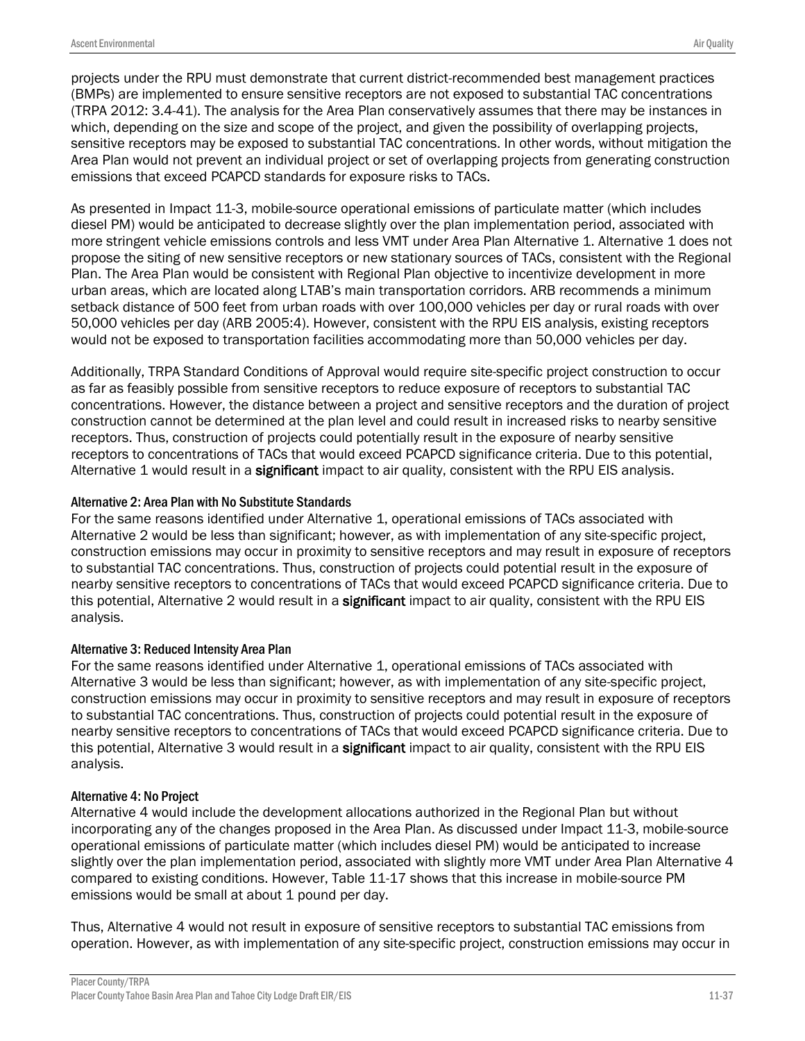projects under the RPU must demonstrate that current district-recommended best management practices (BMPs) are implemented to ensure sensitive receptors are not exposed to substantial TAC concentrations (TRPA 2012: 3.4-41). The analysis for the Area Plan conservatively assumes that there may be instances in which, depending on the size and scope of the project, and given the possibility of overlapping projects, sensitive receptors may be exposed to substantial TAC concentrations. In other words, without mitigation the Area Plan would not prevent an individual project or set of overlapping projects from generating construction emissions that exceed PCAPCD standards for exposure risks to TACs.

As presented in Impact 11-3, mobile-source operational emissions of particulate matter (which includes diesel PM) would be anticipated to decrease slightly over the plan implementation period, associated with more stringent vehicle emissions controls and less VMT under Area Plan Alternative 1. Alternative 1 does not propose the siting of new sensitive receptors or new stationary sources of TACs, consistent with the Regional Plan. The Area Plan would be consistent with Regional Plan objective to incentivize development in more urban areas, which are located along LTAB's main transportation corridors. ARB recommends a minimum setback distance of 500 feet from urban roads with over 100,000 vehicles per day or rural roads with over 50,000 vehicles per day (ARB 2005:4). However, consistent with the RPU EIS analysis, existing receptors would not be exposed to transportation facilities accommodating more than 50,000 vehicles per day.

Additionally, TRPA Standard Conditions of Approval would require site-specific project construction to occur as far as feasibly possible from sensitive receptors to reduce exposure of receptors to substantial TAC concentrations. However, the distance between a project and sensitive receptors and the duration of project construction cannot be determined at the plan level and could result in increased risks to nearby sensitive receptors. Thus, construction of projects could potentially result in the exposure of nearby sensitive receptors to concentrations of TACs that would exceed PCAPCD significance criteria. Due to this potential, Alternative 1 would result in a **significant** impact to air quality, consistent with the RPU EIS analysis.

#### Alternative 2: Area Plan with No Substitute Standards

For the same reasons identified under Alternative 1, operational emissions of TACs associated with Alternative 2 would be less than significant; however, as with implementation of any site-specific project, construction emissions may occur in proximity to sensitive receptors and may result in exposure of receptors to substantial TAC concentrations. Thus, construction of projects could potential result in the exposure of nearby sensitive receptors to concentrations of TACs that would exceed PCAPCD significance criteria. Due to this potential, Alternative 2 would result in a **significant** impact to air quality, consistent with the RPU EIS analysis.

#### Alternative 3: Reduced Intensity Area Plan

For the same reasons identified under Alternative 1, operational emissions of TACs associated with Alternative 3 would be less than significant; however, as with implementation of any site-specific project, construction emissions may occur in proximity to sensitive receptors and may result in exposure of receptors to substantial TAC concentrations. Thus, construction of projects could potential result in the exposure of nearby sensitive receptors to concentrations of TACs that would exceed PCAPCD significance criteria. Due to this potential, Alternative 3 would result in a **significant** impact to air quality, consistent with the RPU EIS analysis.

#### Alternative 4: No Project

Alternative 4 would include the development allocations authorized in the Regional Plan but without incorporating any of the changes proposed in the Area Plan. As discussed under Impact 11-3, mobile-source operational emissions of particulate matter (which includes diesel PM) would be anticipated to increase slightly over the plan implementation period, associated with slightly more VMT under Area Plan Alternative 4 compared to existing conditions. However, Table 11-17 shows that this increase in mobile-source PM emissions would be small at about 1 pound per day.

Thus, Alternative 4 would not result in exposure of sensitive receptors to substantial TAC emissions from operation. However, as with implementation of any site-specific project, construction emissions may occur in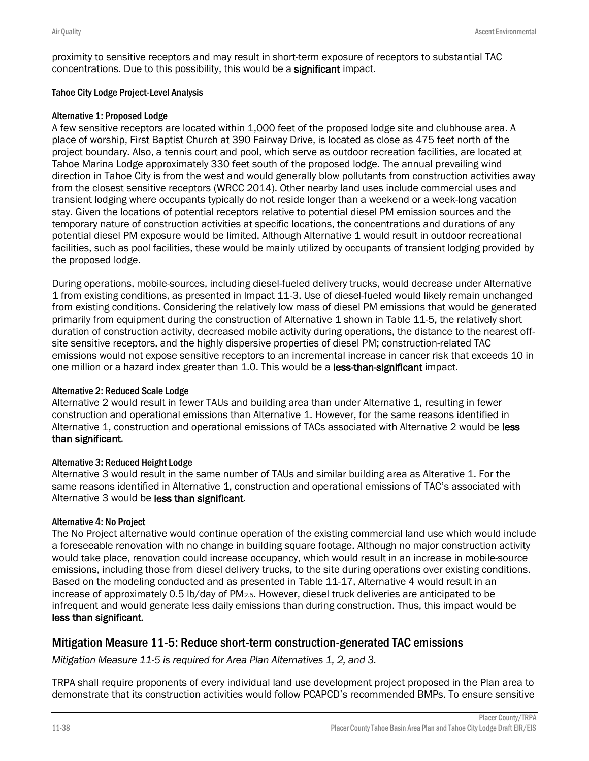proximity to sensitive receptors and may result in short-term exposure of receptors to substantial TAC concentrations. Due to this possibility, this would be a **significant** impact.

### Tahoe City Lodge Project-Level Analysis

#### Alternative 1: Proposed Lodge

A few sensitive receptors are located within 1,000 feet of the proposed lodge site and clubhouse area. A place of worship, First Baptist Church at 390 Fairway Drive, is located as close as 475 feet north of the project boundary. Also, a tennis court and pool, which serve as outdoor recreation facilities, are located at Tahoe Marina Lodge approximately 330 feet south of the proposed lodge. The annual prevailing wind direction in Tahoe City is from the west and would generally blow pollutants from construction activities away from the closest sensitive receptors (WRCC 2014). Other nearby land uses include commercial uses and transient lodging where occupants typically do not reside longer than a weekend or a week-long vacation stay. Given the locations of potential receptors relative to potential diesel PM emission sources and the temporary nature of construction activities at specific locations, the concentrations and durations of any potential diesel PM exposure would be limited. Although Alternative 1 would result in outdoor recreational facilities, such as pool facilities, these would be mainly utilized by occupants of transient lodging provided by the proposed lodge.

During operations, mobile-sources, including diesel-fueled delivery trucks, would decrease under Alternative 1 from existing conditions, as presented in Impact 11-3. Use of diesel-fueled would likely remain unchanged from existing conditions. Considering the relatively low mass of diesel PM emissions that would be generated primarily from equipment during the construction of Alternative 1 shown in Table 11-5, the relatively short duration of construction activity, decreased mobile activity during operations, the distance to the nearest off-site sensitive receptors, and the highly dispersive properties of diesel PM; construction-related TAC emissions would not expose sensitive receptors to an incremental increase in cancer risk that exceeds 10 in one million or a hazard index greater than 1.0. This would be a **less-than-significant** impact.

#### Alternative 2: Reduced Scale Lodge

Alternative 2 would result in fewer TAUs and building area than under Alternative 1, resulting in fewer construction and operational emissions than Alternative 1. However, for the same reasons identified in Alternative 1, construction and operational emissions of TACs associated with Alternative 2 would be **less than significant**.

#### Alternative 3: Reduced Height Lodge

Alternative 3 would result in the same number of TAUs and similar building area as Alterative 1. For the same reasons identified in Alternative 1, construction and operational emissions of TAC's associated with Alternative 3 would be **less than significant**.

#### Alternative 4: No Project

The No Project alternative would continue operation of the existing commercial land use which would include a foreseeable renovation with no change in building square footage. Although no major construction activity would take place, renovation could increase occupancy, which would result in an increase in mobile-source emissions, including those from diesel delivery trucks, to the site during operations over existing conditions. Based on the modeling conducted and as presented in Table 11-17, Alternative 4 would result in an increase of approximately 0.5 lb/day of $PM_{2.5}$. However, diesel truck deliveries are anticipated to be infrequent and would generate less daily emissions than during construction. Thus, this impact would be **less than significant**.

## Mitigation Measure 11-5: Reduce short-term construction-generated TAC emissions

*Mitigation Measure 11-5 is required for Area Plan Alternatives 1, 2, and 3.*

TRPA shall require proponents of every individual land use development project proposed in the Plan area to demonstrate that its construction activities would follow PCAPCD's recommended BMPs. To ensure sensitive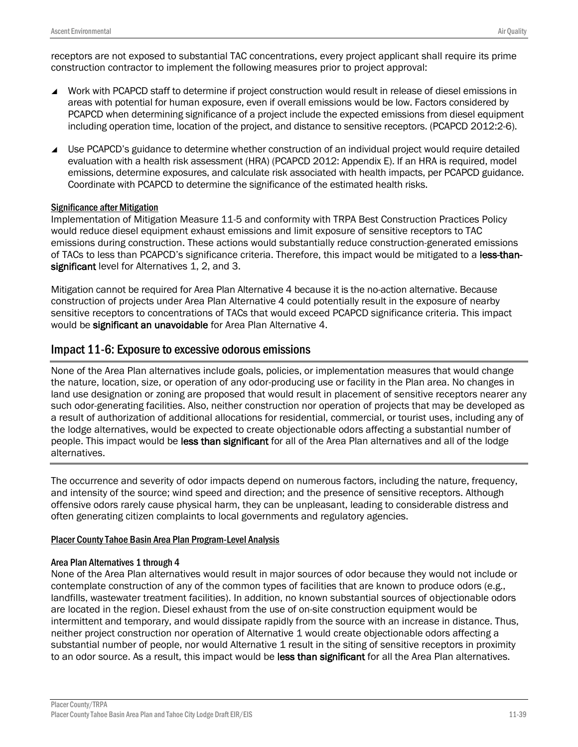receptors are not exposed to substantial TAC concentrations, every project applicant shall require its prime construction contractor to implement the following measures prior to project approval:

- Work with PCAPCD staff to determine if project construction would result in release of diesel emissions in areas with potential for human exposure, even if overall emissions would be low. Factors considered by PCAPCD when determining significance of a project include the expected emissions from diesel equipment including operation time, location of the project, and distance to sensitive receptors. (PCAPCD 2012:2-6).
- Use PCAPCD's guidance to determine whether construction of an individual project would require detailed evaluation with a health risk assessment (HRA) (PCAPCD 2012: Appendix E). If an HRA is required, model emissions, determine exposures, and calculate risk associated with health impacts, per PCAPCD guidance. Coordinate with PCAPCD to determine the significance of the estimated health risks.

#### Significance after Mitigation

Implementation of Mitigation Measure 11-5 and conformity with TRPA Best Construction Practices Policy would reduce diesel equipment exhaust emissions and limit exposure of sensitive receptors to TAC emissions during construction. These actions would substantially reduce construction-generated emissions of TACs to less than PCAPCD's significance criteria. Therefore, this impact would be mitigated to a **less-than-significant** level for Alternatives 1, 2, and 3.

Mitigation cannot be required for Area Plan Alternative 4 because it is the no-action alternative. Because construction of projects under Area Plan Alternative 4 could potentially result in the exposure of nearby sensitive receptors to concentrations of TACs that would exceed PCAPCD significance criteria. This impact would be **significant an unavoidable** for Area Plan Alternative 4.

## Impact 11-6: Exposure to excessive odorous emissions

None of the Area Plan alternatives include goals, policies, or implementation measures that would change the nature, location, size, or operation of any odor-producing use or facility in the Plan area. No changes in land use designation or zoning are proposed that would result in placement of sensitive receptors nearer any such odor-generating facilities. Also, neither construction nor operation of projects that may be developed as a result of authorization of additional allocations for residential, commercial, or tourist uses, including any of the lodge alternatives, would be expected to create objectionable odors affecting a substantial number of people. This impact would be **less than significant** for all of the Area Plan alternatives and all of the lodge alternatives.

The occurrence and severity of odor impacts depend on numerous factors, including the nature, frequency, and intensity of the source; wind speed and direction; and the presence of sensitive receptors. Although offensive odors rarely cause physical harm, they can be unpleasant, leading to considerable distress and often generating citizen complaints to local governments and regulatory agencies.

#### Placer County Tahoe Basin Area Plan Program-Level Analysis

##### Area Plan Alternatives 1 through 4

None of the Area Plan alternatives would result in major sources of odor because they would not include or contemplate construction of any of the common types of facilities that are known to produce odors (e.g., landfills, wastewater treatment facilities). In addition, no known substantial sources of objectionable odors are located in the region. Diesel exhaust from the use of on-site construction equipment would be intermittent and temporary, and would dissipate rapidly from the source with an increase in distance. Thus, neither project construction nor operation of Alternative 1 would create objectionable odors affecting a substantial number of people, nor would Alternative 1 result in the siting of sensitive receptors in proximity to an odor source. As a result, this impact would be **less than significant** for all the Area Plan alternatives.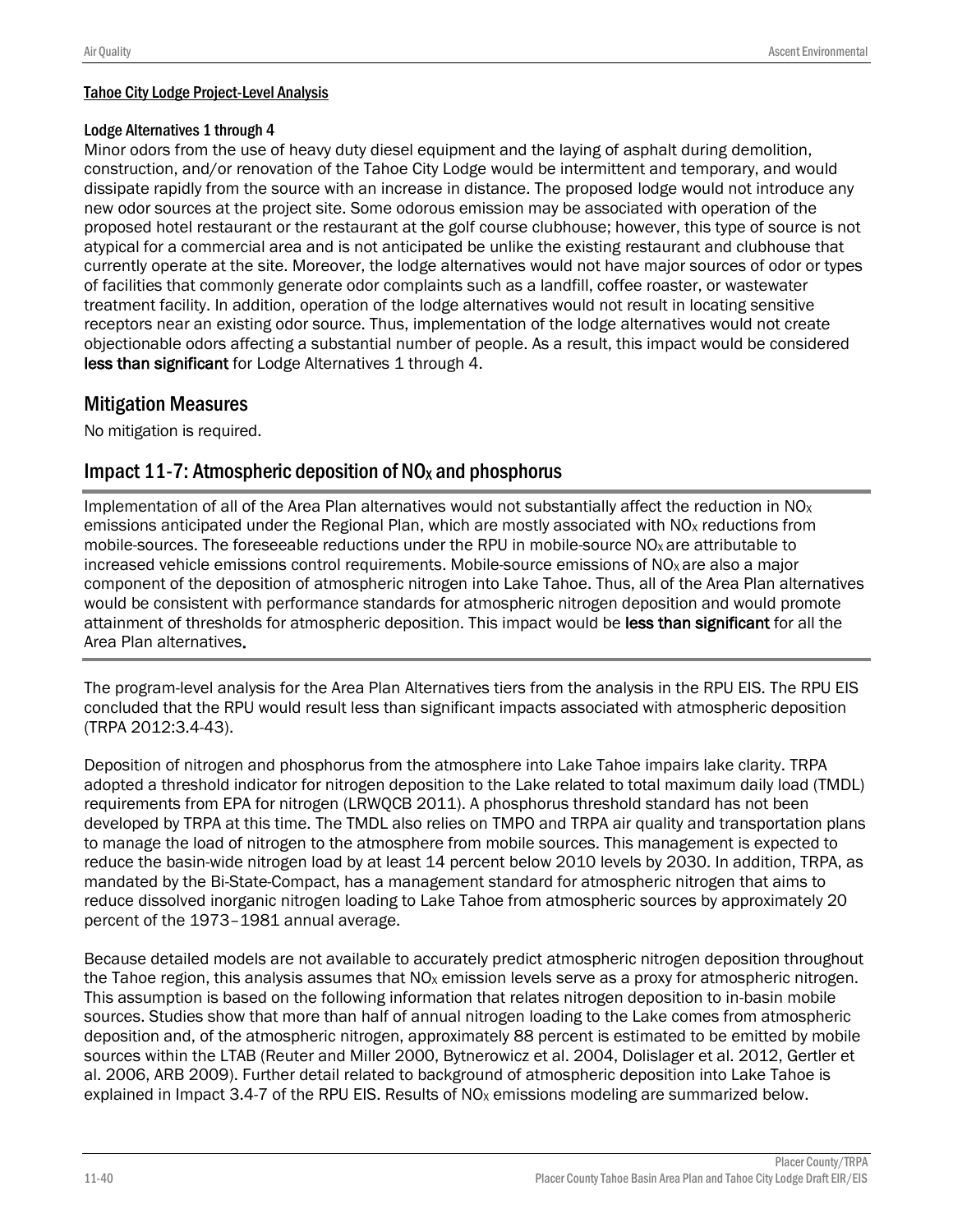#### Tahoe City Lodge Project-Level Analysis

##### Lodge Alternatives 1 through 4

Minor odors from the use of heavy duty diesel equipment and the laying of asphalt during demolition, construction, and/or renovation of the Tahoe City Lodge would be intermittent and temporary, and would dissipate rapidly from the source with an increase in distance. The proposed lodge would not introduce any new odor sources at the project site. Some odorous emission may be associated with operation of the proposed hotel restaurant or the restaurant at the golf course clubhouse; however, this type of source is not atypical for a commercial area and is not anticipated be unlike the existing restaurant and clubhouse that currently operate at the site. Moreover, the lodge alternatives would not have major sources of odor or types of facilities that commonly generate odor complaints such as a landfill, coffee roaster, or wastewater treatment facility. In addition, operation of the lodge alternatives would not result in locating sensitive receptors near an existing odor source. Thus, implementation of the lodge alternatives would not create objectionable odors affecting a substantial number of people. As a result, this impact would be considered **less than significant** for Lodge Alternatives 1 through 4.

## Mitigation Measures

No mitigation is required.

## Impact 11-7: Atmospheric deposition of $NO_X$ and phosphorus

Implementation of all of the Area Plan alternatives would not substantially affect the reduction in $NO_X$ emissions anticipated under the Regional Plan, which are mostly associated with $NO_X$ reductions from mobile-sources. The foreseeable reductions under the RPU in mobile-source $NO_X$ are attributable to increased vehicle emissions control requirements. Mobile-source emissions of $NO_X$ are also a major component of the deposition of atmospheric nitrogen into Lake Tahoe. Thus, all of the Area Plan alternatives would be consistent with performance standards for atmospheric nitrogen deposition and would promote attainment of thresholds for atmospheric deposition. This impact would be **less than significant** for all the Area Plan alternatives**.**

The program-level analysis for the Area Plan Alternatives tiers from the analysis in the RPU EIS. The RPU EIS concluded that the RPU would result less than significant impacts associated with atmospheric deposition (TRPA 2012:3.4-43).

Deposition of nitrogen and phosphorus from the atmosphere into Lake Tahoe impairs lake clarity. TRPA adopted a threshold indicator for nitrogen deposition to the Lake related to total maximum daily load (TMDL) requirements from EPA for nitrogen (LRWQCB 2011). A phosphorus threshold standard has not been developed by TRPA at this time. The TMDL also relies on TMPO and TRPA air quality and transportation plans to manage the load of nitrogen to the atmosphere from mobile sources. This management is expected to reduce the basin-wide nitrogen load by at least 14 percent below 2010 levels by 2030. In addition, TRPA, as mandated by the Bi-State-Compact, has a management standard for atmospheric nitrogen that aims to reduce dissolved inorganic nitrogen loading to Lake Tahoe from atmospheric sources by approximately 20 percent of the 1973–1981 annual average.

Because detailed models are not available to accurately predict atmospheric nitrogen deposition throughout the Tahoe region, this analysis assumes that $NO_X$ emission levels serve as a proxy for atmospheric nitrogen. This assumption is based on the following information that relates nitrogen deposition to in-basin mobile sources. Studies show that more than half of annual nitrogen loading to the Lake comes from atmospheric deposition and, of the atmospheric nitrogen, approximately 88 percent is estimated to be emitted by mobile sources within the LTAB (Reuter and Miller 2000, Bytnerowicz et al. 2004, Dolislager et al. 2012, Gertler et al. 2006, ARB 2009). Further detail related to background of atmospheric deposition into Lake Tahoe is explained in Impact 3.4-7 of the RPU EIS. Results of $NO_X$ emissions modeling are summarized below.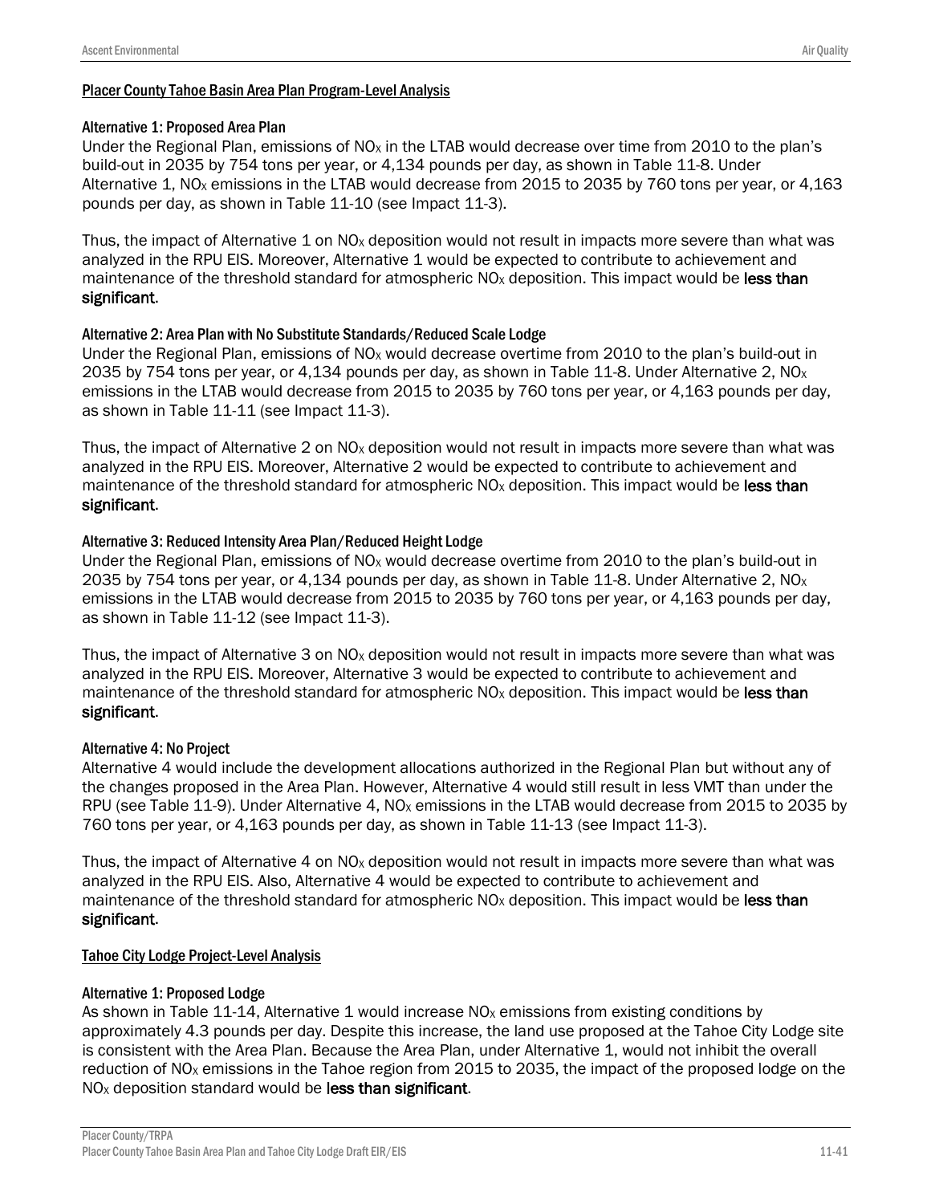## Placer County Tahoe Basin Area Plan Program-Level Analysis

### Alternative 1: Proposed Area Plan

Under the Regional Plan, emissions of $NO_X$ in the LTAB would decrease over time from 2010 to the plan's build-out in 2035 by 754 tons per year, or 4,134 pounds per day, as shown in Table 11-8. Under Alternative 1, $NO_X$ emissions in the LTAB would decrease from 2015 to 2035 by 760 tons per year, or 4,163 pounds per day, as shown in Table 11-10 (see Impact 11-3).

Thus, the impact of Alternative 1 on $NO_X$ deposition would not result in impacts more severe than what was analyzed in the RPU EIS. Moreover, Alternative 1 would be expected to contribute to achievement and maintenance of the threshold standard for atmospheric $NO_X$ deposition. This impact would be **less than significant**.

### Alternative 2: Area Plan with No Substitute Standards/Reduced Scale Lodge

Under the Regional Plan, emissions of $NO_X$ would decrease overtime from 2010 to the plan's build-out in 2035 by 754 tons per year, or 4,134 pounds per day, as shown in Table 11-8. Under Alternative 2, $NO_X$ emissions in the LTAB would decrease from 2015 to 2035 by 760 tons per year, or 4,163 pounds per day, as shown in Table 11-11 (see Impact 11-3).

Thus, the impact of Alternative 2 on $NO_X$ deposition would not result in impacts more severe than what was analyzed in the RPU EIS. Moreover, Alternative 2 would be expected to contribute to achievement and maintenance of the threshold standard for atmospheric $NO_X$ deposition. This impact would be **less than significant**.

### Alternative 3: Reduced Intensity Area Plan/Reduced Height Lodge

Under the Regional Plan, emissions of $NO_X$ would decrease overtime from 2010 to the plan's build-out in 2035 by 754 tons per year, or 4,134 pounds per day, as shown in Table 11-8. Under Alternative 2, $NO_X$ emissions in the LTAB would decrease from 2015 to 2035 by 760 tons per year, or 4,163 pounds per day, as shown in Table 11-12 (see Impact 11-3).

Thus, the impact of Alternative 3 on $NO_X$ deposition would not result in impacts more severe than what was analyzed in the RPU EIS. Moreover, Alternative 3 would be expected to contribute to achievement and maintenance of the threshold standard for atmospheric $NO_X$ deposition. This impact would be **less than significant**.

### Alternative 4: No Project

Alternative 4 would include the development allocations authorized in the Regional Plan but without any of the changes proposed in the Area Plan. However, Alternative 4 would still result in less VMT than under the RPU (see Table 11-9). Under Alternative 4, $NO_X$ emissions in the LTAB would decrease from 2015 to 2035 by 760 tons per year, or 4,163 pounds per day, as shown in Table 11-13 (see Impact 11-3).

Thus, the impact of Alternative 4 on $NO_X$ deposition would not result in impacts more severe than what was analyzed in the RPU EIS. Also, Alternative 4 would be expected to contribute to achievement and maintenance of the threshold standard for atmospheric $NO_X$ deposition. This impact would be **less than significant**.

## Tahoe City Lodge Project-Level Analysis

### Alternative 1: Proposed Lodge

As shown in Table 11-14, Alternative 1 would increase $NO_X$ emissions from existing conditions by approximately 4.3 pounds per day. Despite this increase, the land use proposed at the Tahoe City Lodge site is consistent with the Area Plan. Because the Area Plan, under Alternative 1, would not inhibit the overall reduction of $NO_X$ emissions in the Tahoe region from 2015 to 2035, the impact of the proposed lodge on the $NO_X$ deposition standard would be **less than significant**.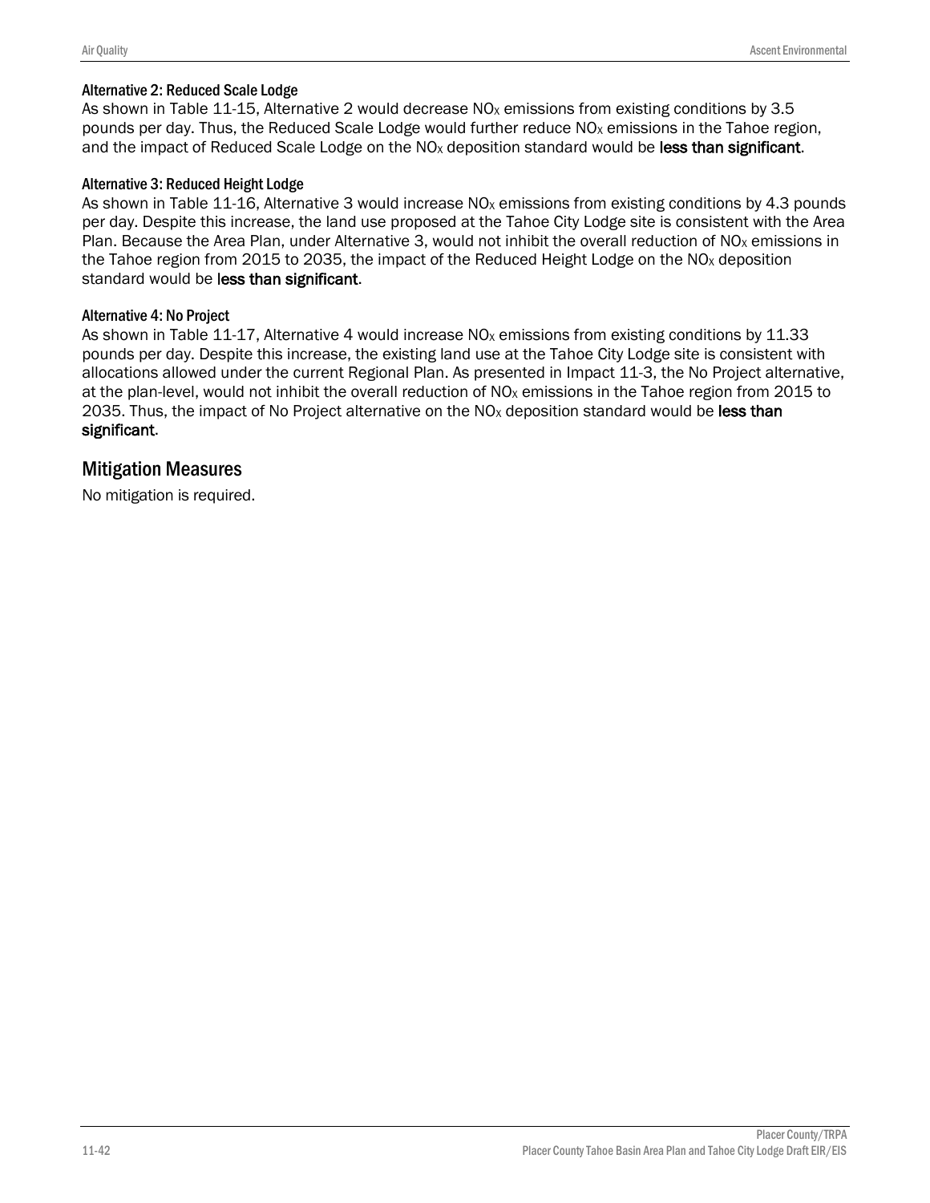#### Alternative 2: Reduced Scale Lodge

As shown in Table 11-15, Alternative 2 would decrease $NO_X$ emissions from existing conditions by 3.5 pounds per day. Thus, the Reduced Scale Lodge would further reduce $NO_X$ emissions in the Tahoe region, and the impact of Reduced Scale Lodge on the $NO_X$ deposition standard would be **less than significant**.

#### Alternative 3: Reduced Height Lodge

As shown in Table 11-16, Alternative 3 would increase $NO_X$ emissions from existing conditions by 4.3 pounds per day. Despite this increase, the land use proposed at the Tahoe City Lodge site is consistent with the Area Plan. Because the Area Plan, under Alternative 3, would not inhibit the overall reduction of $NO_X$ emissions in the Tahoe region from 2015 to 2035, the impact of the Reduced Height Lodge on the $NO_X$ deposition standard would be **less than significant**.

#### Alternative 4: No Project

As shown in Table 11-17, Alternative 4 would increase $NO_X$ emissions from existing conditions by 11.33 pounds per day. Despite this increase, the existing land use at the Tahoe City Lodge site is consistent with allocations allowed under the current Regional Plan. As presented in Impact 11-3, the No Project alternative, at the plan-level, would not inhibit the overall reduction of $NO_X$ emissions in the Tahoe region from 2015 to 2035. Thus, the impact of No Project alternative on the $NO_X$ deposition standard would be **less than significant**.

## Mitigation Measures

No mitigation is required.